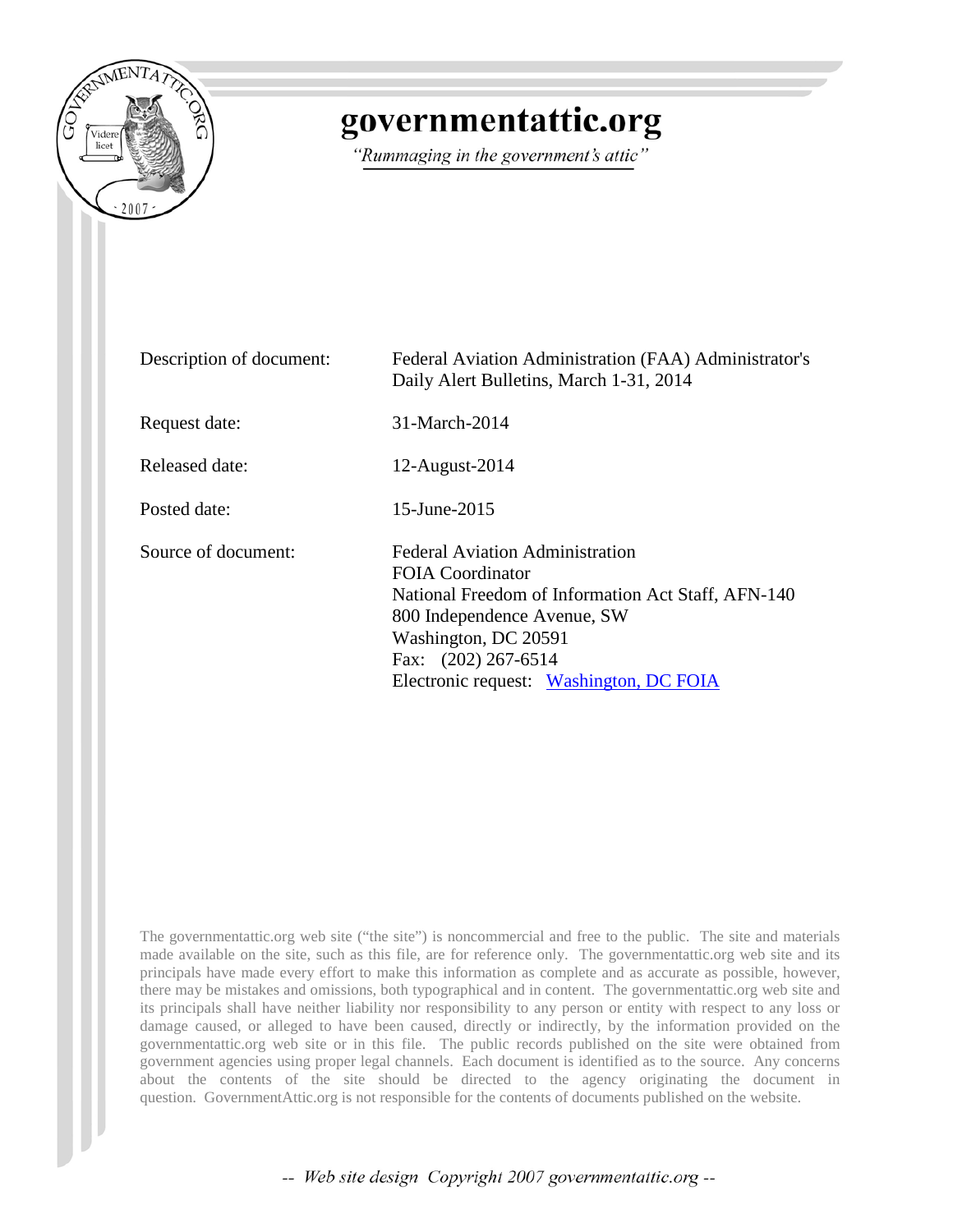# governmentattic.org

*"Rummaging in the government's attic"*

| | |
|---|---|
| Description of document: | Federal Aviation Administration (FAA) Administrator's Daily Alert Bulletins, March 1-31, 2014 |
| Request date: | 31-March-2014 |
| Released date: | 12-August-2014 |
| Posted date: | 15-June-2015 |
| Source of document: | Federal Aviation Administration<br>FOIA Coordinator<br>National Freedom of Information Act Staff, AFN-140<br>800 Independence Avenue, SW<br>Washington, DC 20591<br>Fax: (202) 267-6514<br>Electronic request: [Washington, DC FOIA] |

The governmentattic.org web site ("the site") is noncommercial and free to the public. The site and materials made available on the site, such as this file, are for reference only. The governmentattic.org web site and its principals have made every effort to make this information as complete and as accurate as possible, however, there may be mistakes and omissions, both typographical and in content. The governmentattic.org web site and its principals shall have neither liability nor responsibility to any person or entity with respect to any loss or damage caused, or alleged to have been caused, directly or indirectly, by the information provided on the governmentattic.org web site or in this file. The public records published on the site were obtained from government agencies using proper legal channels. Each document is identified as to the source. Any concerns about the contents of the site should be directed to the agency originating the document in question. GovernmentAttic.org is not responsible for the contents of documents published on the website.

-- *Web site design Copyright 2007 governmentattic.org* --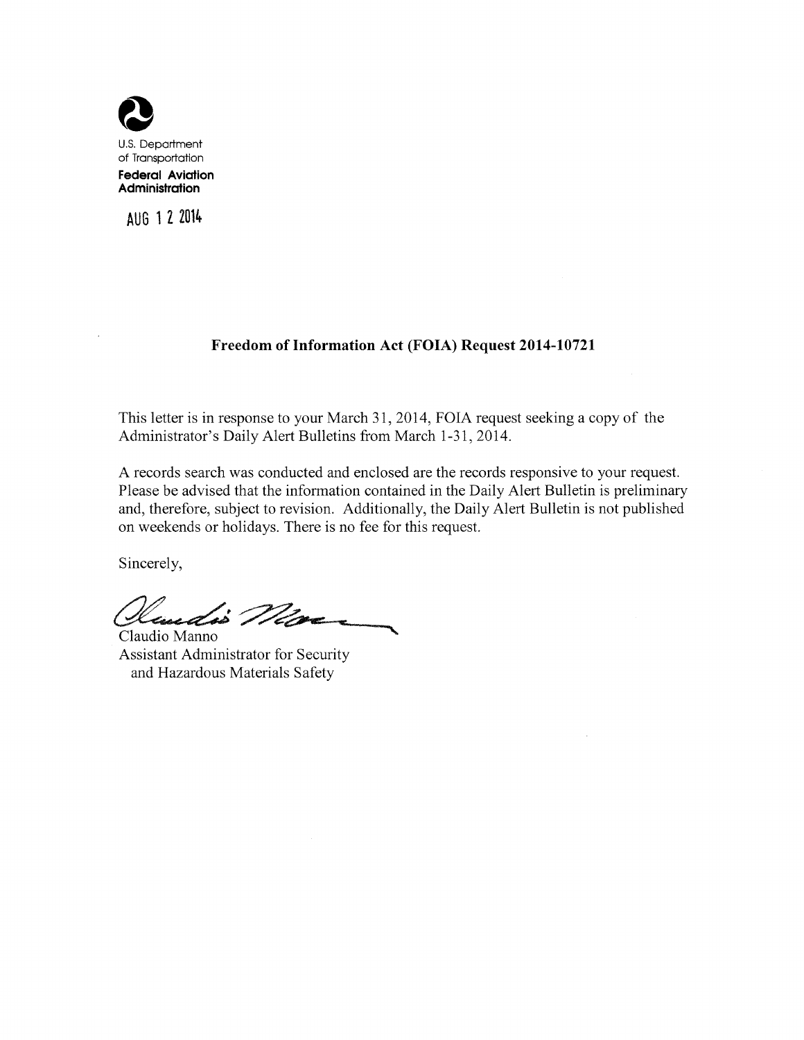U.S. Department of Transportation

**Federal Aviation Administration**

AUG 12 2014

**Freedom of Information Act (FOIA) Request 2014-10721**

This letter is in response to your March 31, 2014, FOIA request seeking a copy of the Administrator's Daily Alert Bulletins from March 1-31, 2014.

A records search was conducted and enclosed are the records responsive to your request. Please be advised that the information contained in the Daily Alert Bulletin is preliminary and, therefore, subject to revision. Additionally, the Daily Alert Bulletin is not published on weekends or holidays. There is no fee for this request.

Sincerely,

Claudio Manno
Assistant Administrator for Security and Hazardous Materials Safety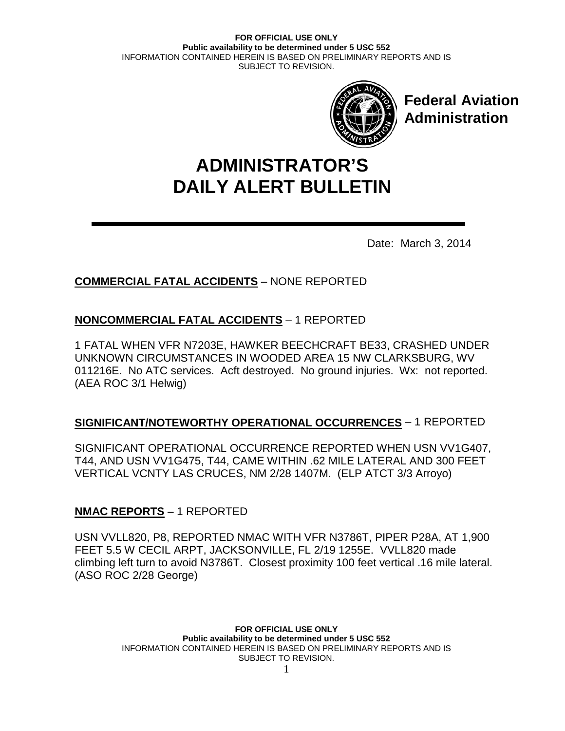Federal Aviation Administration

# ADMINISTRATOR'S DAILY ALERT BULLETIN

Date: March 3, 2014

**COMMERCIAL FATAL ACCIDENTS** – NONE REPORTED

**NONCOMMERCIAL FATAL ACCIDENTS** – 1 REPORTED

1 FATAL WHEN VFR N7203E, HAWKER BEECHCRAFT BE33, CRASHED UNDER UNKNOWN CIRCUMSTANCES IN WOODED AREA 15 NW CLARKSBURG, WV 011216E. No ATC services. Acft destroyed. No ground injuries. Wx: not reported. (AEA ROC 3/1 Helwig)

**SIGNIFICANT/NOTEWORTHY OPERATIONAL OCCURRENCES** – 1 REPORTED

SIGNIFICANT OPERATIONAL OCCURRENCE REPORTED WHEN USN VV1G407, T44, AND USN VV1G475, T44, CAME WITHIN .62 MILE LATERAL AND 300 FEET VERTICAL VCNTY LAS CRUCES, NM 2/28 1407M. (ELP ATCT 3/3 Arroyo)

**NMAC REPORTS** – 1 REPORTED

USN VVLL820, P8, REPORTED NMAC WITH VFR N3786T, PIPER P28A, AT 1,900 FEET 5.5 W CECIL ARPT, JACKSONVILLE, FL 2/19 1255E. VVLL820 made climbing left turn to avoid N3786T. Closest proximity 100 feet vertical .16 mile lateral. (ASO ROC 2/28 George)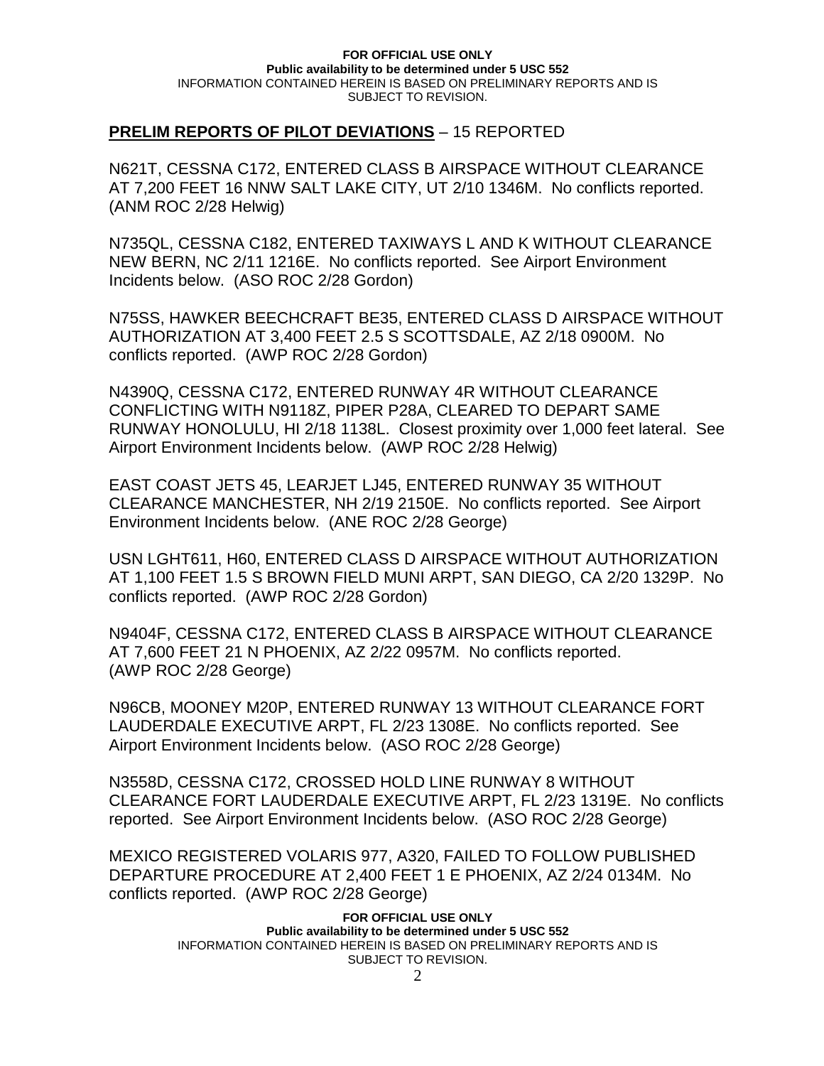## PRELIM REPORTS OF PILOT DEVIATIONS – 15 REPORTED

N621T, CESSNA C172, ENTERED CLASS B AIRSPACE WITHOUT CLEARANCE AT 7,200 FEET 16 NNW SALT LAKE CITY, UT 2/10 1346M. No conflicts reported. (ANM ROC 2/28 Helwig)

N735QL, CESSNA C182, ENTERED TAXIWAYS L AND K WITHOUT CLEARANCE NEW BERN, NC 2/11 1216E. No conflicts reported. See Airport Environment Incidents below. (ASO ROC 2/28 Gordon)

N75SS, HAWKER BEECHCRAFT BE35, ENTERED CLASS D AIRSPACE WITHOUT AUTHORIZATION AT 3,400 FEET 2.5 S SCOTTSDALE, AZ 2/18 0900M. No conflicts reported. (AWP ROC 2/28 Gordon)

N4390Q, CESSNA C172, ENTERED RUNWAY 4R WITHOUT CLEARANCE CONFLICTING WITH N9118Z, PIPER P28A, CLEARED TO DEPART SAME RUNWAY HONOLULU, HI 2/18 1138L. Closest proximity over 1,000 feet lateral. See Airport Environment Incidents below. (AWP ROC 2/28 Helwig)

EAST COAST JETS 45, LEARJET LJ45, ENTERED RUNWAY 35 WITHOUT CLEARANCE MANCHESTER, NH 2/19 2150E. No conflicts reported. See Airport Environment Incidents below. (ANE ROC 2/28 George)

USN LGHT611, H60, ENTERED CLASS D AIRSPACE WITHOUT AUTHORIZATION AT 1,100 FEET 1.5 S BROWN FIELD MUNI ARPT, SAN DIEGO, CA 2/20 1329P. No conflicts reported. (AWP ROC 2/28 Gordon)

N9404F, CESSNA C172, ENTERED CLASS B AIRSPACE WITHOUT CLEARANCE AT 7,600 FEET 21 N PHOENIX, AZ 2/22 0957M. No conflicts reported. (AWP ROC 2/28 George)

N96CB, MOONEY M20P, ENTERED RUNWAY 13 WITHOUT CLEARANCE FORT LAUDERDALE EXECUTIVE ARPT, FL 2/23 1308E. No conflicts reported. See Airport Environment Incidents below. (ASO ROC 2/28 George)

N3558D, CESSNA C172, CROSSED HOLD LINE RUNWAY 8 WITHOUT CLEARANCE FORT LAUDERDALE EXECUTIVE ARPT, FL 2/23 1319E. No conflicts reported. See Airport Environment Incidents below. (ASO ROC 2/28 George)

MEXICO REGISTERED VOLARIS 977, A320, FAILED TO FOLLOW PUBLISHED DEPARTURE PROCEDURE AT 2,400 FEET 1 E PHOENIX, AZ 2/24 0134M. No conflicts reported. (AWP ROC 2/28 George)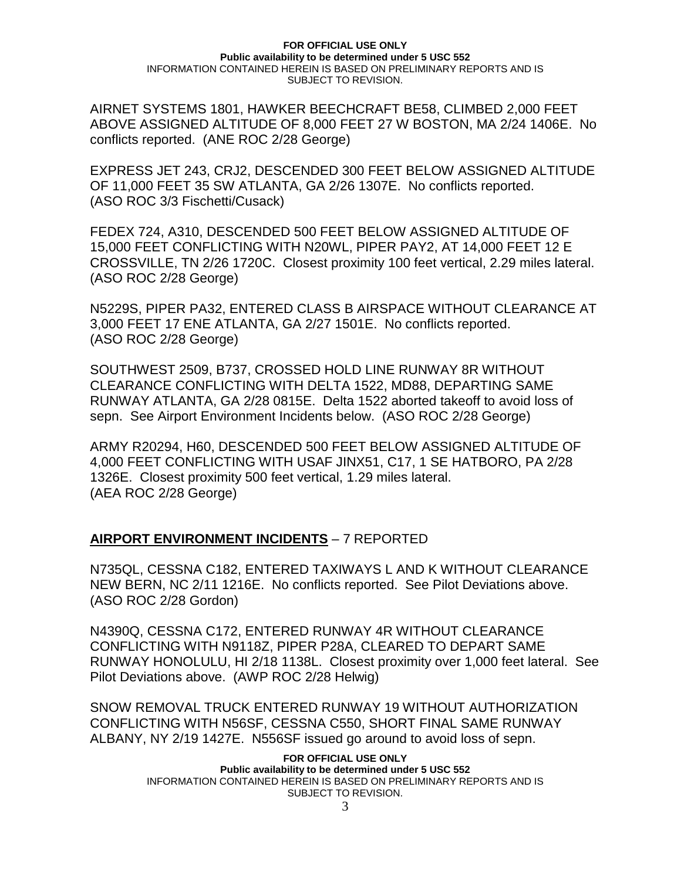AIRNET SYSTEMS 1801, HAWKER BEECHCRAFT BE58, CLIMBED 2,000 FEET ABOVE ASSIGNED ALTITUDE OF 8,000 FEET 27 W BOSTON, MA 2/24 1406E. No conflicts reported. (ANE ROC 2/28 George)

EXPRESS JET 243, CRJ2, DESCENDED 300 FEET BELOW ASSIGNED ALTITUDE OF 11,000 FEET 35 SW ATLANTA, GA 2/26 1307E. No conflicts reported. (ASO ROC 3/3 Fischetti/Cusack)

FEDEX 724, A310, DESCENDED 500 FEET BELOW ASSIGNED ALTITUDE OF 15,000 FEET CONFLICTING WITH N20WL, PIPER PAY2, AT 14,000 FEET 12 E CROSSVILLE, TN 2/26 1720C. Closest proximity 100 feet vertical, 2.29 miles lateral. (ASO ROC 2/28 George)

N5229S, PIPER PA32, ENTERED CLASS B AIRSPACE WITHOUT CLEARANCE AT 3,000 FEET 17 ENE ATLANTA, GA 2/27 1501E. No conflicts reported. (ASO ROC 2/28 George)

SOUTHWEST 2509, B737, CROSSED HOLD LINE RUNWAY 8R WITHOUT CLEARANCE CONFLICTING WITH DELTA 1522, MD88, DEPARTING SAME RUNWAY ATLANTA, GA 2/28 0815E. Delta 1522 aborted takeoff to avoid loss of sepn. See Airport Environment Incidents below. (ASO ROC 2/28 George)

ARMY R20294, H60, DESCENDED 500 FEET BELOW ASSIGNED ALTITUDE OF 4,000 FEET CONFLICTING WITH USAF JINX51, C17, 1 SE HATBORO, PA 2/28 1326E. Closest proximity 500 feet vertical, 1.29 miles lateral. (AEA ROC 2/28 George)

## **AIRPORT ENVIRONMENT INCIDENTS** – 7 REPORTED

N735QL, CESSNA C182, ENTERED TAXIWAYS L AND K WITHOUT CLEARANCE NEW BERN, NC 2/11 1216E. No conflicts reported. See Pilot Deviations above. (ASO ROC 2/28 Gordon)

N4390Q, CESSNA C172, ENTERED RUNWAY 4R WITHOUT CLEARANCE CONFLICTING WITH N9118Z, PIPER P28A, CLEARED TO DEPART SAME RUNWAY HONOLULU, HI 2/18 1138L. Closest proximity over 1,000 feet lateral. See Pilot Deviations above. (AWP ROC 2/28 Helwig)

SNOW REMOVAL TRUCK ENTERED RUNWAY 19 WITHOUT AUTHORIZATION CONFLICTING WITH N56SF, CESSNA C550, SHORT FINAL SAME RUNWAY ALBANY, NY 2/19 1427E. N556SF issued go around to avoid loss of sepn.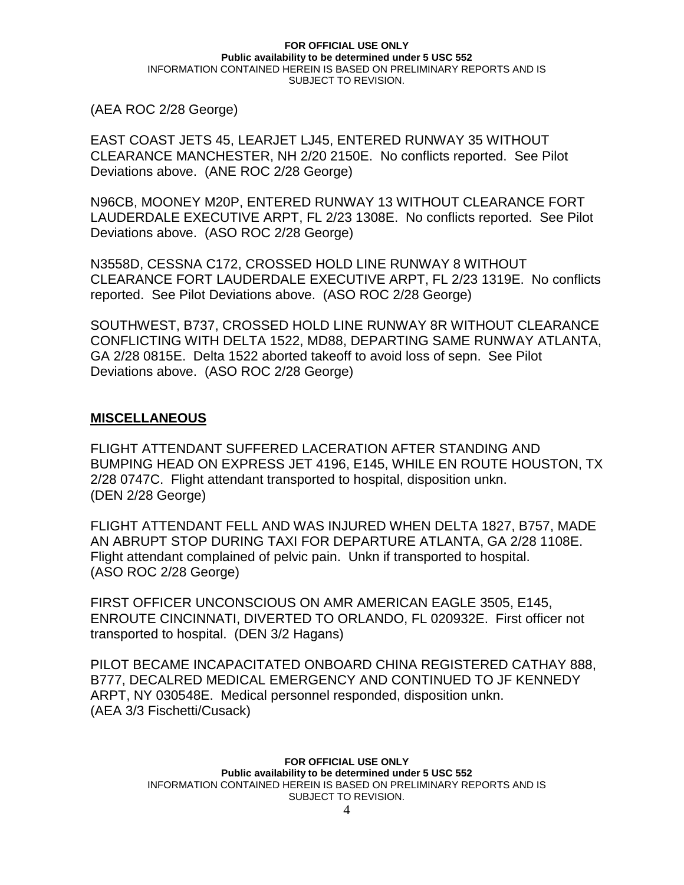(AEA ROC 2/28 George)

EAST COAST JETS 45, LEARJET LJ45, ENTERED RUNWAY 35 WITHOUT CLEARANCE MANCHESTER, NH 2/20 2150E. No conflicts reported. See Pilot Deviations above. (ANE ROC 2/28 George)

N96CB, MOONEY M20P, ENTERED RUNWAY 13 WITHOUT CLEARANCE FORT LAUDERDALE EXECUTIVE ARPT, FL 2/23 1308E. No conflicts reported. See Pilot Deviations above. (ASO ROC 2/28 George)

N3558D, CESSNA C172, CROSSED HOLD LINE RUNWAY 8 WITHOUT CLEARANCE FORT LAUDERDALE EXECUTIVE ARPT, FL 2/23 1319E. No conflicts reported. See Pilot Deviations above. (ASO ROC 2/28 George)

SOUTHWEST, B737, CROSSED HOLD LINE RUNWAY 8R WITHOUT CLEARANCE CONFLICTING WITH DELTA 1522, MD88, DEPARTING SAME RUNWAY ATLANTA, GA 2/28 0815E. Delta 1522 aborted takeoff to avoid loss of sepn. See Pilot Deviations above. (ASO ROC 2/28 George)

## MISCELLANEOUS

FLIGHT ATTENDANT SUFFERED LACERATION AFTER STANDING AND BUMPING HEAD ON EXPRESS JET 4196, E145, WHILE EN ROUTE HOUSTON, TX 2/28 0747C. Flight attendant transported to hospital, disposition unkn. (DEN 2/28 George)

FLIGHT ATTENDANT FELL AND WAS INJURED WHEN DELTA 1827, B757, MADE AN ABRUPT STOP DURING TAXI FOR DEPARTURE ATLANTA, GA 2/28 1108E. Flight attendant complained of pelvic pain. Unkn if transported to hospital. (ASO ROC 2/28 George)

FIRST OFFICER UNCONSCIOUS ON AMR AMERICAN EAGLE 3505, E145, ENROUTE CINCINNATI, DIVERTED TO ORLANDO, FL 020932E. First officer not transported to hospital. (DEN 3/2 Hagans)

PILOT BECAME INCAPACITATED ONBOARD CHINA REGISTERED CATHAY 888, B777, DECALRED MEDICAL EMERGENCY AND CONTINUED TO JF KENNEDY ARPT, NY 030548E. Medical personnel responded, disposition unkn. (AEA 3/3 Fischetti/Cusack)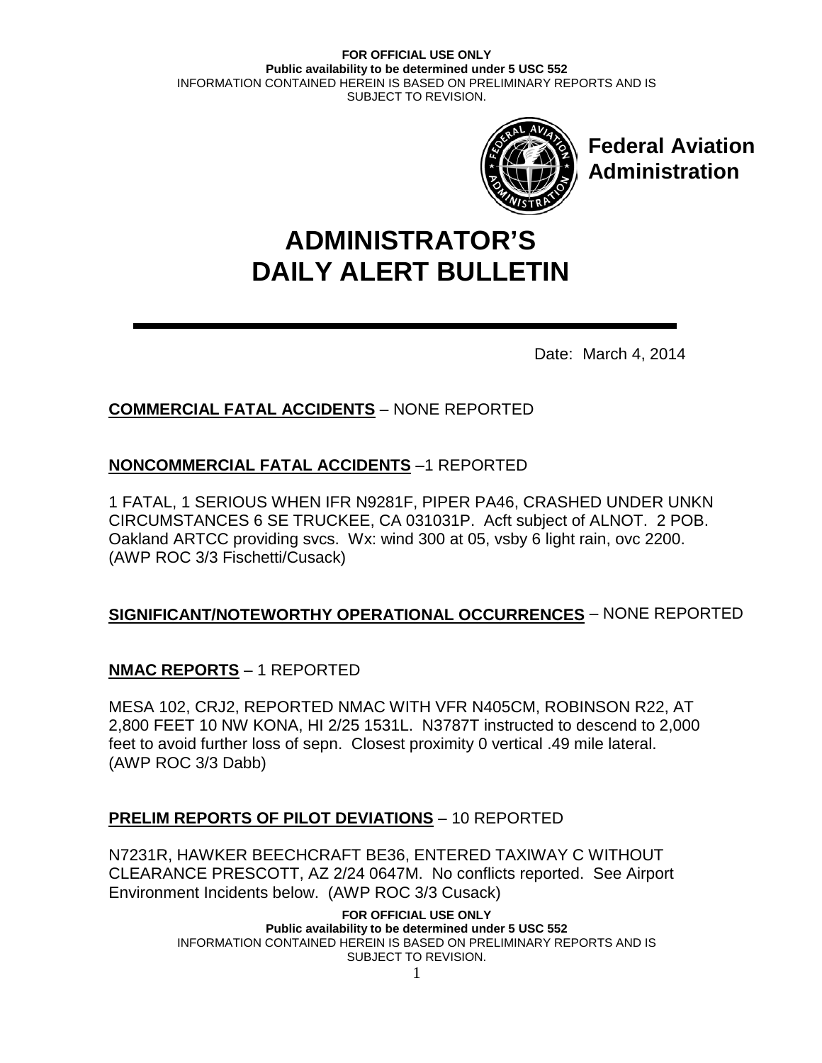# ADMINISTRATOR'S DAILY ALERT BULLETIN

**Federal Aviation Administration**

Date: March 4, 2014

**COMMERCIAL FATAL ACCIDENTS** – NONE REPORTED

**NONCOMMERCIAL FATAL ACCIDENTS** –1 REPORTED

1 FATAL, 1 SERIOUS WHEN IFR N9281F, PIPER PA46, CRASHED UNDER UNKN CIRCUMSTANCES 6 SE TRUCKEE, CA 031031P. Acft subject of ALNOT. 2 POB. Oakland ARTCC providing svcs. Wx: wind 300 at 05, vsby 6 light rain, ovc 2200. (AWP ROC 3/3 Fischetti/Cusack)

**SIGNIFICANT/NOTEWORTHY OPERATIONAL OCCURRENCES** – NONE REPORTED

**NMAC REPORTS** – 1 REPORTED

MESA 102, CRJ2, REPORTED NMAC WITH VFR N405CM, ROBINSON R22, AT 2,800 FEET 10 NW KONA, HI 2/25 1531L. N3787T instructed to descend to 2,000 feet to avoid further loss of sepn. Closest proximity 0 vertical .49 mile lateral. (AWP ROC 3/3 Dabb)

**PRELIM REPORTS OF PILOT DEVIATIONS** – 10 REPORTED

N7231R, HAWKER BEECHCRAFT BE36, ENTERED TAXIWAY C WITHOUT CLEARANCE PRESCOTT, AZ 2/24 0647M. No conflicts reported. See Airport Environment Incidents below. (AWP ROC 3/3 Cusack)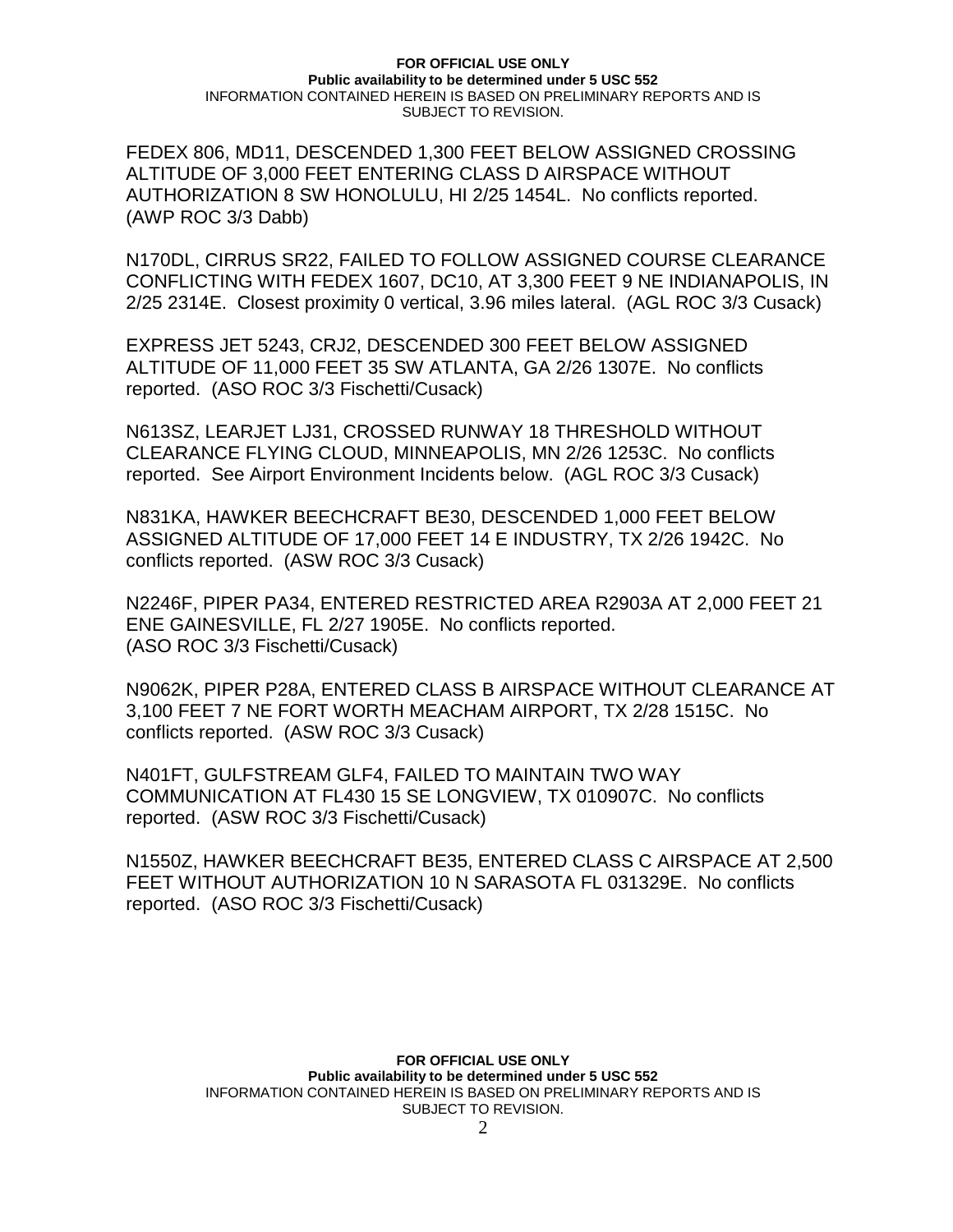FEDEX 806, MD11, DESCENDED 1,300 FEET BELOW ASSIGNED CROSSING ALTITUDE OF 3,000 FEET ENTERING CLASS D AIRSPACE WITHOUT AUTHORIZATION 8 SW HONOLULU, HI 2/25 1454L. No conflicts reported. (AWP ROC 3/3 Dabb)

N170DL, CIRRUS SR22, FAILED TO FOLLOW ASSIGNED COURSE CLEARANCE CONFLICTING WITH FEDEX 1607, DC10, AT 3,300 FEET 9 NE INDIANAPOLIS, IN 2/25 2314E. Closest proximity 0 vertical, 3.96 miles lateral. (AGL ROC 3/3 Cusack)

EXPRESS JET 5243, CRJ2, DESCENDED 300 FEET BELOW ASSIGNED ALTITUDE OF 11,000 FEET 35 SW ATLANTA, GA 2/26 1307E. No conflicts reported. (ASO ROC 3/3 Fischetti/Cusack)

N613SZ, LEARJET LJ31, CROSSED RUNWAY 18 THRESHOLD WITHOUT CLEARANCE FLYING CLOUD, MINNEAPOLIS, MN 2/26 1253C. No conflicts reported. See Airport Environment Incidents below. (AGL ROC 3/3 Cusack)

N831KA, HAWKER BEECHCRAFT BE30, DESCENDED 1,000 FEET BELOW ASSIGNED ALTITUDE OF 17,000 FEET 14 E INDUSTRY, TX 2/26 1942C. No conflicts reported. (ASW ROC 3/3 Cusack)

N2246F, PIPER PA34, ENTERED RESTRICTED AREA R2903A AT 2,000 FEET 21 ENE GAINESVILLE, FL 2/27 1905E. No conflicts reported. (ASO ROC 3/3 Fischetti/Cusack)

N9062K, PIPER P28A, ENTERED CLASS B AIRSPACE WITHOUT CLEARANCE AT 3,100 FEET 7 NE FORT WORTH MEACHAM AIRPORT, TX 2/28 1515C. No conflicts reported. (ASW ROC 3/3 Cusack)

N401FT, GULFSTREAM GLF4, FAILED TO MAINTAIN TWO WAY COMMUNICATION AT FL430 15 SE LONGVIEW, TX 010907C. No conflicts reported. (ASW ROC 3/3 Fischetti/Cusack)

N1550Z, HAWKER BEECHCRAFT BE35, ENTERED CLASS C AIRSPACE AT 2,500 FEET WITHOUT AUTHORIZATION 10 N SARASOTA FL 031329E. No conflicts reported. (ASO ROC 3/3 Fischetti/Cusack)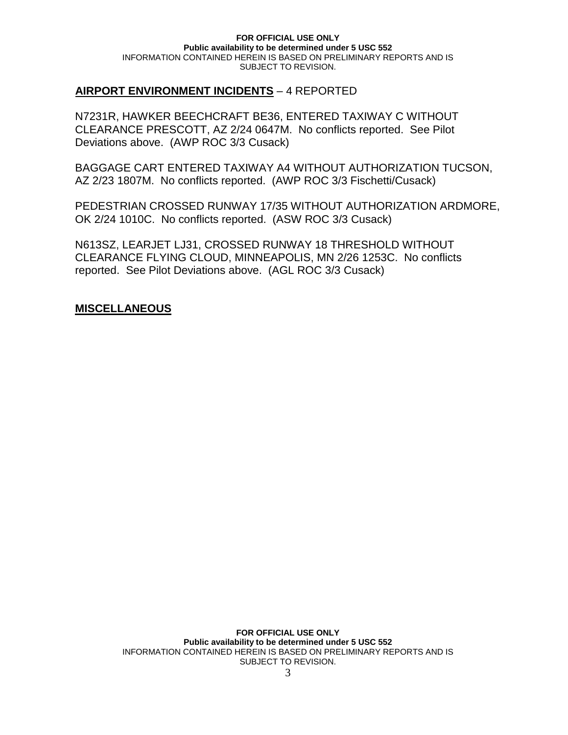## **AIRPORT ENVIRONMENT INCIDENTS** – 4 REPORTED

N7231R, HAWKER BEECHCRAFT BE36, ENTERED TAXIWAY C WITHOUT CLEARANCE PRESCOTT, AZ 2/24 0647M. No conflicts reported. See Pilot Deviations above. (AWP ROC 3/3 Cusack)

BAGGAGE CART ENTERED TAXIWAY A4 WITHOUT AUTHORIZATION TUCSON, AZ 2/23 1807M. No conflicts reported. (AWP ROC 3/3 Fischetti/Cusack)

PEDESTRIAN CROSSED RUNWAY 17/35 WITHOUT AUTHORIZATION ARDMORE, OK 2/24 1010C. No conflicts reported. (ASW ROC 3/3 Cusack)

N613SZ, LEARJET LJ31, CROSSED RUNWAY 18 THRESHOLD WITHOUT CLEARANCE FLYING CLOUD, MINNEAPOLIS, MN 2/26 1253C. No conflicts reported. See Pilot Deviations above. (AGL ROC 3/3 Cusack)

## **MISCELLANEOUS**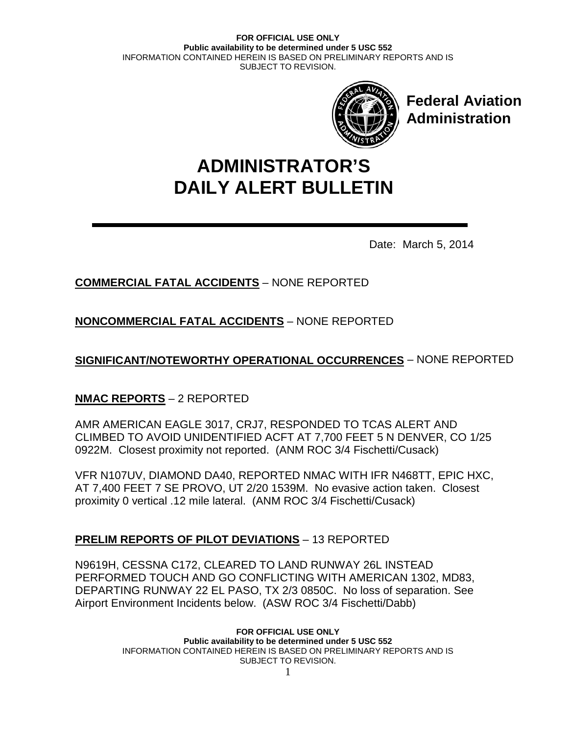**FOR OFFICIAL USE ONLY**
**Public availability to be determined under 5 USC 552**
INFORMATION CONTAINED HEREIN IS BASED ON PRELIMINARY REPORTS AND IS SUBJECT TO REVISION.

**Federal Aviation Administration**

# ADMINISTRATOR'S DAILY ALERT BULLETIN

Date: March 5, 2014

**COMMERCIAL FATAL ACCIDENTS** – NONE REPORTED

**NONCOMMERCIAL FATAL ACCIDENTS** – NONE REPORTED

**SIGNIFICANT/NOTEWORTHY OPERATIONAL OCCURRENCES** – NONE REPORTED

**NMAC REPORTS** – 2 REPORTED

AMR AMERICAN EAGLE 3017, CRJ7, RESPONDED TO TCAS ALERT AND CLIMBED TO AVOID UNIDENTIFIED ACFT AT 7,700 FEET 5 N DENVER, CO 1/25 0922M. Closest proximity not reported. (ANM ROC 3/4 Fischetti/Cusack)

VFR N107UV, DIAMOND DA40, REPORTED NMAC WITH IFR N468TT, EPIC HXC, AT 7,400 FEET 7 SE PROVO, UT 2/20 1539M. No evasive action taken. Closest proximity 0 vertical .12 mile lateral. (ANM ROC 3/4 Fischetti/Cusack)

**PRELIM REPORTS OF PILOT DEVIATIONS** – 13 REPORTED

N9619H, CESSNA C172, CLEARED TO LAND RUNWAY 26L INSTEAD PERFORMED TOUCH AND GO CONFLICTING WITH AMERICAN 1302, MD83, DEPARTING RUNWAY 22 EL PASO, TX 2/3 0850C. No loss of separation. See Airport Environment Incidents below. (ASW ROC 3/4 Fischetti/Dabb)

**FOR OFFICIAL USE ONLY**
**Public availability to be determined under 5 USC 552**
INFORMATION CONTAINED HEREIN IS BASED ON PRELIMINARY REPORTS AND IS SUBJECT TO REVISION.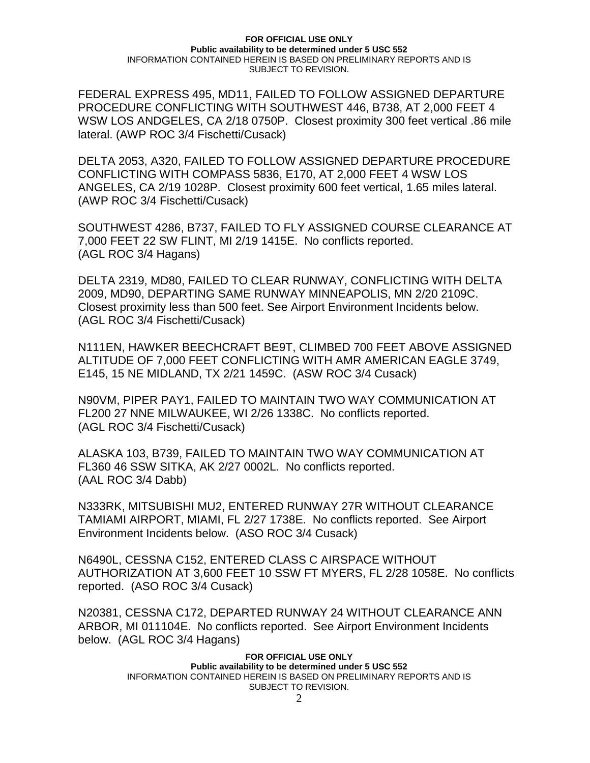FEDERAL EXPRESS 495, MD11, FAILED TO FOLLOW ASSIGNED DEPARTURE PROCEDURE CONFLICTING WITH SOUTHWEST 446, B738, AT 2,000 FEET 4 WSW LOS ANDGELES, CA 2/18 0750P. Closest proximity 300 feet vertical .86 mile lateral. (AWP ROC 3/4 Fischetti/Cusack)

DELTA 2053, A320, FAILED TO FOLLOW ASSIGNED DEPARTURE PROCEDURE CONFLICTING WITH COMPASS 5836, E170, AT 2,000 FEET 4 WSW LOS ANGELES, CA 2/19 1028P. Closest proximity 600 feet vertical, 1.65 miles lateral. (AWP ROC 3/4 Fischetti/Cusack)

SOUTHWEST 4286, B737, FAILED TO FLY ASSIGNED COURSE CLEARANCE AT 7,000 FEET 22 SW FLINT, MI 2/19 1415E. No conflicts reported. (AGL ROC 3/4 Hagans)

DELTA 2319, MD80, FAILED TO CLEAR RUNWAY, CONFLICTING WITH DELTA 2009, MD90, DEPARTING SAME RUNWAY MINNEAPOLIS, MN 2/20 2109C. Closest proximity less than 500 feet. See Airport Environment Incidents below. (AGL ROC 3/4 Fischetti/Cusack)

N111EN, HAWKER BEECHCRAFT BE9T, CLIMBED 700 FEET ABOVE ASSIGNED ALTITUDE OF 7,000 FEET CONFLICTING WITH AMR AMERICAN EAGLE 3749, E145, 15 NE MIDLAND, TX 2/21 1459C. (ASW ROC 3/4 Cusack)

N90VM, PIPER PAY1, FAILED TO MAINTAIN TWO WAY COMMUNICATION AT FL200 27 NNE MILWAUKEE, WI 2/26 1338C. No conflicts reported. (AGL ROC 3/4 Fischetti/Cusack)

ALASKA 103, B739, FAILED TO MAINTAIN TWO WAY COMMUNICATION AT FL360 46 SSW SITKA, AK 2/27 0002L. No conflicts reported. (AAL ROC 3/4 Dabb)

N333RK, MITSUBISHI MU2, ENTERED RUNWAY 27R WITHOUT CLEARANCE TAMIAMI AIRPORT, MIAMI, FL 2/27 1738E. No conflicts reported. See Airport Environment Incidents below. (ASO ROC 3/4 Cusack)

N6490L, CESSNA C152, ENTERED CLASS C AIRSPACE WITHOUT AUTHORIZATION AT 3,600 FEET 10 SSW FT MYERS, FL 2/28 1058E. No conflicts reported. (ASO ROC 3/4 Cusack)

N20381, CESSNA C172, DEPARTED RUNWAY 24 WITHOUT CLEARANCE ANN ARBOR, MI 011104E. No conflicts reported. See Airport Environment Incidents below. (AGL ROC 3/4 Hagans)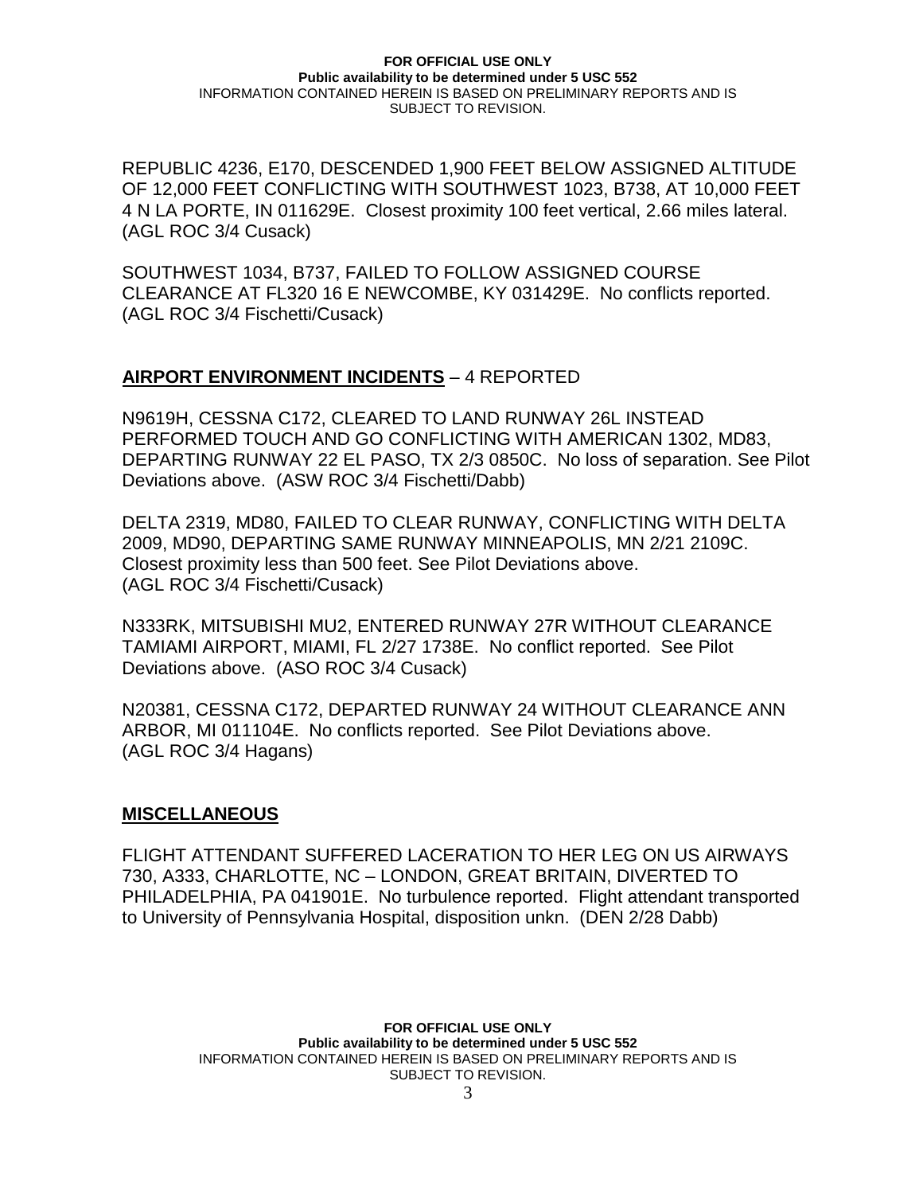REPUBLIC 4236, E170, DESCENDED 1,900 FEET BELOW ASSIGNED ALTITUDE OF 12,000 FEET CONFLICTING WITH SOUTHWEST 1023, B738, AT 10,000 FEET 4 N LA PORTE, IN 011629E. Closest proximity 100 feet vertical, 2.66 miles lateral. (AGL ROC 3/4 Cusack)

SOUTHWEST 1034, B737, FAILED TO FOLLOW ASSIGNED COURSE CLEARANCE AT FL320 16 E NEWCOMBE, KY 031429E. No conflicts reported. (AGL ROC 3/4 Fischetti/Cusack)

**AIRPORT ENVIRONMENT INCIDENTS** – 4 REPORTED

N9619H, CESSNA C172, CLEARED TO LAND RUNWAY 26L INSTEAD PERFORMED TOUCH AND GO CONFLICTING WITH AMERICAN 1302, MD83, DEPARTING RUNWAY 22 EL PASO, TX 2/3 0850C. No loss of separation. See Pilot Deviations above. (ASW ROC 3/4 Fischetti/Dabb)

DELTA 2319, MD80, FAILED TO CLEAR RUNWAY, CONFLICTING WITH DELTA 2009, MD90, DEPARTING SAME RUNWAY MINNEAPOLIS, MN 2/21 2109C. Closest proximity less than 500 feet. See Pilot Deviations above. (AGL ROC 3/4 Fischetti/Cusack)

N333RK, MITSUBISHI MU2, ENTERED RUNWAY 27R WITHOUT CLEARANCE TAMIAMI AIRPORT, MIAMI, FL 2/27 1738E. No conflict reported. See Pilot Deviations above. (ASO ROC 3/4 Cusack)

N20381, CESSNA C172, DEPARTED RUNWAY 24 WITHOUT CLEARANCE ANN ARBOR, MI 011104E. No conflicts reported. See Pilot Deviations above. (AGL ROC 3/4 Hagans)

**MISCELLANEOUS**

FLIGHT ATTENDANT SUFFERED LACERATION TO HER LEG ON US AIRWAYS 730, A333, CHARLOTTE, NC – LONDON, GREAT BRITAIN, DIVERTED TO PHILADELPHIA, PA 041901E. No turbulence reported. Flight attendant transported to University of Pennsylvania Hospital, disposition unkn. (DEN 2/28 Dabb)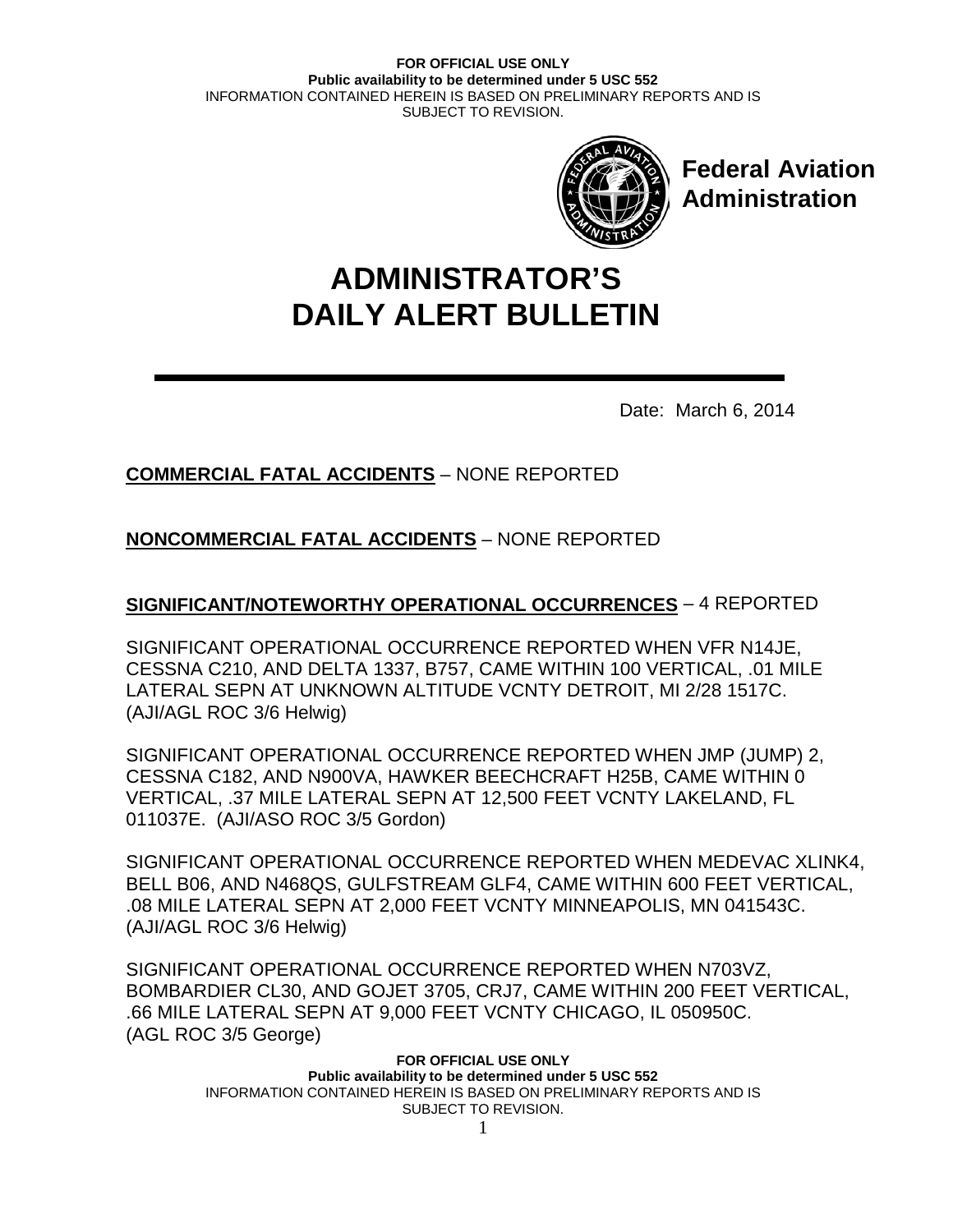**FOR OFFICIAL USE ONLY**
**Public availability to be determined under 5 USC 552**
INFORMATION CONTAINED HEREIN IS BASED ON PRELIMINARY REPORTS AND IS SUBJECT TO REVISION.

**Federal Aviation Administration**

# ADMINISTRATOR'S DAILY ALERT BULLETIN

Date: March 6, 2014

**COMMERCIAL FATAL ACCIDENTS** – NONE REPORTED

**NONCOMMERCIAL FATAL ACCIDENTS** – NONE REPORTED

**SIGNIFICANT/NOTEWORTHY OPERATIONAL OCCURRENCES** – 4 REPORTED

SIGNIFICANT OPERATIONAL OCCURRENCE REPORTED WHEN VFR N14JE, CESSNA C210, AND DELTA 1337, B757, CAME WITHIN 100 VERTICAL, .01 MILE LATERAL SEPN AT UNKNOWN ALTITUDE VCNTY DETROIT, MI 2/28 1517C. (AJI/AGL ROC 3/6 Helwig)

SIGNIFICANT OPERATIONAL OCCURRENCE REPORTED WHEN JMP (JUMP) 2, CESSNA C182, AND N900VA, HAWKER BEECHCRAFT H25B, CAME WITHIN 0 VERTICAL, .37 MILE LATERAL SEPN AT 12,500 FEET VCNTY LAKELAND, FL 011037E. (AJI/ASO ROC 3/5 Gordon)

SIGNIFICANT OPERATIONAL OCCURRENCE REPORTED WHEN MEDEVAC XLINK4, BELL B06, AND N468QS, GULFSTREAM GLF4, CAME WITHIN 600 FEET VERTICAL, .08 MILE LATERAL SEPN AT 2,000 FEET VCNTY MINNEAPOLIS, MN 041543C. (AJI/AGL ROC 3/6 Helwig)

SIGNIFICANT OPERATIONAL OCCURRENCE REPORTED WHEN N703VZ, BOMBARDIER CL30, AND GOJET 3705, CRJ7, CAME WITHIN 200 FEET VERTICAL, .66 MILE LATERAL SEPN AT 9,000 FEET VCNTY CHICAGO, IL 050950C. (AGL ROC 3/5 George)

**FOR OFFICIAL USE ONLY**
**Public availability to be determined under 5 USC 552**
INFORMATION CONTAINED HEREIN IS BASED ON PRELIMINARY REPORTS AND IS SUBJECT TO REVISION.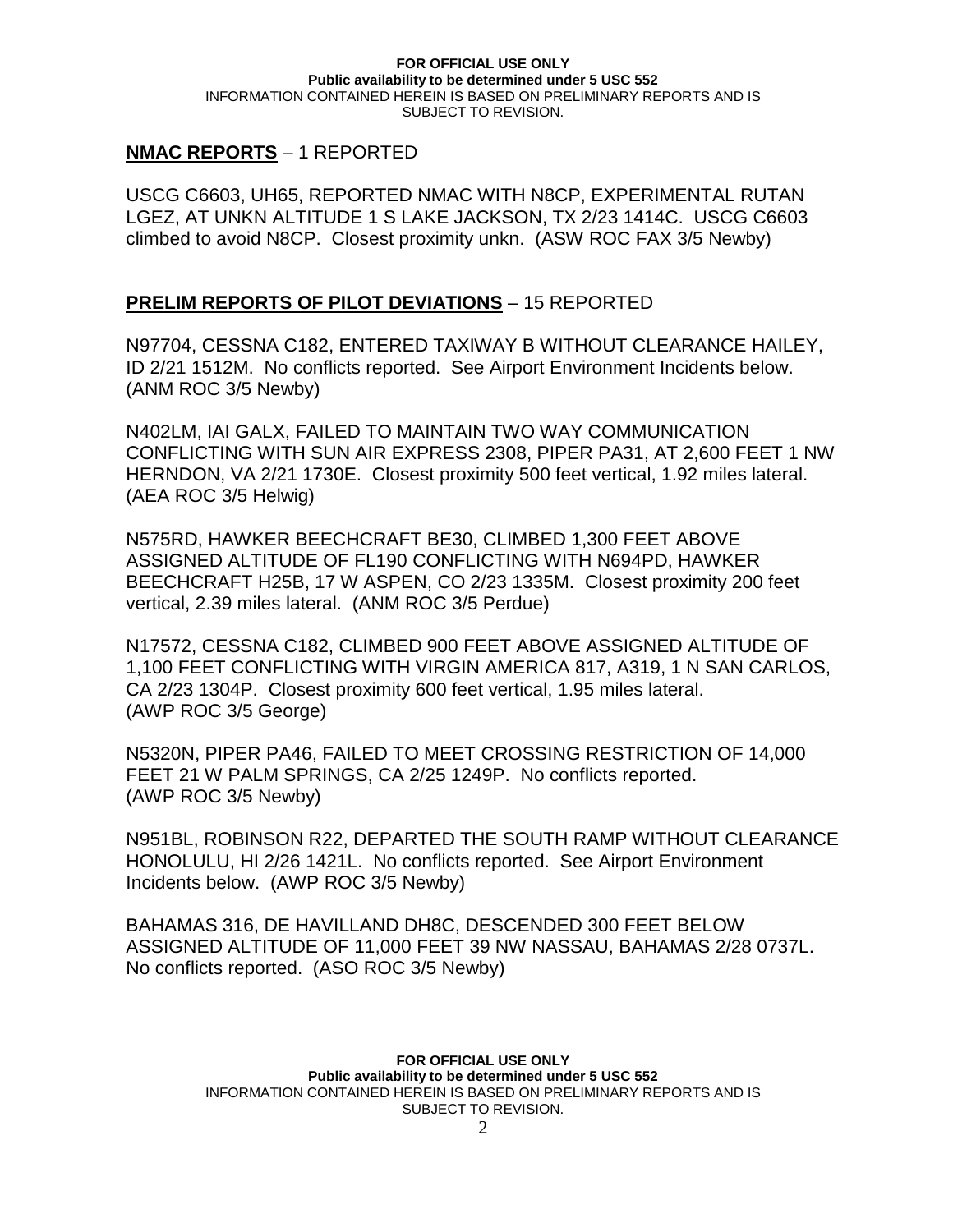**NMAC REPORTS** – 1 REPORTED

USCG C6603, UH65, REPORTED NMAC WITH N8CP, EXPERIMENTAL RUTAN LGEZ, AT UNKN ALTITUDE 1 S LAKE JACKSON, TX 2/23 1414C. USCG C6603 climbed to avoid N8CP. Closest proximity unkn. (ASW ROC FAX 3/5 Newby)

**PRELIM REPORTS OF PILOT DEVIATIONS** – 15 REPORTED

N97704, CESSNA C182, ENTERED TAXIWAY B WITHOUT CLEARANCE HAILEY, ID 2/21 1512M. No conflicts reported. See Airport Environment Incidents below. (ANM ROC 3/5 Newby)

N402LM, IAI GALX, FAILED TO MAINTAIN TWO WAY COMMUNICATION CONFLICTING WITH SUN AIR EXPRESS 2308, PIPER PA31, AT 2,600 FEET 1 NW HERNDON, VA 2/21 1730E. Closest proximity 500 feet vertical, 1.92 miles lateral. (AEA ROC 3/5 Helwig)

N575RD, HAWKER BEECHCRAFT BE30, CLIMBED 1,300 FEET ABOVE ASSIGNED ALTITUDE OF FL190 CONFLICTING WITH N694PD, HAWKER BEECHCRAFT H25B, 17 W ASPEN, CO 2/23 1335M. Closest proximity 200 feet vertical, 2.39 miles lateral. (ANM ROC 3/5 Perdue)

N17572, CESSNA C182, CLIMBED 900 FEET ABOVE ASSIGNED ALTITUDE OF 1,100 FEET CONFLICTING WITH VIRGIN AMERICA 817, A319, 1 N SAN CARLOS, CA 2/23 1304P. Closest proximity 600 feet vertical, 1.95 miles lateral. (AWP ROC 3/5 George)

N5320N, PIPER PA46, FAILED TO MEET CROSSING RESTRICTION OF 14,000 FEET 21 W PALM SPRINGS, CA 2/25 1249P. No conflicts reported. (AWP ROC 3/5 Newby)

N951BL, ROBINSON R22, DEPARTED THE SOUTH RAMP WITHOUT CLEARANCE HONOLULU, HI 2/26 1421L. No conflicts reported. See Airport Environment Incidents below. (AWP ROC 3/5 Newby)

BAHAMAS 316, DE HAVILLAND DH8C, DESCENDED 300 FEET BELOW ASSIGNED ALTITUDE OF 11,000 FEET 39 NW NASSAU, BAHAMAS 2/28 0737L. No conflicts reported. (ASO ROC 3/5 Newby)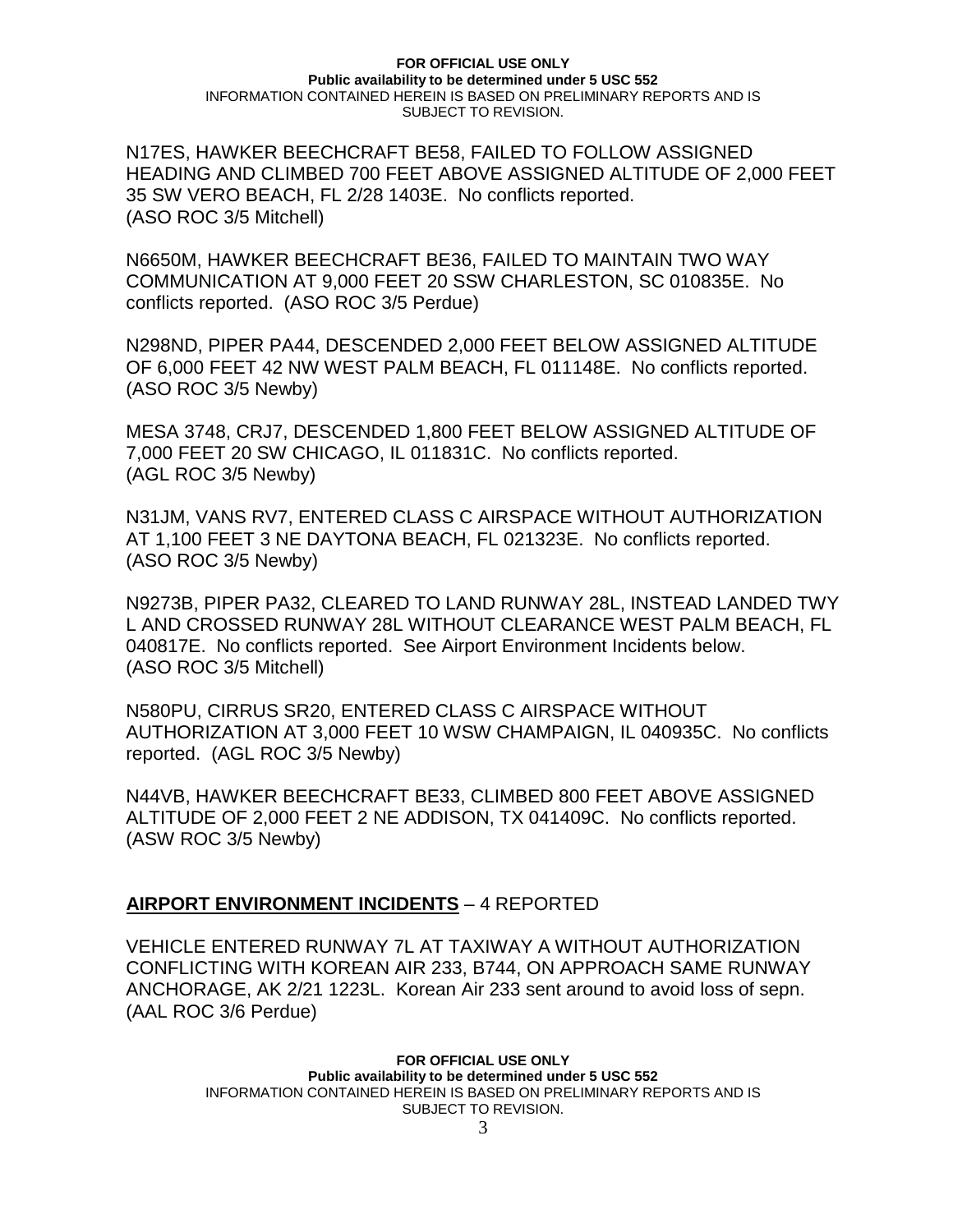N17ES, HAWKER BEECHCRAFT BE58, FAILED TO FOLLOW ASSIGNED HEADING AND CLIMBED 700 FEET ABOVE ASSIGNED ALTITUDE OF 2,000 FEET 35 SW VERO BEACH, FL 2/28 1403E. No conflicts reported. (ASO ROC 3/5 Mitchell)

N6650M, HAWKER BEECHCRAFT BE36, FAILED TO MAINTAIN TWO WAY COMMUNICATION AT 9,000 FEET 20 SSW CHARLESTON, SC 010835E. No conflicts reported. (ASO ROC 3/5 Perdue)

N298ND, PIPER PA44, DESCENDED 2,000 FEET BELOW ASSIGNED ALTITUDE OF 6,000 FEET 42 NW WEST PALM BEACH, FL 011148E. No conflicts reported. (ASO ROC 3/5 Newby)

MESA 3748, CRJ7, DESCENDED 1,800 FEET BELOW ASSIGNED ALTITUDE OF 7,000 FEET 20 SW CHICAGO, IL 011831C. No conflicts reported. (AGL ROC 3/5 Newby)

N31JM, VANS RV7, ENTERED CLASS C AIRSPACE WITHOUT AUTHORIZATION AT 1,100 FEET 3 NE DAYTONA BEACH, FL 021323E. No conflicts reported. (ASO ROC 3/5 Newby)

N9273B, PIPER PA32, CLEARED TO LAND RUNWAY 28L, INSTEAD LANDED TWY L AND CROSSED RUNWAY 28L WITHOUT CLEARANCE WEST PALM BEACH, FL 040817E. No conflicts reported. See Airport Environment Incidents below. (ASO ROC 3/5 Mitchell)

N580PU, CIRRUS SR20, ENTERED CLASS C AIRSPACE WITHOUT AUTHORIZATION AT 3,000 FEET 10 WSW CHAMPAIGN, IL 040935C. No conflicts reported. (AGL ROC 3/5 Newby)

N44VB, HAWKER BEECHCRAFT BE33, CLIMBED 800 FEET ABOVE ASSIGNED ALTITUDE OF 2,000 FEET 2 NE ADDISON, TX 041409C. No conflicts reported. (ASW ROC 3/5 Newby)

## **AIRPORT ENVIRONMENT INCIDENTS** – 4 REPORTED

VEHICLE ENTERED RUNWAY 7L AT TAXIWAY A WITHOUT AUTHORIZATION CONFLICTING WITH KOREAN AIR 233, B744, ON APPROACH SAME RUNWAY ANCHORAGE, AK 2/21 1223L. Korean Air 233 sent around to avoid loss of sepn. (AAL ROC 3/6 Perdue)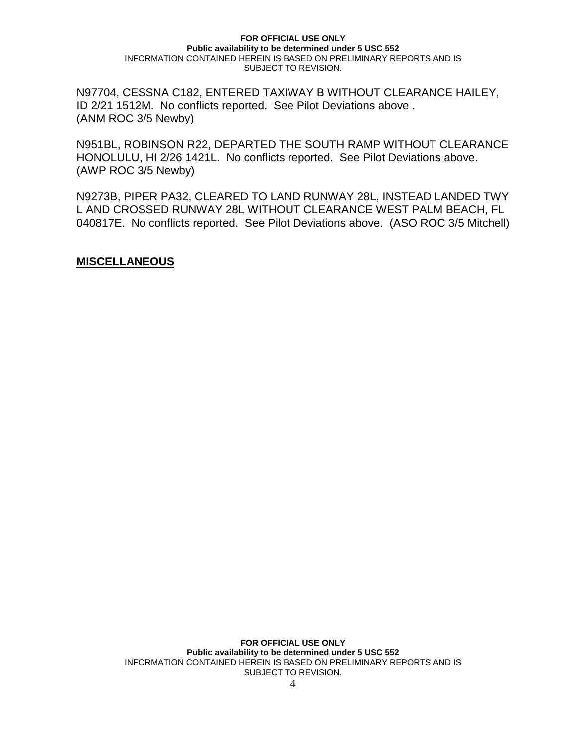N97704, CESSNA C182, ENTERED TAXIWAY B WITHOUT CLEARANCE HAILEY, ID 2/21 1512M. No conflicts reported. See Pilot Deviations above . (ANM ROC 3/5 Newby)

N951BL, ROBINSON R22, DEPARTED THE SOUTH RAMP WITHOUT CLEARANCE HONOLULU, HI 2/26 1421L. No conflicts reported. See Pilot Deviations above. (AWP ROC 3/5 Newby)

N9273B, PIPER PA32, CLEARED TO LAND RUNWAY 28L, INSTEAD LANDED TWY L AND CROSSED RUNWAY 28L WITHOUT CLEARANCE WEST PALM BEACH, FL 040817E. No conflicts reported. See Pilot Deviations above. (ASO ROC 3/5 Mitchell)

## **MISCELLANEOUS**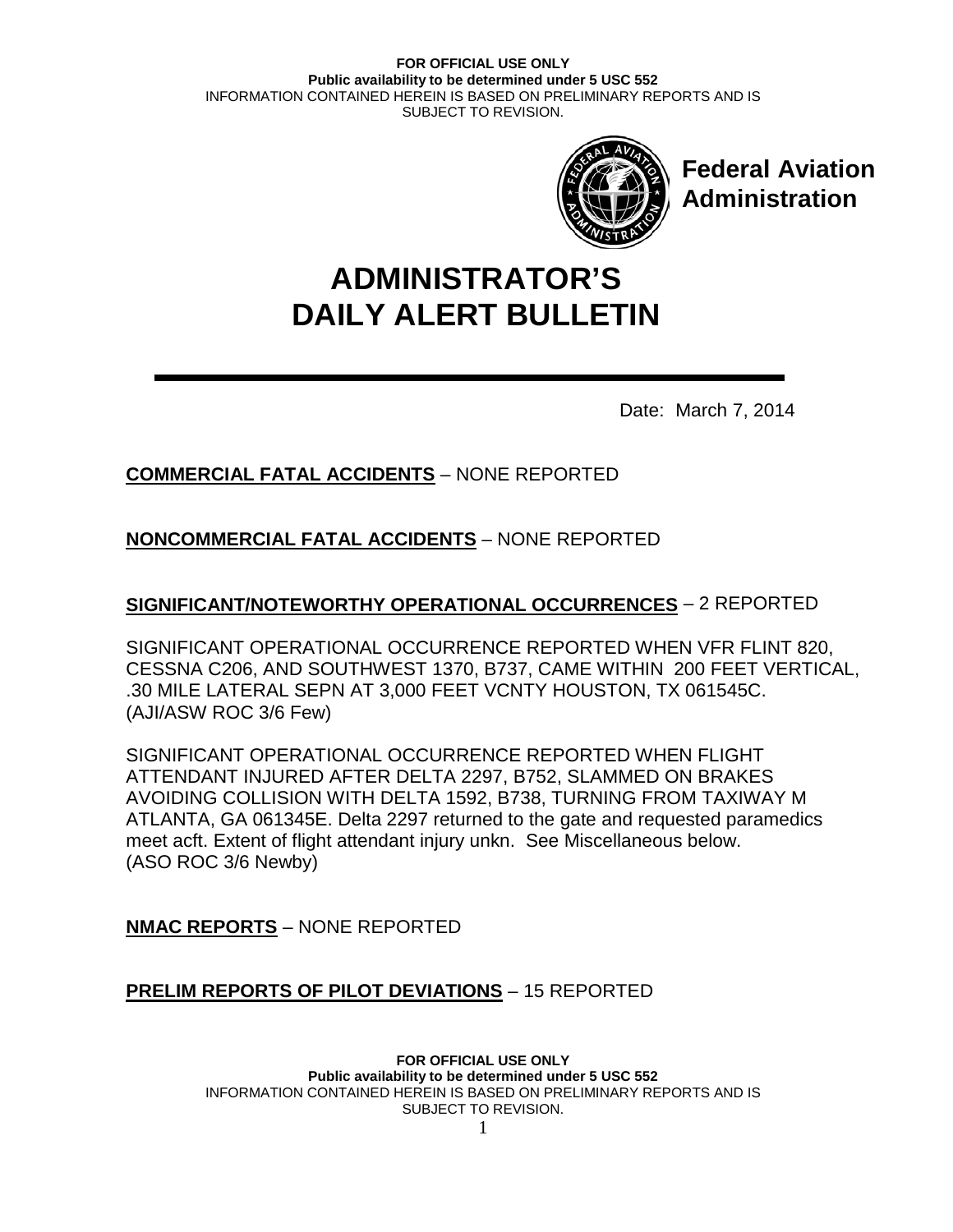**FOR OFFICIAL USE ONLY**
**Public availability to be determined under 5 USC 552**
INFORMATION CONTAINED HEREIN IS BASED ON PRELIMINARY REPORTS AND IS SUBJECT TO REVISION.

**Federal Aviation Administration**

# ADMINISTRATOR'S DAILY ALERT BULLETIN

Date: March 7, 2014

**COMMERCIAL FATAL ACCIDENTS** – NONE REPORTED

**NONCOMMERCIAL FATAL ACCIDENTS** – NONE REPORTED

**SIGNIFICANT/NOTEWORTHY OPERATIONAL OCCURRENCES** – 2 REPORTED

SIGNIFICANT OPERATIONAL OCCURRENCE REPORTED WHEN VFR FLINT 820, CESSNA C206, AND SOUTHWEST 1370, B737, CAME WITHIN 200 FEET VERTICAL, .30 MILE LATERAL SEPN AT 3,000 FEET VCNTY HOUSTON, TX 061545C. (AJI/ASW ROC 3/6 Few)

SIGNIFICANT OPERATIONAL OCCURRENCE REPORTED WHEN FLIGHT ATTENDANT INJURED AFTER DELTA 2297, B752, SLAMMED ON BRAKES AVOIDING COLLISION WITH DELTA 1592, B738, TURNING FROM TAXIWAY M ATLANTA, GA 061345E. Delta 2297 returned to the gate and requested paramedics meet acft. Extent of flight attendant injury unkn. See Miscellaneous below. (ASO ROC 3/6 Newby)

**NMAC REPORTS** – NONE REPORTED

**PRELIM REPORTS OF PILOT DEVIATIONS** – 15 REPORTED

**FOR OFFICIAL USE ONLY**
**Public availability to be determined under 5 USC 552**
INFORMATION CONTAINED HEREIN IS BASED ON PRELIMINARY REPORTS AND IS SUBJECT TO REVISION.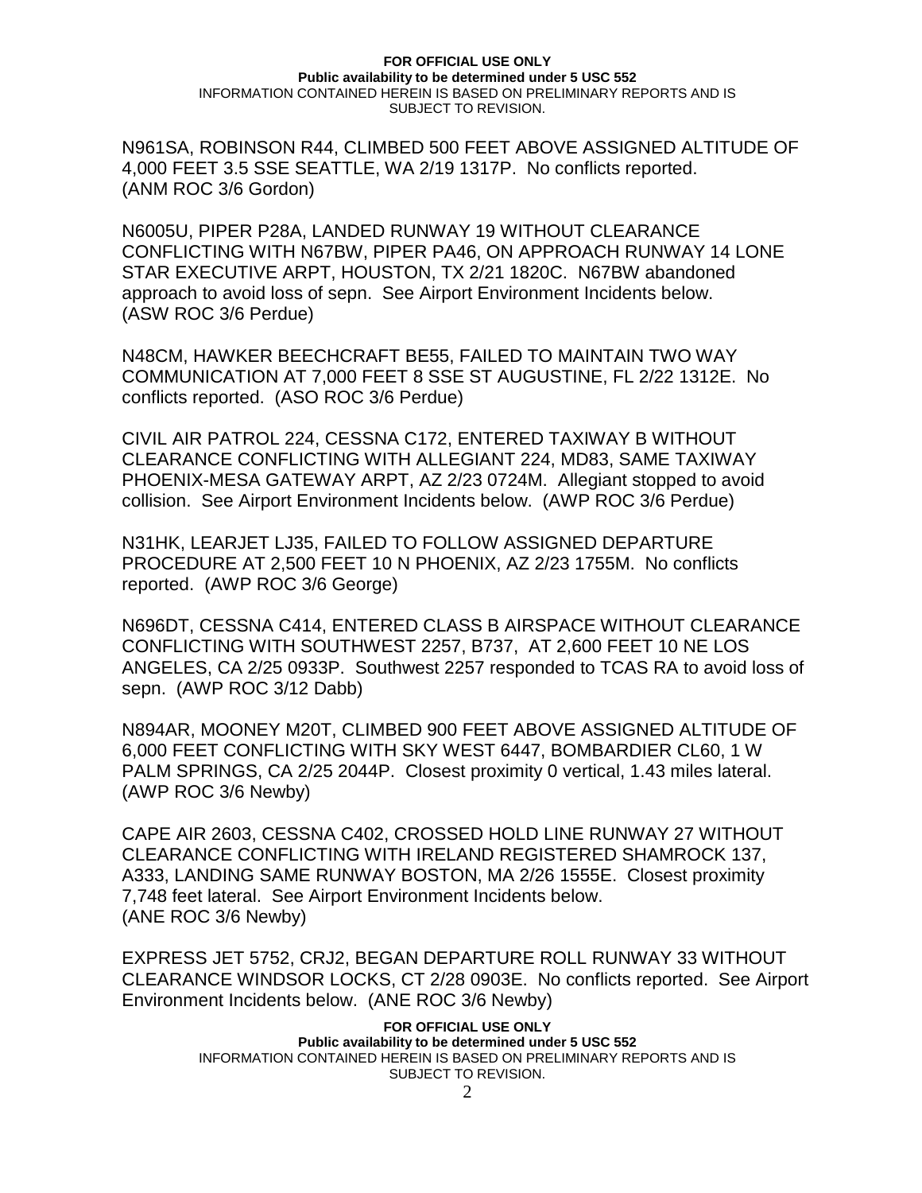N961SA, ROBINSON R44, CLIMBED 500 FEET ABOVE ASSIGNED ALTITUDE OF 4,000 FEET 3.5 SSE SEATTLE, WA 2/19 1317P. No conflicts reported. (ANM ROC 3/6 Gordon)

N6005U, PIPER P28A, LANDED RUNWAY 19 WITHOUT CLEARANCE CONFLICTING WITH N67BW, PIPER PA46, ON APPROACH RUNWAY 14 LONE STAR EXECUTIVE ARPT, HOUSTON, TX 2/21 1820C. N67BW abandoned approach to avoid loss of sepn. See Airport Environment Incidents below. (ASW ROC 3/6 Perdue)

N48CM, HAWKER BEECHCRAFT BE55, FAILED TO MAINTAIN TWO WAY COMMUNICATION AT 7,000 FEET 8 SSE ST AUGUSTINE, FL 2/22 1312E. No conflicts reported. (ASO ROC 3/6 Perdue)

CIVIL AIR PATROL 224, CESSNA C172, ENTERED TAXIWAY B WITHOUT CLEARANCE CONFLICTING WITH ALLEGIANT 224, MD83, SAME TAXIWAY PHOENIX-MESA GATEWAY ARPT, AZ 2/23 0724M. Allegiant stopped to avoid collision. See Airport Environment Incidents below. (AWP ROC 3/6 Perdue)

N31HK, LEARJET LJ35, FAILED TO FOLLOW ASSIGNED DEPARTURE PROCEDURE AT 2,500 FEET 10 N PHOENIX, AZ 2/23 1755M. No conflicts reported. (AWP ROC 3/6 George)

N696DT, CESSNA C414, ENTERED CLASS B AIRSPACE WITHOUT CLEARANCE CONFLICTING WITH SOUTHWEST 2257, B737, AT 2,600 FEET 10 NE LOS ANGELES, CA 2/25 0933P. Southwest 2257 responded to TCAS RA to avoid loss of sepn. (AWP ROC 3/12 Dabb)

N894AR, MOONEY M20T, CLIMBED 900 FEET ABOVE ASSIGNED ALTITUDE OF 6,000 FEET CONFLICTING WITH SKY WEST 6447, BOMBARDIER CL60, 1 W PALM SPRINGS, CA 2/25 2044P. Closest proximity 0 vertical, 1.43 miles lateral. (AWP ROC 3/6 Newby)

CAPE AIR 2603, CESSNA C402, CROSSED HOLD LINE RUNWAY 27 WITHOUT CLEARANCE CONFLICTING WITH IRELAND REGISTERED SHAMROCK 137, A333, LANDING SAME RUNWAY BOSTON, MA 2/26 1555E. Closest proximity 7,748 feet lateral. See Airport Environment Incidents below. (ANE ROC 3/6 Newby)

EXPRESS JET 5752, CRJ2, BEGAN DEPARTURE ROLL RUNWAY 33 WITHOUT CLEARANCE WINDSOR LOCKS, CT 2/28 0903E. No conflicts reported. See Airport Environment Incidents below. (ANE ROC 3/6 Newby)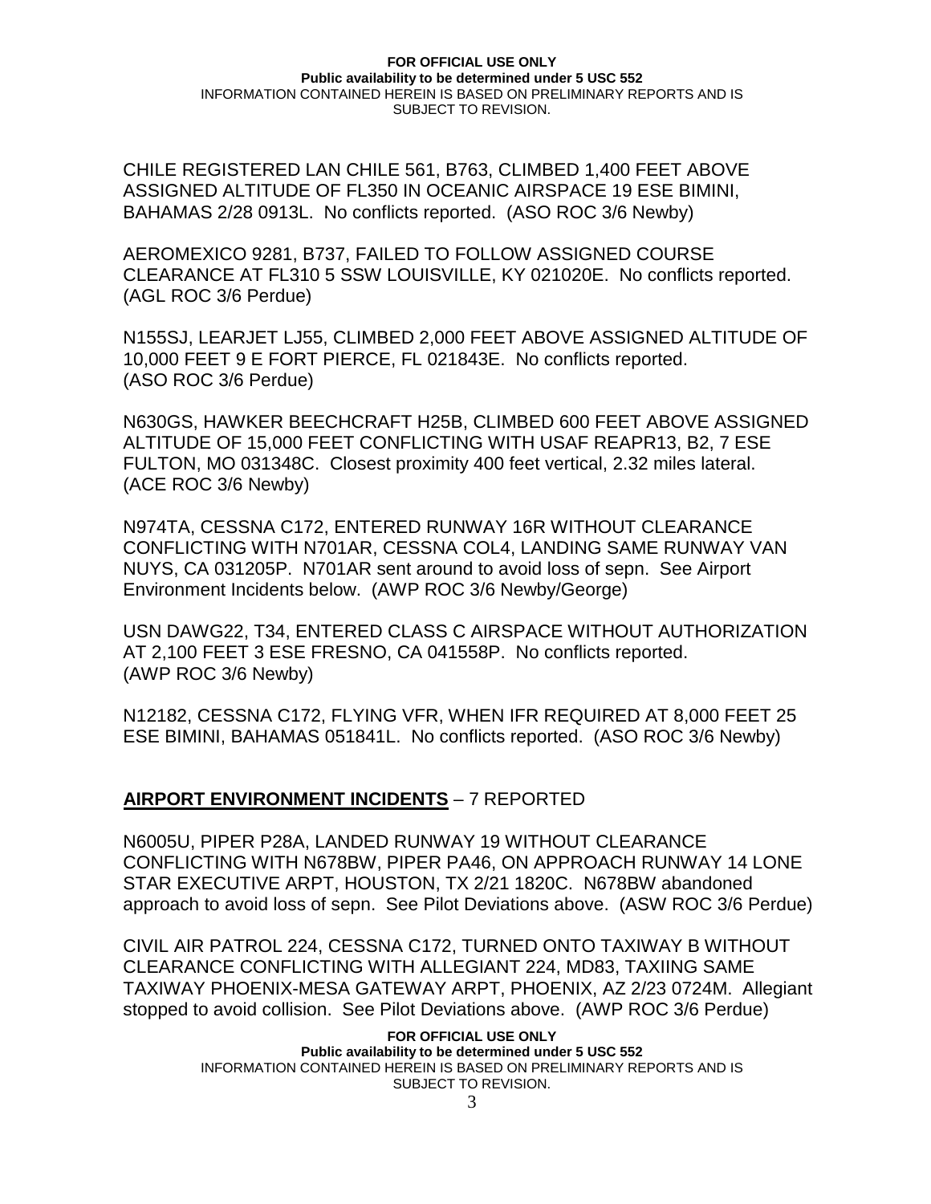CHILE REGISTERED LAN CHILE 561, B763, CLIMBED 1,400 FEET ABOVE ASSIGNED ALTITUDE OF FL350 IN OCEANIC AIRSPACE 19 ESE BIMINI, BAHAMAS 2/28 0913L. No conflicts reported. (ASO ROC 3/6 Newby)

AEROMEXICO 9281, B737, FAILED TO FOLLOW ASSIGNED COURSE CLEARANCE AT FL310 5 SSW LOUISVILLE, KY 021020E. No conflicts reported. (AGL ROC 3/6 Perdue)

N155SJ, LEARJET LJ55, CLIMBED 2,000 FEET ABOVE ASSIGNED ALTITUDE OF 10,000 FEET 9 E FORT PIERCE, FL 021843E. No conflicts reported. (ASO ROC 3/6 Perdue)

N630GS, HAWKER BEECHCRAFT H25B, CLIMBED 600 FEET ABOVE ASSIGNED ALTITUDE OF 15,000 FEET CONFLICTING WITH USAF REAPR13, B2, 7 ESE FULTON, MO 031348C. Closest proximity 400 feet vertical, 2.32 miles lateral. (ACE ROC 3/6 Newby)

N974TA, CESSNA C172, ENTERED RUNWAY 16R WITHOUT CLEARANCE CONFLICTING WITH N701AR, CESSNA COL4, LANDING SAME RUNWAY VAN NUYS, CA 031205P. N701AR sent around to avoid loss of sepn. See Airport Environment Incidents below. (AWP ROC 3/6 Newby/George)

USN DAWG22, T34, ENTERED CLASS C AIRSPACE WITHOUT AUTHORIZATION AT 2,100 FEET 3 ESE FRESNO, CA 041558P. No conflicts reported. (AWP ROC 3/6 Newby)

N12182, CESSNA C172, FLYING VFR, WHEN IFR REQUIRED AT 8,000 FEET 25 ESE BIMINI, BAHAMAS 051841L. No conflicts reported. (ASO ROC 3/6 Newby)

## AIRPORT ENVIRONMENT INCIDENTS – 7 REPORTED

N6005U, PIPER P28A, LANDED RUNWAY 19 WITHOUT CLEARANCE CONFLICTING WITH N678BW, PIPER PA46, ON APPROACH RUNWAY 14 LONE STAR EXECUTIVE ARPT, HOUSTON, TX 2/21 1820C. N678BW abandoned approach to avoid loss of sepn. See Pilot Deviations above. (ASW ROC 3/6 Perdue)

CIVIL AIR PATROL 224, CESSNA C172, TURNED ONTO TAXIWAY B WITHOUT CLEARANCE CONFLICTING WITH ALLEGIANT 224, MD83, TAXIING SAME TAXIWAY PHOENIX-MESA GATEWAY ARPT, PHOENIX, AZ 2/23 0724M. Allegiant stopped to avoid collision. See Pilot Deviations above. (AWP ROC 3/6 Perdue)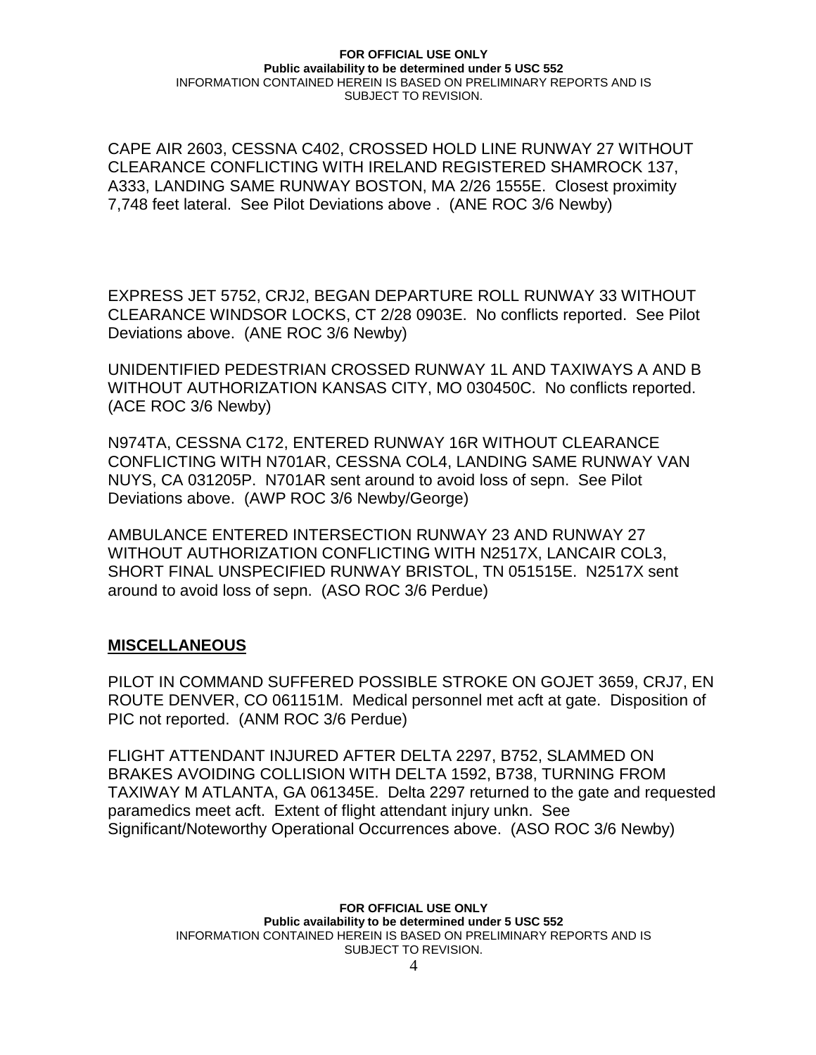CAPE AIR 2603, CESSNA C402, CROSSED HOLD LINE RUNWAY 27 WITHOUT CLEARANCE CONFLICTING WITH IRELAND REGISTERED SHAMROCK 137, A333, LANDING SAME RUNWAY BOSTON, MA 2/26 1555E. Closest proximity 7,748 feet lateral. See Pilot Deviations above . (ANE ROC 3/6 Newby)

EXPRESS JET 5752, CRJ2, BEGAN DEPARTURE ROLL RUNWAY 33 WITHOUT CLEARANCE WINDSOR LOCKS, CT 2/28 0903E. No conflicts reported. See Pilot Deviations above. (ANE ROC 3/6 Newby)

UNIDENTIFIED PEDESTRIAN CROSSED RUNWAY 1L AND TAXIWAYS A AND B WITHOUT AUTHORIZATION KANSAS CITY, MO 030450C. No conflicts reported. (ACE ROC 3/6 Newby)

N974TA, CESSNA C172, ENTERED RUNWAY 16R WITHOUT CLEARANCE CONFLICTING WITH N701AR, CESSNA COL4, LANDING SAME RUNWAY VAN NUYS, CA 031205P. N701AR sent around to avoid loss of sepn. See Pilot Deviations above. (AWP ROC 3/6 Newby/George)

AMBULANCE ENTERED INTERSECTION RUNWAY 23 AND RUNWAY 27 WITHOUT AUTHORIZATION CONFLICTING WITH N2517X, LANCAIR COL3, SHORT FINAL UNSPECIFIED RUNWAY BRISTOL, TN 051515E. N2517X sent around to avoid loss of sepn. (ASO ROC 3/6 Perdue)

## MISCELLANEOUS

PILOT IN COMMAND SUFFERED POSSIBLE STROKE ON GOJET 3659, CRJ7, EN ROUTE DENVER, CO 061151M. Medical personnel met acft at gate. Disposition of PIC not reported. (ANM ROC 3/6 Perdue)

FLIGHT ATTENDANT INJURED AFTER DELTA 2297, B752, SLAMMED ON BRAKES AVOIDING COLLISION WITH DELTA 1592, B738, TURNING FROM TAXIWAY M ATLANTA, GA 061345E. Delta 2297 returned to the gate and requested paramedics meet acft. Extent of flight attendant injury unkn. See Significant/Noteworthy Operational Occurrences above. (ASO ROC 3/6 Newby)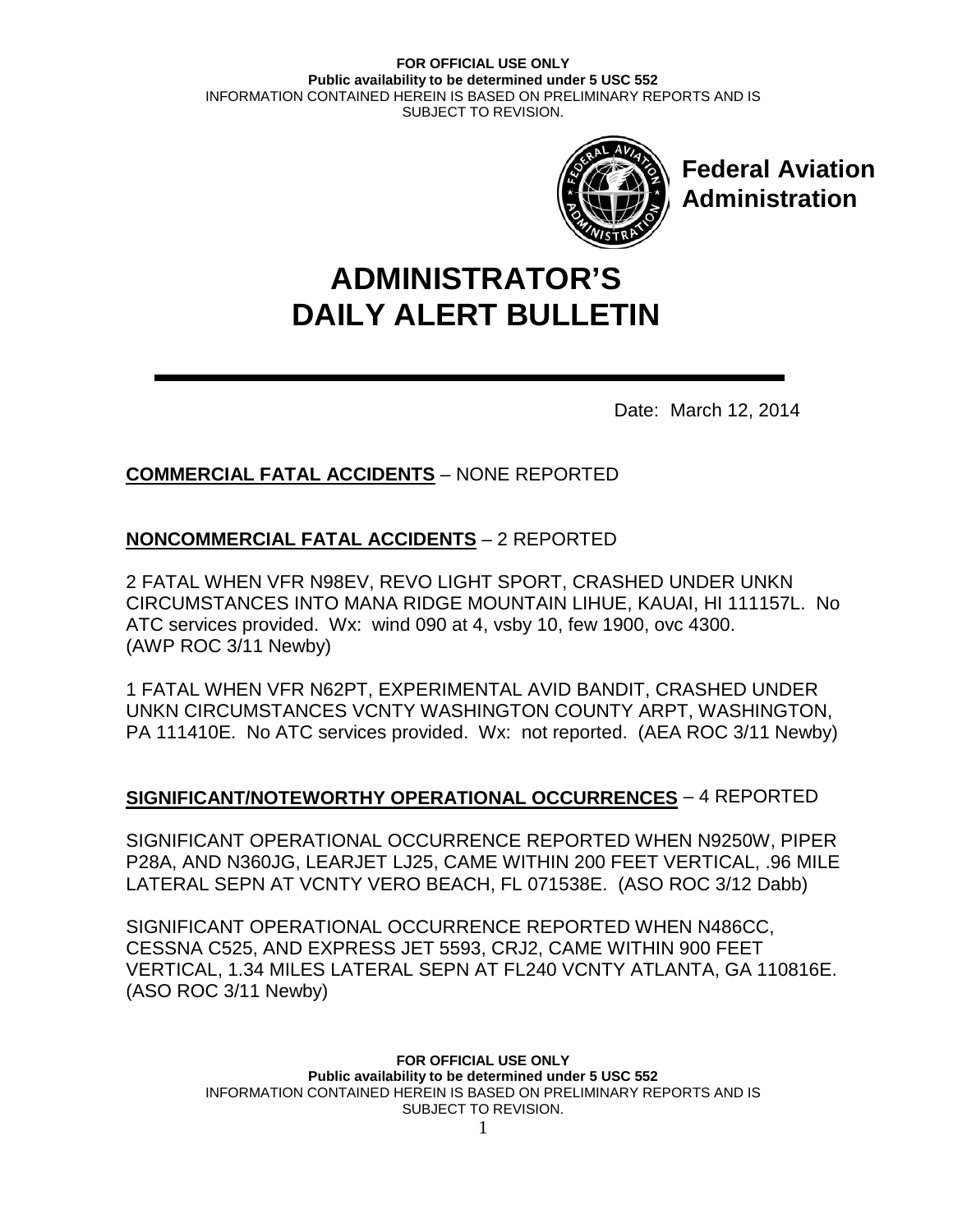Federal Aviation Administration

# ADMINISTRATOR'S DAILY ALERT BULLETIN

Date: March 12, 2014

**COMMERCIAL FATAL ACCIDENTS** – NONE REPORTED

**NONCOMMERCIAL FATAL ACCIDENTS** – 2 REPORTED

2 FATAL WHEN VFR N98EV, REVO LIGHT SPORT, CRASHED UNDER UNKN CIRCUMSTANCES INTO MANA RIDGE MOUNTAIN LIHUE, KAUAI, HI 111157L. No ATC services provided. Wx: wind 090 at 4, vsby 10, few 1900, ovc 4300. (AWP ROC 3/11 Newby)

1 FATAL WHEN VFR N62PT, EXPERIMENTAL AVID BANDIT, CRASHED UNDER UNKN CIRCUMSTANCES VCNTY WASHINGTON COUNTY ARPT, WASHINGTON, PA 111410E. No ATC services provided. Wx: not reported. (AEA ROC 3/11 Newby)

**SIGNIFICANT/NOTEWORTHY OPERATIONAL OCCURRENCES** – 4 REPORTED

SIGNIFICANT OPERATIONAL OCCURRENCE REPORTED WHEN N9250W, PIPER P28A, AND N360JG, LEARJET LJ25, CAME WITHIN 200 FEET VERTICAL, .96 MILE LATERAL SEPN AT VCNTY VERO BEACH, FL 071538E. (ASO ROC 3/12 Dabb)

SIGNIFICANT OPERATIONAL OCCURRENCE REPORTED WHEN N486CC, CESSNA C525, AND EXPRESS JET 5593, CRJ2, CAME WITHIN 900 FEET VERTICAL, 1.34 MILES LATERAL SEPN AT FL240 VCNTY ATLANTA, GA 110816E. (ASO ROC 3/11 Newby)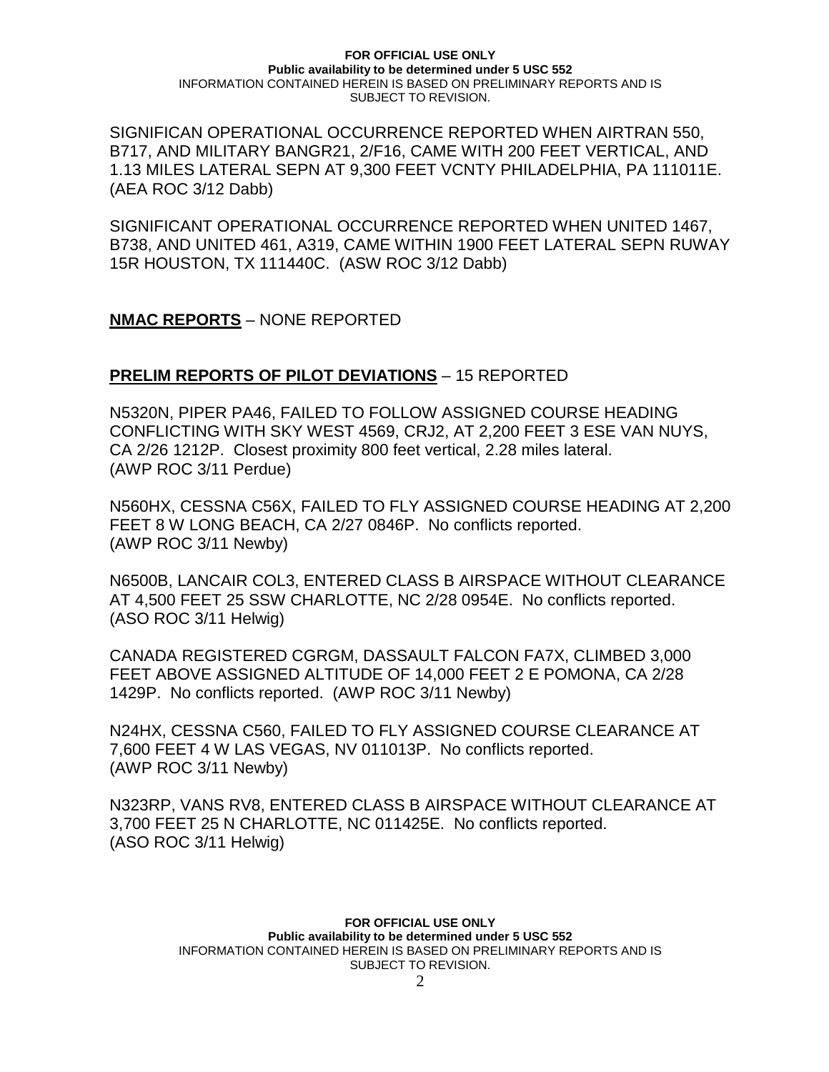SIGNIFICAN OPERATIONAL OCCURRENCE REPORTED WHEN AIRTRAN 550, B717, AND MILITARY BANGR21, 2/F16, CAME WITH 200 FEET VERTICAL, AND 1.13 MILES LATERAL SEPN AT 9,300 FEET VCNTY PHILADELPHIA, PA 111011E. (AEA ROC 3/12 Dabb)

SIGNIFICANT OPERATIONAL OCCURRENCE REPORTED WHEN UNITED 1467, B738, AND UNITED 461, A319, CAME WITHIN 1900 FEET LATERAL SEPN RUWAY 15R HOUSTON, TX 111440C. (ASW ROC 3/12 Dabb)

**NMAC REPORTS** – NONE REPORTED

**PRELIM REPORTS OF PILOT DEVIATIONS** – 15 REPORTED

N5320N, PIPER PA46, FAILED TO FOLLOW ASSIGNED COURSE HEADING CONFLICTING WITH SKY WEST 4569, CRJ2, AT 2,200 FEET 3 ESE VAN NUYS, CA 2/26 1212P. Closest proximity 800 feet vertical, 2.28 miles lateral. (AWP ROC 3/11 Perdue)

N560HX, CESSNA C56X, FAILED TO FLY ASSIGNED COURSE HEADING AT 2,200 FEET 8 W LONG BEACH, CA 2/27 0846P. No conflicts reported. (AWP ROC 3/11 Newby)

N6500B, LANCAIR COL3, ENTERED CLASS B AIRSPACE WITHOUT CLEARANCE AT 4,500 FEET 25 SSW CHARLOTTE, NC 2/28 0954E. No conflicts reported. (ASO ROC 3/11 Helwig)

CANADA REGISTERED CGRGM, DASSAULT FALCON FA7X, CLIMBED 3,000 FEET ABOVE ASSIGNED ALTITUDE OF 14,000 FEET 2 E POMONA, CA 2/28 1429P. No conflicts reported. (AWP ROC 3/11 Newby)

N24HX, CESSNA C560, FAILED TO FLY ASSIGNED COURSE CLEARANCE AT 7,600 FEET 4 W LAS VEGAS, NV 011013P. No conflicts reported. (AWP ROC 3/11 Newby)

N323RP, VANS RV8, ENTERED CLASS B AIRSPACE WITHOUT CLEARANCE AT 3,700 FEET 25 N CHARLOTTE, NC 011425E. No conflicts reported. (ASO ROC 3/11 Helwig)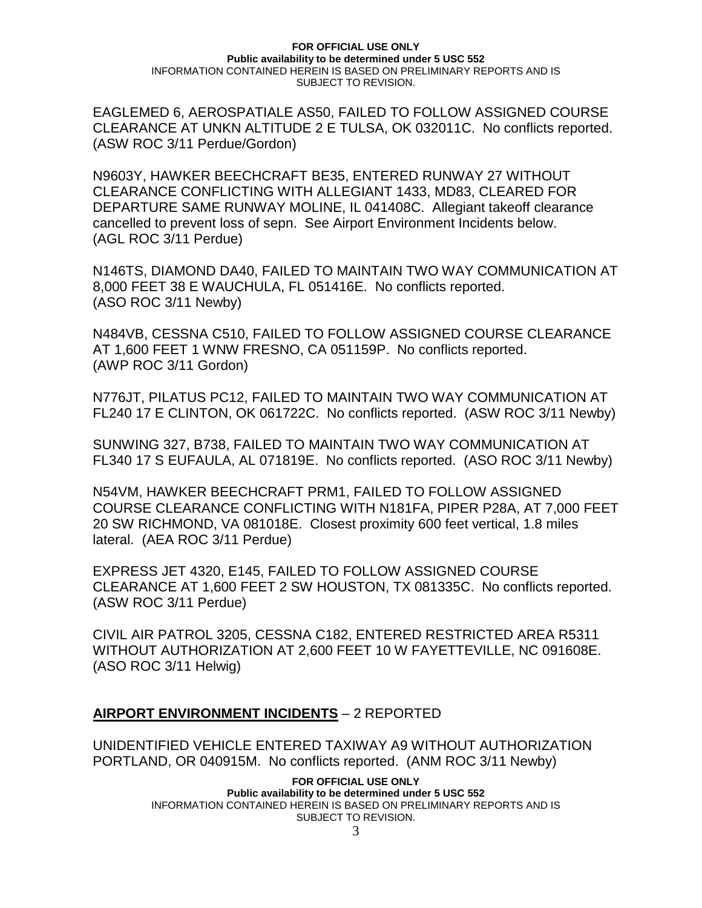EAGLEMED 6, AEROSPATIALE AS50, FAILED TO FOLLOW ASSIGNED COURSE CLEARANCE AT UNKN ALTITUDE 2 E TULSA, OK 032011C. No conflicts reported. (ASW ROC 3/11 Perdue/Gordon)

N9603Y, HAWKER BEECHCRAFT BE35, ENTERED RUNWAY 27 WITHOUT CLEARANCE CONFLICTING WITH ALLEGIANT 1433, MD83, CLEARED FOR DEPARTURE SAME RUNWAY MOLINE, IL 041408C. Allegiant takeoff clearance cancelled to prevent loss of sepn. See Airport Environment Incidents below. (AGL ROC 3/11 Perdue)

N146TS, DIAMOND DA40, FAILED TO MAINTAIN TWO WAY COMMUNICATION AT 8,000 FEET 38 E WAUCHULA, FL 051416E. No conflicts reported. (ASO ROC 3/11 Newby)

N484VB, CESSNA C510, FAILED TO FOLLOW ASSIGNED COURSE CLEARANCE AT 1,600 FEET 1 WNW FRESNO, CA 051159P. No conflicts reported. (AWP ROC 3/11 Gordon)

N776JT, PILATUS PC12, FAILED TO MAINTAIN TWO WAY COMMUNICATION AT FL240 17 E CLINTON, OK 061722C. No conflicts reported. (ASW ROC 3/11 Newby)

SUNWING 327, B738, FAILED TO MAINTAIN TWO WAY COMMUNICATION AT FL340 17 S EUFAULA, AL 071819E. No conflicts reported. (ASO ROC 3/11 Newby)

N54VM, HAWKER BEECHCRAFT PRM1, FAILED TO FOLLOW ASSIGNED COURSE CLEARANCE CONFLICTING WITH N181FA, PIPER P28A, AT 7,000 FEET 20 SW RICHMOND, VA 081018E. Closest proximity 600 feet vertical, 1.8 miles lateral. (AEA ROC 3/11 Perdue)

EXPRESS JET 4320, E145, FAILED TO FOLLOW ASSIGNED COURSE CLEARANCE AT 1,600 FEET 2 SW HOUSTON, TX 081335C. No conflicts reported. (ASW ROC 3/11 Perdue)

CIVIL AIR PATROL 3205, CESSNA C182, ENTERED RESTRICTED AREA R5311 WITHOUT AUTHORIZATION AT 2,600 FEET 10 W FAYETTEVILLE, NC 091608E. (ASO ROC 3/11 Helwig)

## **AIRPORT ENVIRONMENT INCIDENTS** – 2 REPORTED

UNIDENTIFIED VEHICLE ENTERED TAXIWAY A9 WITHOUT AUTHORIZATION PORTLAND, OR 040915M. No conflicts reported. (ANM ROC 3/11 Newby)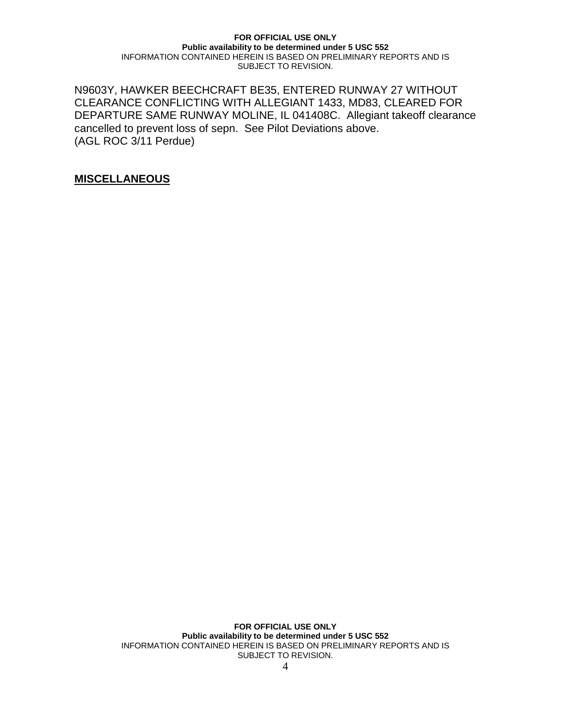N9603Y, HAWKER BEECHCRAFT BE35, ENTERED RUNWAY 27 WITHOUT CLEARANCE CONFLICTING WITH ALLEGIANT 1433, MD83, CLEARED FOR DEPARTURE SAME RUNWAY MOLINE, IL 041408C. Allegiant takeoff clearance cancelled to prevent loss of sepn. See Pilot Deviations above.
(AGL ROC 3/11 Perdue)

## **MISCELLANEOUS**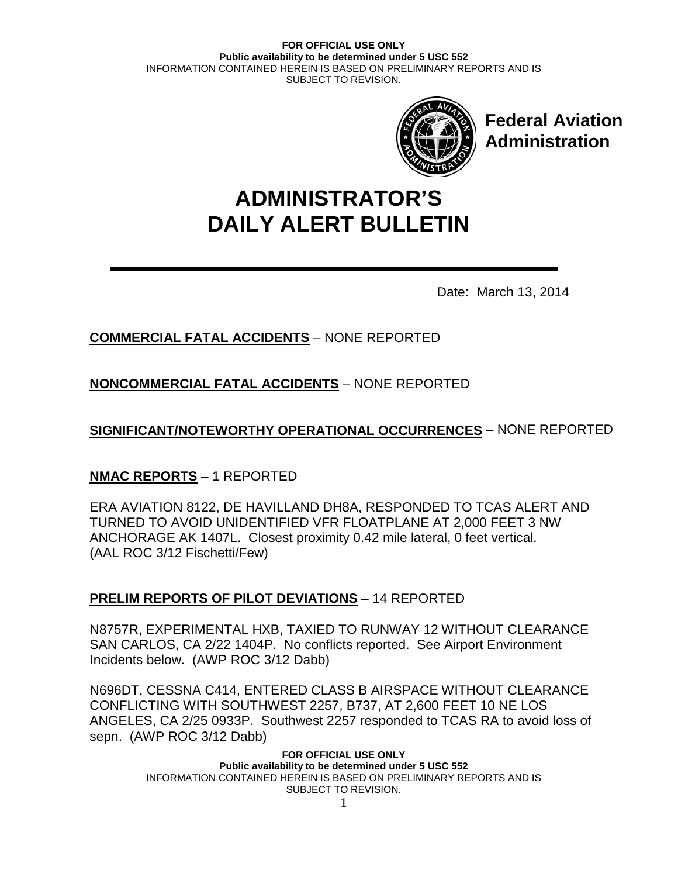Federal Aviation Administration

# ADMINISTRATOR'S DAILY ALERT BULLETIN

Date: March 13, 2014

**COMMERCIAL FATAL ACCIDENTS** – NONE REPORTED

**NONCOMMERCIAL FATAL ACCIDENTS** – NONE REPORTED

**SIGNIFICANT/NOTEWORTHY OPERATIONAL OCCURRENCES** – NONE REPORTED

**NMAC REPORTS** – 1 REPORTED

ERA AVIATION 8122, DE HAVILLAND DH8A, RESPONDED TO TCAS ALERT AND TURNED TO AVOID UNIDENTIFIED VFR FLOATPLANE AT 2,000 FEET 3 NW ANCHORAGE AK 1407L. Closest proximity 0.42 mile lateral, 0 feet vertical. (AAL ROC 3/12 Fischetti/Few)

**PRELIM REPORTS OF PILOT DEVIATIONS** – 14 REPORTED

N8757R, EXPERIMENTAL HXB, TAXIED TO RUNWAY 12 WITHOUT CLEARANCE SAN CARLOS, CA 2/22 1404P. No conflicts reported. See Airport Environment Incidents below. (AWP ROC 3/12 Dabb)

N696DT, CESSNA C414, ENTERED CLASS B AIRSPACE WITHOUT CLEARANCE CONFLICTING WITH SOUTHWEST 2257, B737, AT 2,600 FEET 10 NE LOS ANGELES, CA 2/25 0933P. Southwest 2257 responded to TCAS RA to avoid loss of sepn. (AWP ROC 3/12 Dabb)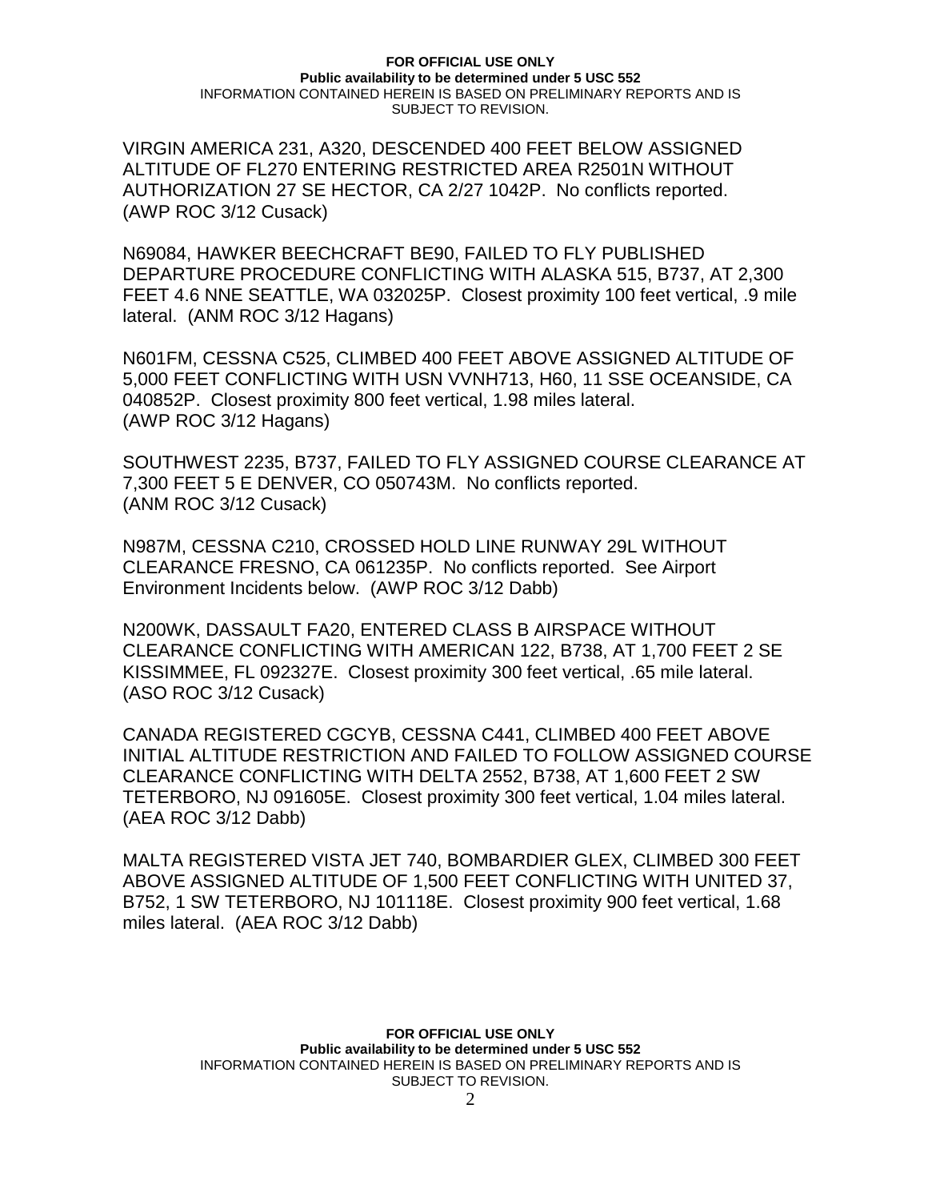VIRGIN AMERICA 231, A320, DESCENDED 400 FEET BELOW ASSIGNED ALTITUDE OF FL270 ENTERING RESTRICTED AREA R2501N WITHOUT AUTHORIZATION 27 SE HECTOR, CA 2/27 1042P. No conflicts reported. (AWP ROC 3/12 Cusack)

N69084, HAWKER BEECHCRAFT BE90, FAILED TO FLY PUBLISHED DEPARTURE PROCEDURE CONFLICTING WITH ALASKA 515, B737, AT 2,300 FEET 4.6 NNE SEATTLE, WA 032025P. Closest proximity 100 feet vertical, .9 mile lateral. (ANM ROC 3/12 Hagans)

N601FM, CESSNA C525, CLIMBED 400 FEET ABOVE ASSIGNED ALTITUDE OF 5,000 FEET CONFLICTING WITH USN VVNH713, H60, 11 SSE OCEANSIDE, CA 040852P. Closest proximity 800 feet vertical, 1.98 miles lateral. (AWP ROC 3/12 Hagans)

SOUTHWEST 2235, B737, FAILED TO FLY ASSIGNED COURSE CLEARANCE AT 7,300 FEET 5 E DENVER, CO 050743M. No conflicts reported. (ANM ROC 3/12 Cusack)

N987M, CESSNA C210, CROSSED HOLD LINE RUNWAY 29L WITHOUT CLEARANCE FRESNO, CA 061235P. No conflicts reported. See Airport Environment Incidents below. (AWP ROC 3/12 Dabb)

N200WK, DASSAULT FA20, ENTERED CLASS B AIRSPACE WITHOUT CLEARANCE CONFLICTING WITH AMERICAN 122, B738, AT 1,700 FEET 2 SE KISSIMMEE, FL 092327E. Closest proximity 300 feet vertical, .65 mile lateral. (ASO ROC 3/12 Cusack)

CANADA REGISTERED CGCYB, CESSNA C441, CLIMBED 400 FEET ABOVE INITIAL ALTITUDE RESTRICTION AND FAILED TO FOLLOW ASSIGNED COURSE CLEARANCE CONFLICTING WITH DELTA 2552, B738, AT 1,600 FEET 2 SW TETERBORO, NJ 091605E. Closest proximity 300 feet vertical, 1.04 miles lateral. (AEA ROC 3/12 Dabb)

MALTA REGISTERED VISTA JET 740, BOMBARDIER GLEX, CLIMBED 300 FEET ABOVE ASSIGNED ALTITUDE OF 1,500 FEET CONFLICTING WITH UNITED 37, B752, 1 SW TETERBORO, NJ 101118E. Closest proximity 900 feet vertical, 1.68 miles lateral. (AEA ROC 3/12 Dabb)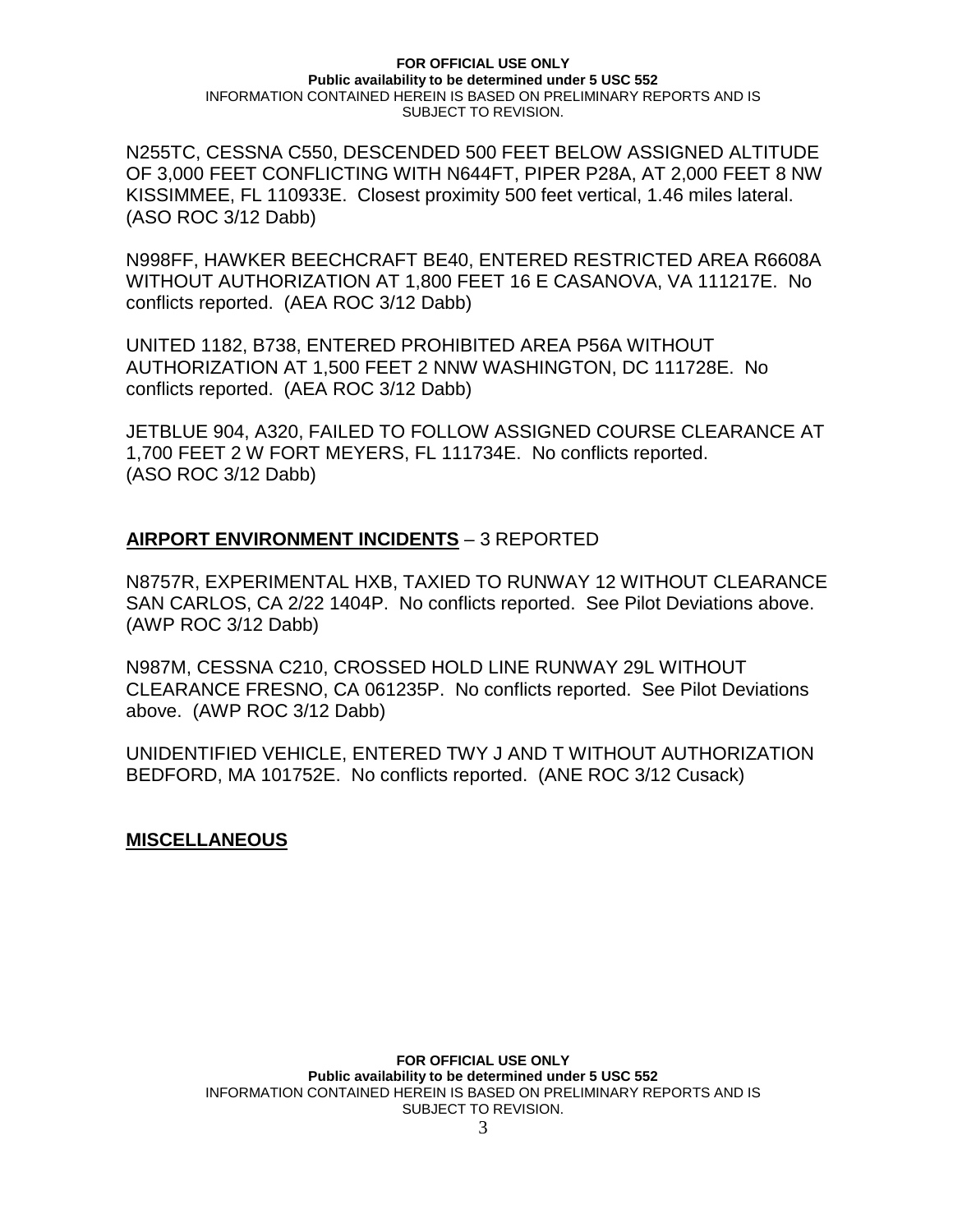N255TC, CESSNA C550, DESCENDED 500 FEET BELOW ASSIGNED ALTITUDE OF 3,000 FEET CONFLICTING WITH N644FT, PIPER P28A, AT 2,000 FEET 8 NW KISSIMMEE, FL 110933E. Closest proximity 500 feet vertical, 1.46 miles lateral. (ASO ROC 3/12 Dabb)

N998FF, HAWKER BEECHCRAFT BE40, ENTERED RESTRICTED AREA R6608A WITHOUT AUTHORIZATION AT 1,800 FEET 16 E CASANOVA, VA 111217E. No conflicts reported. (AEA ROC 3/12 Dabb)

UNITED 1182, B738, ENTERED PROHIBITED AREA P56A WITHOUT AUTHORIZATION AT 1,500 FEET 2 NNW WASHINGTON, DC 111728E. No conflicts reported. (AEA ROC 3/12 Dabb)

JETBLUE 904, A320, FAILED TO FOLLOW ASSIGNED COURSE CLEARANCE AT 1,700 FEET 2 W FORT MEYERS, FL 111734E. No conflicts reported. (ASO ROC 3/12 Dabb)

## **AIRPORT ENVIRONMENT INCIDENTS** – 3 REPORTED

N8757R, EXPERIMENTAL HXB, TAXIED TO RUNWAY 12 WITHOUT CLEARANCE SAN CARLOS, CA 2/22 1404P. No conflicts reported. See Pilot Deviations above. (AWP ROC 3/12 Dabb)

N987M, CESSNA C210, CROSSED HOLD LINE RUNWAY 29L WITHOUT CLEARANCE FRESNO, CA 061235P. No conflicts reported. See Pilot Deviations above. (AWP ROC 3/12 Dabb)

UNIDENTIFIED VEHICLE, ENTERED TWY J AND T WITHOUT AUTHORIZATION BEDFORD, MA 101752E. No conflicts reported. (ANE ROC 3/12 Cusack)

## **MISCELLANEOUS**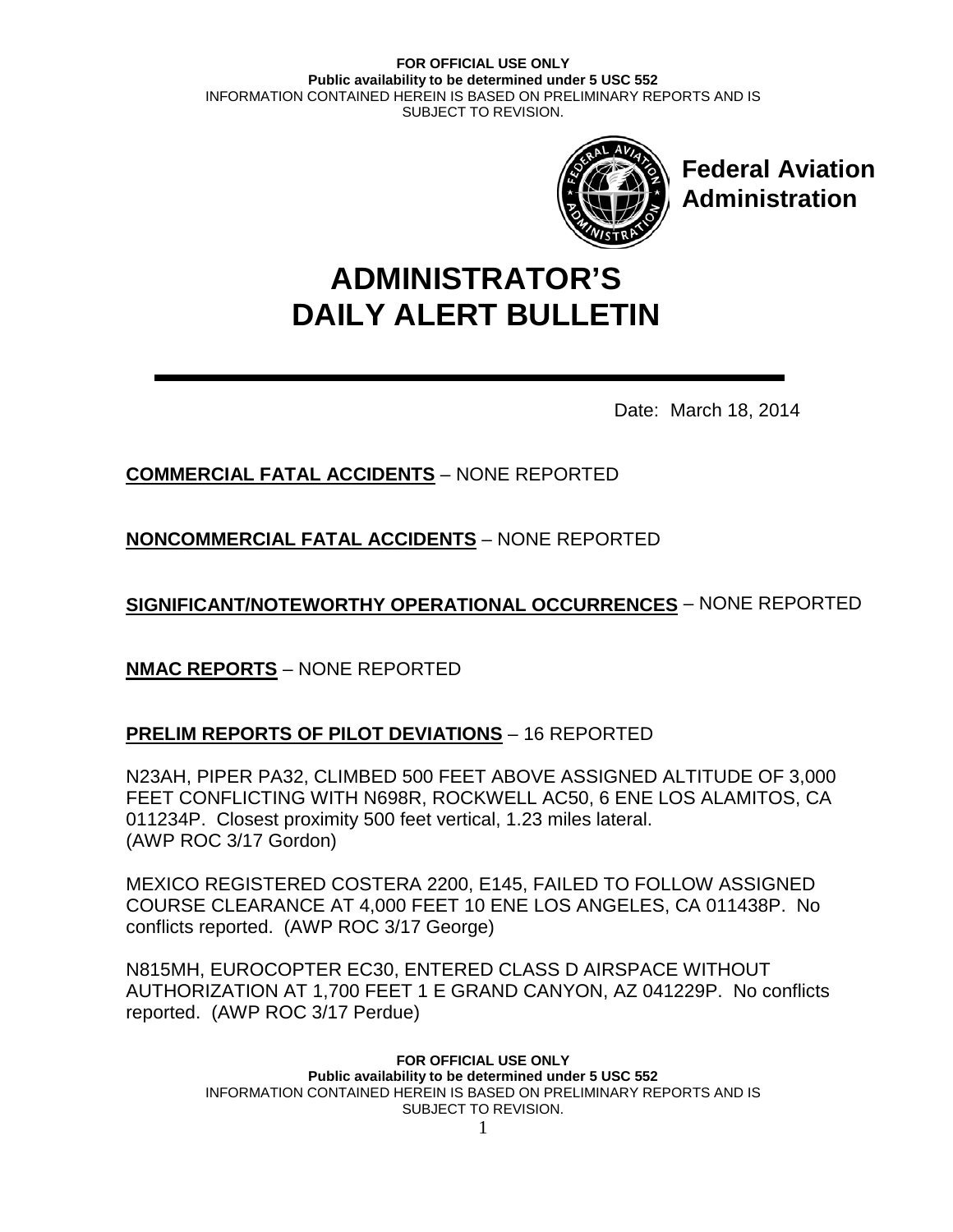Federal Aviation Administration

# ADMINISTRATOR'S DAILY ALERT BULLETIN

Date: March 18, 2014

**COMMERCIAL FATAL ACCIDENTS** – NONE REPORTED

**NONCOMMERCIAL FATAL ACCIDENTS** – NONE REPORTED

**SIGNIFICANT/NOTEWORTHY OPERATIONAL OCCURRENCES** – NONE REPORTED

**NMAC REPORTS** – NONE REPORTED

**PRELIM REPORTS OF PILOT DEVIATIONS** – 16 REPORTED

N23AH, PIPER PA32, CLIMBED 500 FEET ABOVE ASSIGNED ALTITUDE OF 3,000 FEET CONFLICTING WITH N698R, ROCKWELL AC50, 6 ENE LOS ALAMITOS, CA 011234P. Closest proximity 500 feet vertical, 1.23 miles lateral. (AWP ROC 3/17 Gordon)

MEXICO REGISTERED COSTERA 2200, E145, FAILED TO FOLLOW ASSIGNED COURSE CLEARANCE AT 4,000 FEET 10 ENE LOS ANGELES, CA 011438P. No conflicts reported. (AWP ROC 3/17 George)

N815MH, EUROCOPTER EC30, ENTERED CLASS D AIRSPACE WITHOUT AUTHORIZATION AT 1,700 FEET 1 E GRAND CANYON, AZ 041229P. No conflicts reported. (AWP ROC 3/17 Perdue)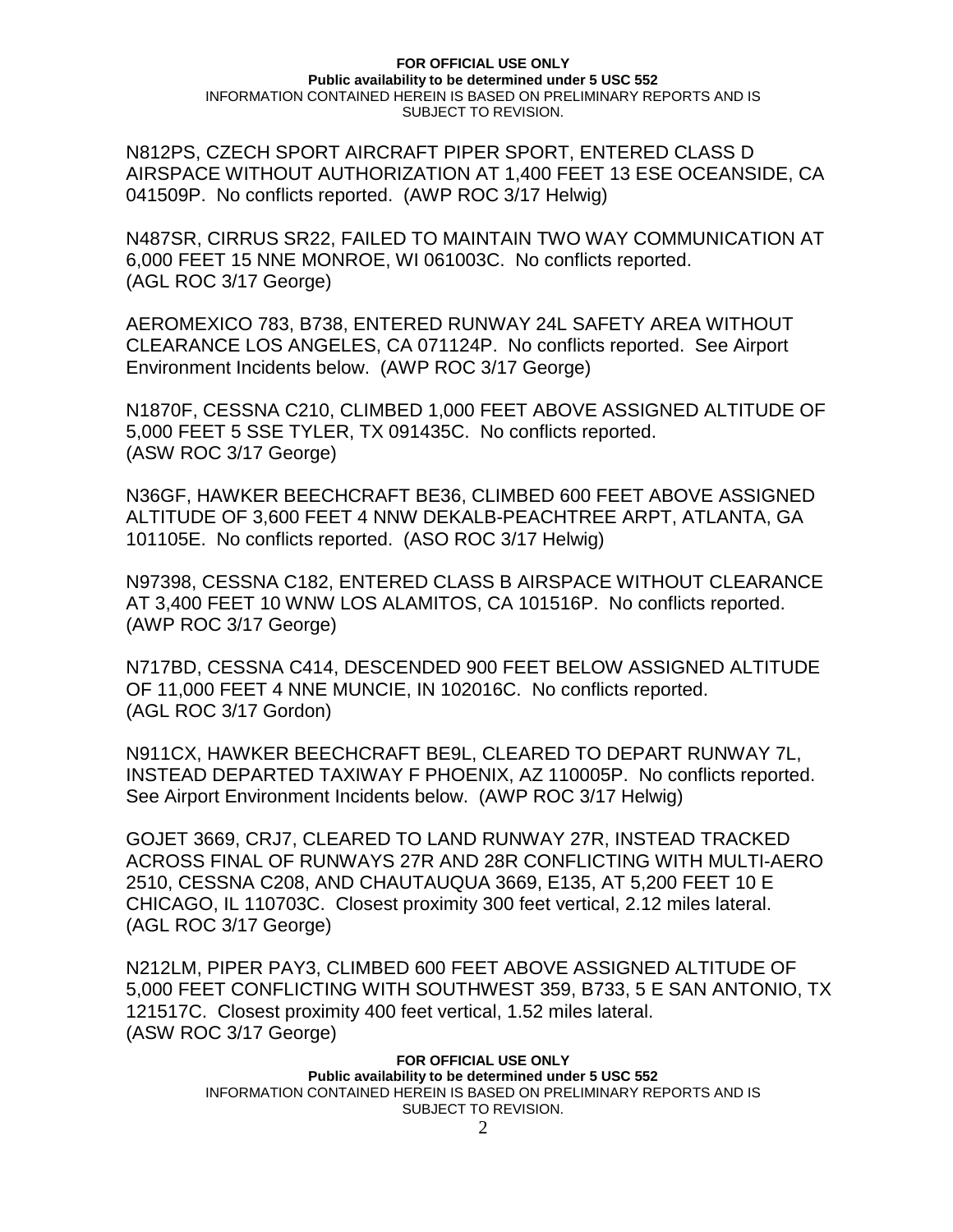N812PS, CZECH SPORT AIRCRAFT PIPER SPORT, ENTERED CLASS D AIRSPACE WITHOUT AUTHORIZATION AT 1,400 FEET 13 ESE OCEANSIDE, CA 041509P. No conflicts reported. (AWP ROC 3/17 Helwig)

N487SR, CIRRUS SR22, FAILED TO MAINTAIN TWO WAY COMMUNICATION AT 6,000 FEET 15 NNE MONROE, WI 061003C. No conflicts reported. (AGL ROC 3/17 George)

AEROMEXICO 783, B738, ENTERED RUNWAY 24L SAFETY AREA WITHOUT CLEARANCE LOS ANGELES, CA 071124P. No conflicts reported. See Airport Environment Incidents below. (AWP ROC 3/17 George)

N1870F, CESSNA C210, CLIMBED 1,000 FEET ABOVE ASSIGNED ALTITUDE OF 5,000 FEET 5 SSE TYLER, TX 091435C. No conflicts reported. (ASW ROC 3/17 George)

N36GF, HAWKER BEECHCRAFT BE36, CLIMBED 600 FEET ABOVE ASSIGNED ALTITUDE OF 3,600 FEET 4 NNW DEKALB-PEACHTREE ARPT, ATLANTA, GA 101105E. No conflicts reported. (ASO ROC 3/17 Helwig)

N97398, CESSNA C182, ENTERED CLASS B AIRSPACE WITHOUT CLEARANCE AT 3,400 FEET 10 WNW LOS ALAMITOS, CA 101516P. No conflicts reported. (AWP ROC 3/17 George)

N717BD, CESSNA C414, DESCENDED 900 FEET BELOW ASSIGNED ALTITUDE OF 11,000 FEET 4 NNE MUNCIE, IN 102016C. No conflicts reported. (AGL ROC 3/17 Gordon)

N911CX, HAWKER BEECHCRAFT BE9L, CLEARED TO DEPART RUNWAY 7L, INSTEAD DEPARTED TAXIWAY F PHOENIX, AZ 110005P. No conflicts reported. See Airport Environment Incidents below. (AWP ROC 3/17 Helwig)

GOJET 3669, CRJ7, CLEARED TO LAND RUNWAY 27R, INSTEAD TRACKED ACROSS FINAL OF RUNWAYS 27R AND 28R CONFLICTING WITH MULTI-AERO 2510, CESSNA C208, AND CHAUTAUQUA 3669, E135, AT 5,200 FEET 10 E CHICAGO, IL 110703C. Closest proximity 300 feet vertical, 2.12 miles lateral. (AGL ROC 3/17 George)

N212LM, PIPER PAY3, CLIMBED 600 FEET ABOVE ASSIGNED ALTITUDE OF 5,000 FEET CONFLICTING WITH SOUTHWEST 359, B733, 5 E SAN ANTONIO, TX 121517C. Closest proximity 400 feet vertical, 1.52 miles lateral. (ASW ROC 3/17 George)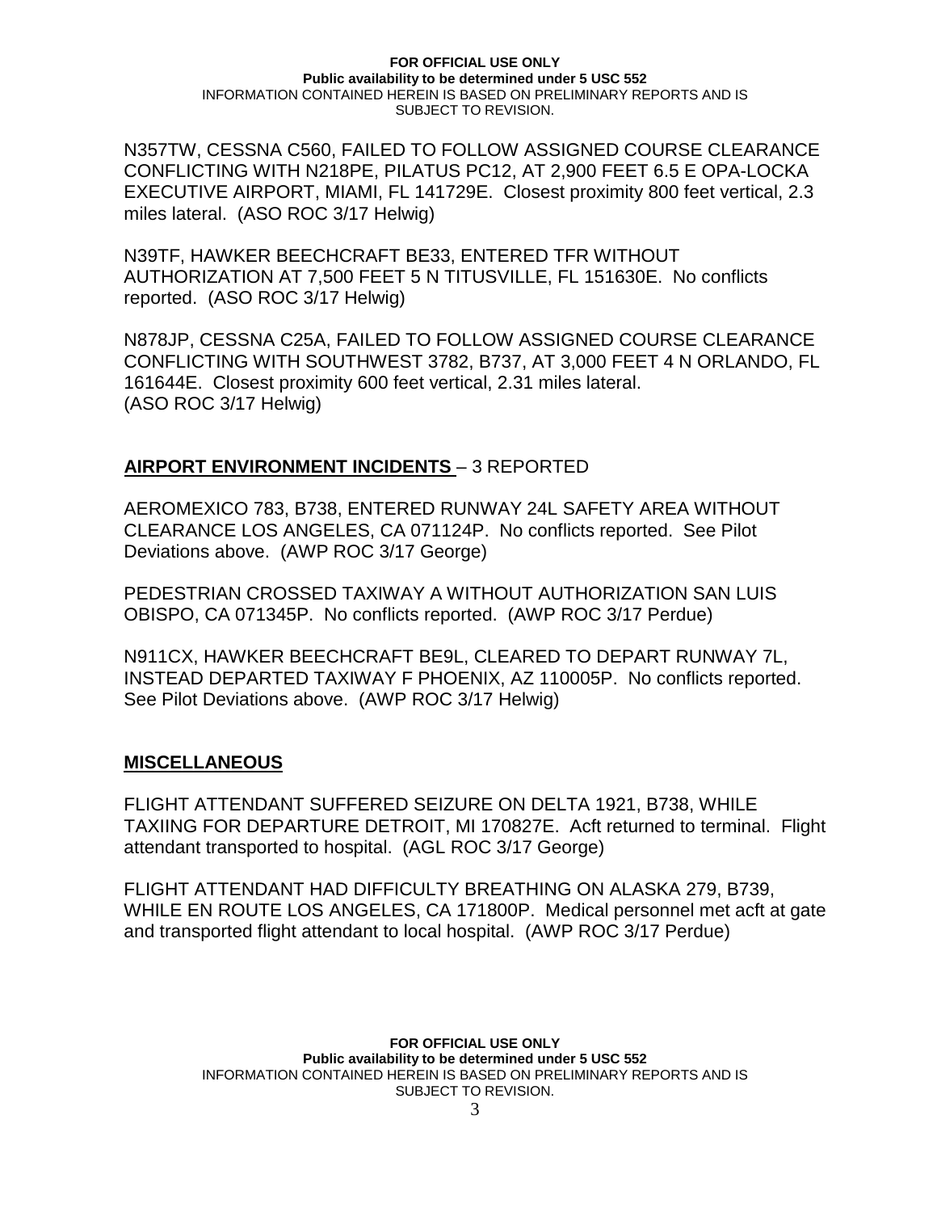N357TW, CESSNA C560, FAILED TO FOLLOW ASSIGNED COURSE CLEARANCE CONFLICTING WITH N218PE, PILATUS PC12, AT 2,900 FEET 6.5 E OPA-LOCKA EXECUTIVE AIRPORT, MIAMI, FL 141729E. Closest proximity 800 feet vertical, 2.3 miles lateral. (ASO ROC 3/17 Helwig)

N39TF, HAWKER BEECHCRAFT BE33, ENTERED TFR WITHOUT AUTHORIZATION AT 7,500 FEET 5 N TITUSVILLE, FL 151630E. No conflicts reported. (ASO ROC 3/17 Helwig)

N878JP, CESSNA C25A, FAILED TO FOLLOW ASSIGNED COURSE CLEARANCE CONFLICTING WITH SOUTHWEST 3782, B737, AT 3,000 FEET 4 N ORLANDO, FL 161644E. Closest proximity 600 feet vertical, 2.31 miles lateral. (ASO ROC 3/17 Helwig)

## **AIRPORT ENVIRONMENT INCIDENTS** – 3 REPORTED

AEROMEXICO 783, B738, ENTERED RUNWAY 24L SAFETY AREA WITHOUT CLEARANCE LOS ANGELES, CA 071124P. No conflicts reported. See Pilot Deviations above. (AWP ROC 3/17 George)

PEDESTRIAN CROSSED TAXIWAY A WITHOUT AUTHORIZATION SAN LUIS OBISPO, CA 071345P. No conflicts reported. (AWP ROC 3/17 Perdue)

N911CX, HAWKER BEECHCRAFT BE9L, CLEARED TO DEPART RUNWAY 7L, INSTEAD DEPARTED TAXIWAY F PHOENIX, AZ 110005P. No conflicts reported. See Pilot Deviations above. (AWP ROC 3/17 Helwig)

## **MISCELLANEOUS**

FLIGHT ATTENDANT SUFFERED SEIZURE ON DELTA 1921, B738, WHILE TAXIING FOR DEPARTURE DETROIT, MI 170827E. Acft returned to terminal. Flight attendant transported to hospital. (AGL ROC 3/17 George)

FLIGHT ATTENDANT HAD DIFFICULTY BREATHING ON ALASKA 279, B739, WHILE EN ROUTE LOS ANGELES, CA 171800P. Medical personnel met acft at gate and transported flight attendant to local hospital. (AWP ROC 3/17 Perdue)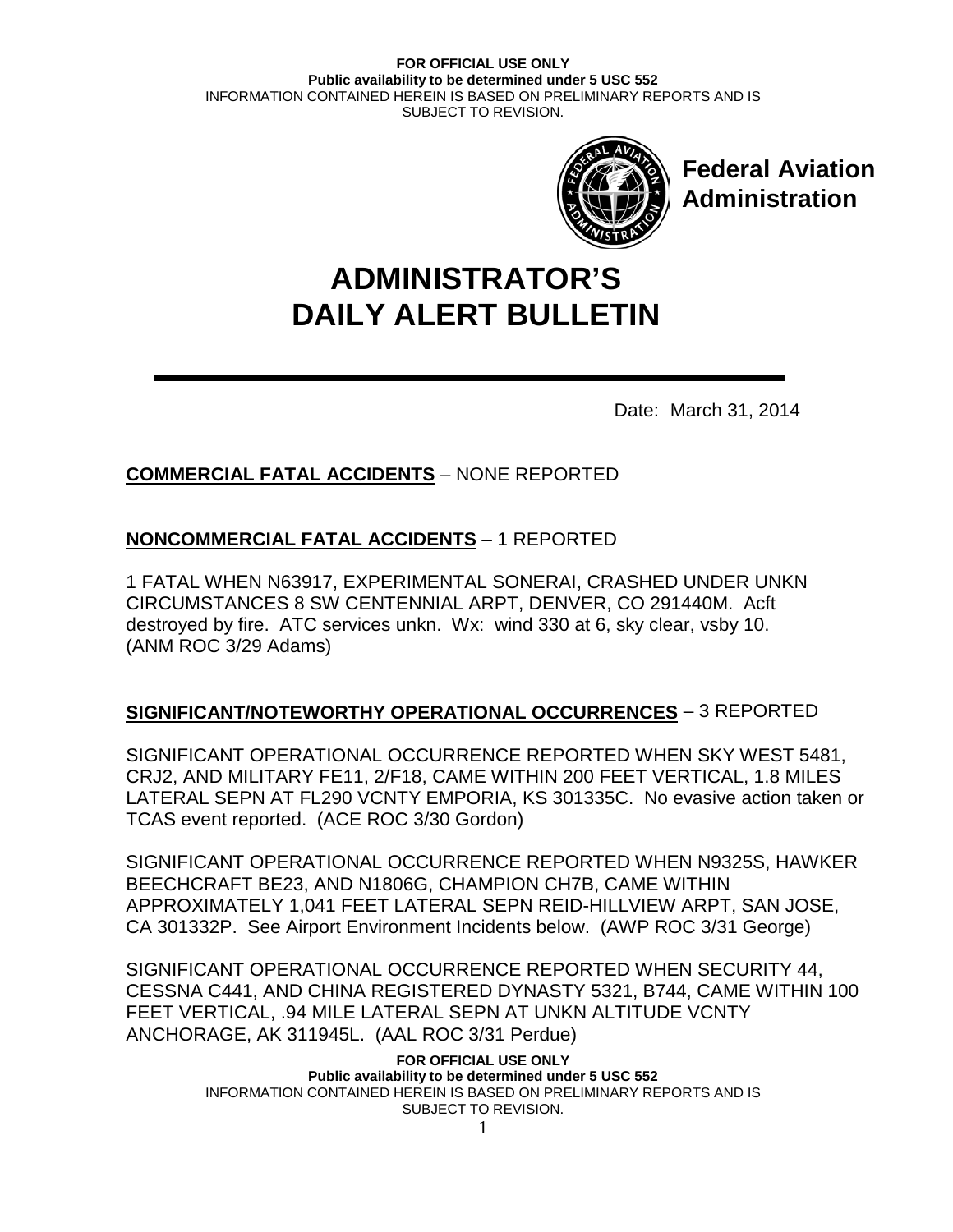# ADMINISTRATOR'S DAILY ALERT BULLETIN

Date: March 31, 2014

**COMMERCIAL FATAL ACCIDENTS** – NONE REPORTED

**NONCOMMERCIAL FATAL ACCIDENTS** – 1 REPORTED

1 FATAL WHEN N63917, EXPERIMENTAL SONERAI, CRASHED UNDER UNKN CIRCUMSTANCES 8 SW CENTENNIAL ARPT, DENVER, CO 291440M. Acft destroyed by fire. ATC services unkn. Wx: wind 330 at 6, sky clear, vsby 10. (ANM ROC 3/29 Adams)

**SIGNIFICANT/NOTEWORTHY OPERATIONAL OCCURRENCES** – 3 REPORTED

SIGNIFICANT OPERATIONAL OCCURRENCE REPORTED WHEN SKY WEST 5481, CRJ2, AND MILITARY FE11, 2/F18, CAME WITHIN 200 FEET VERTICAL, 1.8 MILES LATERAL SEPN AT FL290 VCNTY EMPORIA, KS 301335C. No evasive action taken or TCAS event reported. (ACE ROC 3/30 Gordon)

SIGNIFICANT OPERATIONAL OCCURRENCE REPORTED WHEN N9325S, HAWKER BEECHCRAFT BE23, AND N1806G, CHAMPION CH7B, CAME WITHIN APPROXIMATELY 1,041 FEET LATERAL SEPN REID-HILLVIEW ARPT, SAN JOSE, CA 301332P. See Airport Environment Incidents below. (AWP ROC 3/31 George)

SIGNIFICANT OPERATIONAL OCCURRENCE REPORTED WHEN SECURITY 44, CESSNA C441, AND CHINA REGISTERED DYNASTY 5321, B744, CAME WITHIN 100 FEET VERTICAL, .94 MILE LATERAL SEPN AT UNKN ALTITUDE VCNTY ANCHORAGE, AK 311945L. (AAL ROC 3/31 Perdue)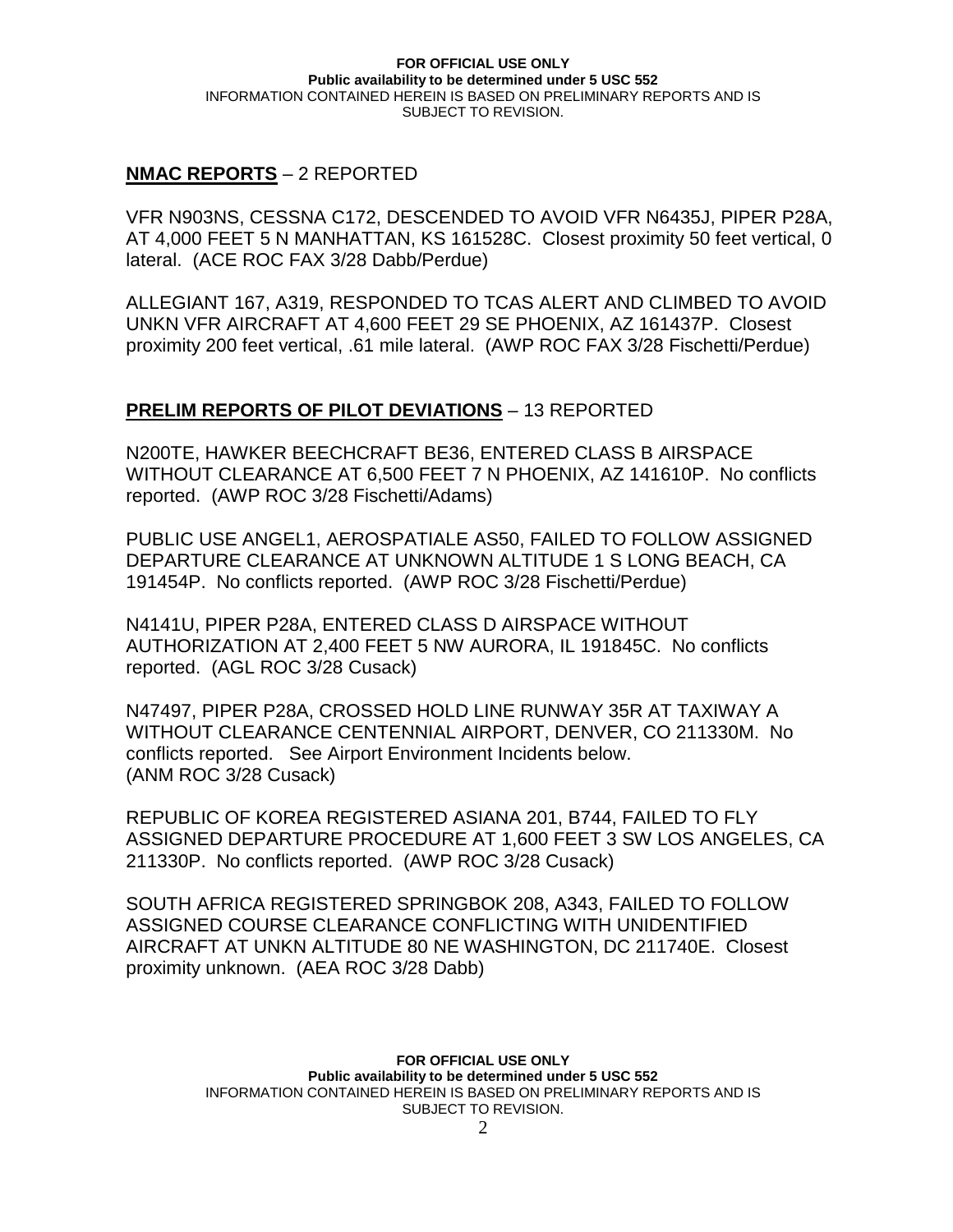**NMAC REPORTS** – 2 REPORTED

VFR N903NS, CESSNA C172, DESCENDED TO AVOID VFR N6435J, PIPER P28A, AT 4,000 FEET 5 N MANHATTAN, KS 161528C. Closest proximity 50 feet vertical, 0 lateral. (ACE ROC FAX 3/28 Dabb/Perdue)

ALLEGIANT 167, A319, RESPONDED TO TCAS ALERT AND CLIMBED TO AVOID UNKN VFR AIRCRAFT AT 4,600 FEET 29 SE PHOENIX, AZ 161437P. Closest proximity 200 feet vertical, .61 mile lateral. (AWP ROC FAX 3/28 Fischetti/Perdue)

**PRELIM REPORTS OF PILOT DEVIATIONS** – 13 REPORTED

N200TE, HAWKER BEECHCRAFT BE36, ENTERED CLASS B AIRSPACE WITHOUT CLEARANCE AT 6,500 FEET 7 N PHOENIX, AZ 141610P. No conflicts reported. (AWP ROC 3/28 Fischetti/Adams)

PUBLIC USE ANGEL1, AEROSPATIALE AS50, FAILED TO FOLLOW ASSIGNED DEPARTURE CLEARANCE AT UNKNOWN ALTITUDE 1 S LONG BEACH, CA 191454P. No conflicts reported. (AWP ROC 3/28 Fischetti/Perdue)

N4141U, PIPER P28A, ENTERED CLASS D AIRSPACE WITHOUT AUTHORIZATION AT 2,400 FEET 5 NW AURORA, IL 191845C. No conflicts reported. (AGL ROC 3/28 Cusack)

N47497, PIPER P28A, CROSSED HOLD LINE RUNWAY 35R AT TAXIWAY A WITHOUT CLEARANCE CENTENNIAL AIRPORT, DENVER, CO 211330M. No conflicts reported. See Airport Environment Incidents below. (ANM ROC 3/28 Cusack)

REPUBLIC OF KOREA REGISTERED ASIANA 201, B744, FAILED TO FLY ASSIGNED DEPARTURE PROCEDURE AT 1,600 FEET 3 SW LOS ANGELES, CA 211330P. No conflicts reported. (AWP ROC 3/28 Cusack)

SOUTH AFRICA REGISTERED SPRINGBOK 208, A343, FAILED TO FOLLOW ASSIGNED COURSE CLEARANCE CONFLICTING WITH UNIDENTIFIED AIRCRAFT AT UNKN ALTITUDE 80 NE WASHINGTON, DC 211740E. Closest proximity unknown. (AEA ROC 3/28 Dabb)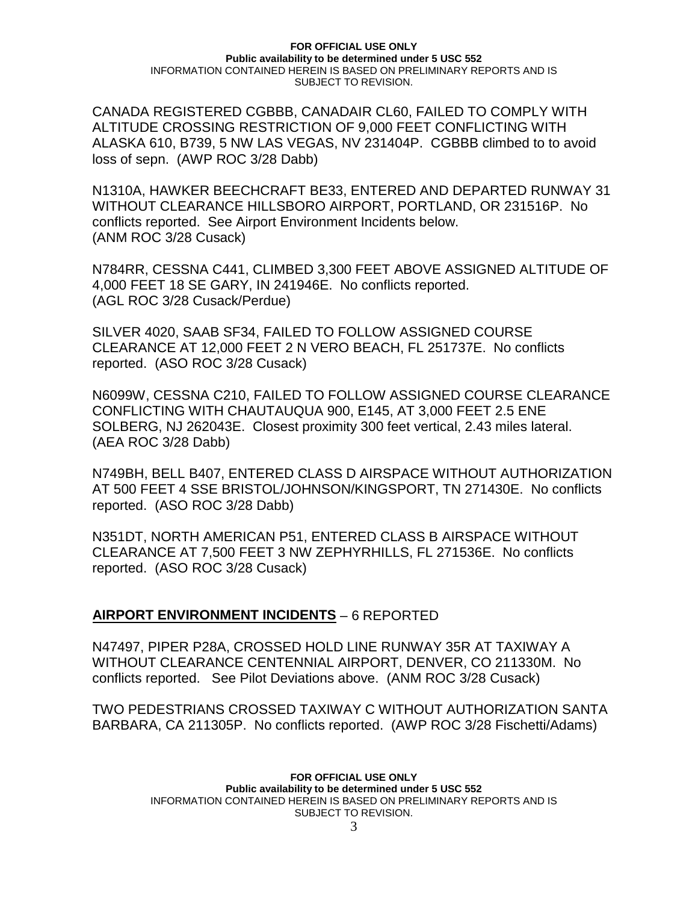CANADA REGISTERED CGBBB, CANADAIR CL60, FAILED TO COMPLY WITH ALTITUDE CROSSING RESTRICTION OF 9,000 FEET CONFLICTING WITH ALASKA 610, B739, 5 NW LAS VEGAS, NV 231404P. CGBBB climbed to to avoid loss of sepn. (AWP ROC 3/28 Dabb)

N1310A, HAWKER BEECHCRAFT BE33, ENTERED AND DEPARTED RUNWAY 31 WITHOUT CLEARANCE HILLSBORO AIRPORT, PORTLAND, OR 231516P. No conflicts reported. See Airport Environment Incidents below. (ANM ROC 3/28 Cusack)

N784RR, CESSNA C441, CLIMBED 3,300 FEET ABOVE ASSIGNED ALTITUDE OF 4,000 FEET 18 SE GARY, IN 241946E. No conflicts reported. (AGL ROC 3/28 Cusack/Perdue)

SILVER 4020, SAAB SF34, FAILED TO FOLLOW ASSIGNED COURSE CLEARANCE AT 12,000 FEET 2 N VERO BEACH, FL 251737E. No conflicts reported. (ASO ROC 3/28 Cusack)

N6099W, CESSNA C210, FAILED TO FOLLOW ASSIGNED COURSE CLEARANCE CONFLICTING WITH CHAUTAUQUA 900, E145, AT 3,000 FEET 2.5 ENE SOLBERG, NJ 262043E. Closest proximity 300 feet vertical, 2.43 miles lateral. (AEA ROC 3/28 Dabb)

N749BH, BELL B407, ENTERED CLASS D AIRSPACE WITHOUT AUTHORIZATION AT 500 FEET 4 SSE BRISTOL/JOHNSON/KINGSPORT, TN 271430E. No conflicts reported. (ASO ROC 3/28 Dabb)

N351DT, NORTH AMERICAN P51, ENTERED CLASS B AIRSPACE WITHOUT CLEARANCE AT 7,500 FEET 3 NW ZEPHYRHILLS, FL 271536E. No conflicts reported. (ASO ROC 3/28 Cusack)

## AIRPORT ENVIRONMENT INCIDENTS – 6 REPORTED

N47497, PIPER P28A, CROSSED HOLD LINE RUNWAY 35R AT TAXIWAY A WITHOUT CLEARANCE CENTENNIAL AIRPORT, DENVER, CO 211330M. No conflicts reported. See Pilot Deviations above. (ANM ROC 3/28 Cusack)

TWO PEDESTRIANS CROSSED TAXIWAY C WITHOUT AUTHORIZATION SANTA BARBARA, CA 211305P. No conflicts reported. (AWP ROC 3/28 Fischetti/Adams)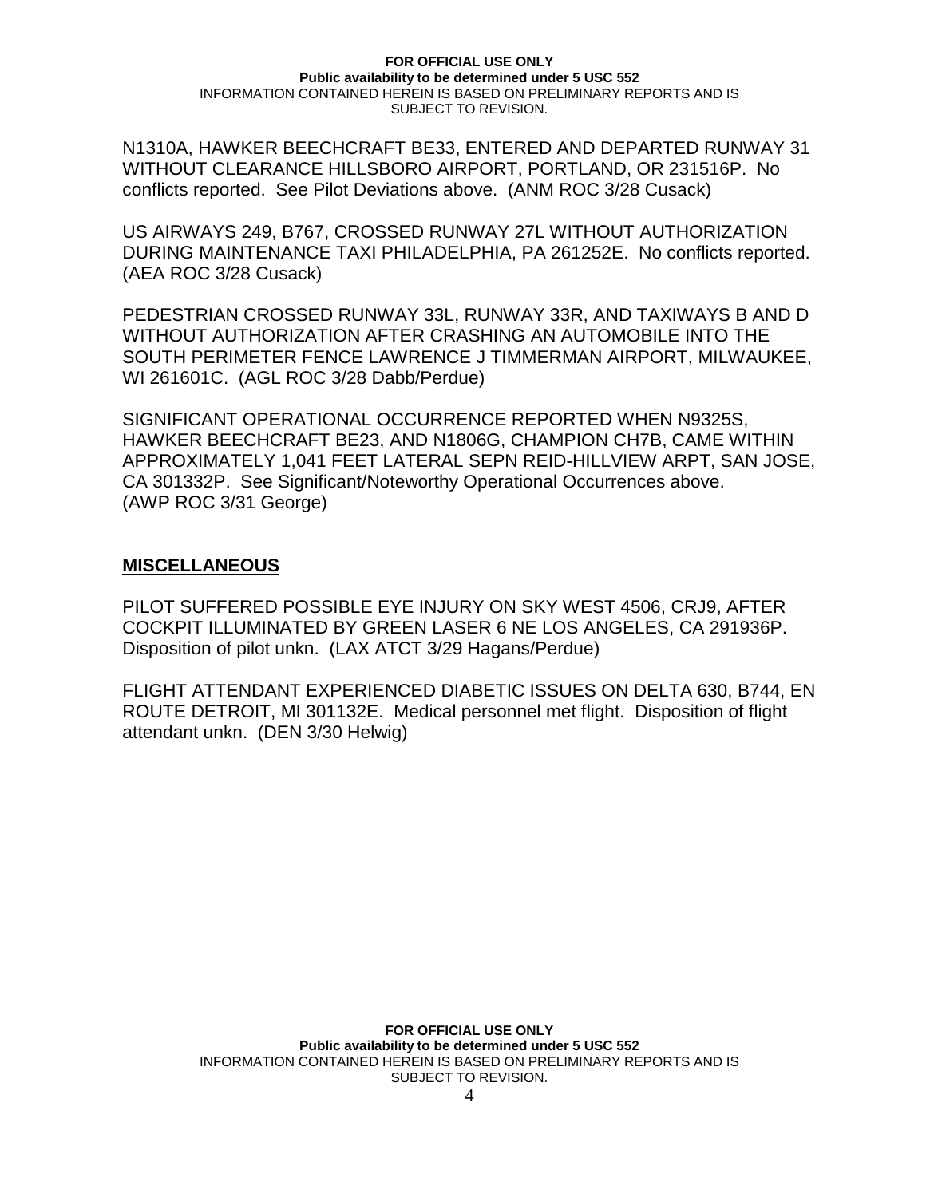N1310A, HAWKER BEECHCRAFT BE33, ENTERED AND DEPARTED RUNWAY 31 WITHOUT CLEARANCE HILLSBORO AIRPORT, PORTLAND, OR 231516P. No conflicts reported. See Pilot Deviations above. (ANM ROC 3/28 Cusack)

US AIRWAYS 249, B767, CROSSED RUNWAY 27L WITHOUT AUTHORIZATION DURING MAINTENANCE TAXI PHILADELPHIA, PA 261252E. No conflicts reported. (AEA ROC 3/28 Cusack)

PEDESTRIAN CROSSED RUNWAY 33L, RUNWAY 33R, AND TAXIWAYS B AND D WITHOUT AUTHORIZATION AFTER CRASHING AN AUTOMOBILE INTO THE SOUTH PERIMETER FENCE LAWRENCE J TIMMERMAN AIRPORT, MILWAUKEE, WI 261601C. (AGL ROC 3/28 Dabb/Perdue)

SIGNIFICANT OPERATIONAL OCCURRENCE REPORTED WHEN N9325S, HAWKER BEECHCRAFT BE23, AND N1806G, CHAMPION CH7B, CAME WITHIN APPROXIMATELY 1,041 FEET LATERAL SEPN REID-HILLVIEW ARPT, SAN JOSE, CA 301332P. See Significant/Noteworthy Operational Occurrences above. (AWP ROC 3/31 George)

## MISCELLANEOUS

PILOT SUFFERED POSSIBLE EYE INJURY ON SKY WEST 4506, CRJ9, AFTER COCKPIT ILLUMINATED BY GREEN LASER 6 NE LOS ANGELES, CA 291936P. Disposition of pilot unkn. (LAX ATCT 3/29 Hagans/Perdue)

FLIGHT ATTENDANT EXPERIENCED DIABETIC ISSUES ON DELTA 630, B744, EN ROUTE DETROIT, MI 301132E. Medical personnel met flight. Disposition of flight attendant unkn. (DEN 3/30 Helwig)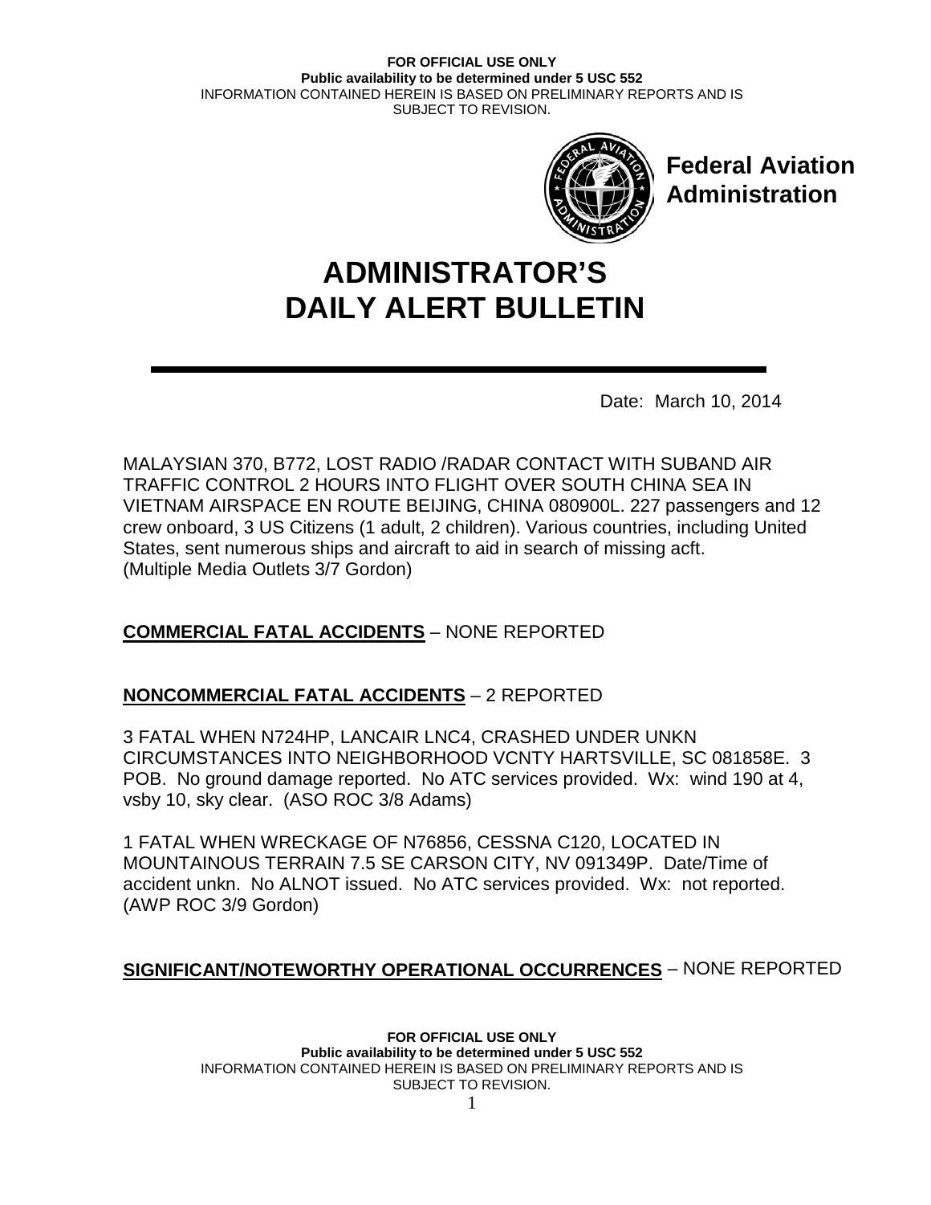Federal Aviation Administration

# ADMINISTRATOR'S DAILY ALERT BULLETIN

Date: March 10, 2014

MALAYSIAN 370, B772, LOST RADIO /RADAR CONTACT WITH SUBAND AIR TRAFFIC CONTROL 2 HOURS INTO FLIGHT OVER SOUTH CHINA SEA IN VIETNAM AIRSPACE EN ROUTE BEIJING, CHINA 080900L. 227 passengers and 12 crew onboard, 3 US Citizens (1 adult, 2 children). Various countries, including United States, sent numerous ships and aircraft to aid in search of missing acft. (Multiple Media Outlets 3/7 Gordon)

**COMMERCIAL FATAL ACCIDENTS** – NONE REPORTED

**NONCOMMERCIAL FATAL ACCIDENTS** – 2 REPORTED

3 FATAL WHEN N724HP, LANCAIR LNC4, CRASHED UNDER UNKN CIRCUMSTANCES INTO NEIGHBORHOOD VCNTY HARTSVILLE, SC 081858E. 3 POB. No ground damage reported. No ATC services provided. Wx: wind 190 at 4, vsby 10, sky clear. (ASO ROC 3/8 Adams)

1 FATAL WHEN WRECKAGE OF N76856, CESSNA C120, LOCATED IN MOUNTAINOUS TERRAIN 7.5 SE CARSON CITY, NV 091349P. Date/Time of accident unkn. No ALNOT issued. No ATC services provided. Wx: not reported. (AWP ROC 3/9 Gordon)

**SIGNIFICANT/NOTEWORTHY OPERATIONAL OCCURRENCES** – NONE REPORTED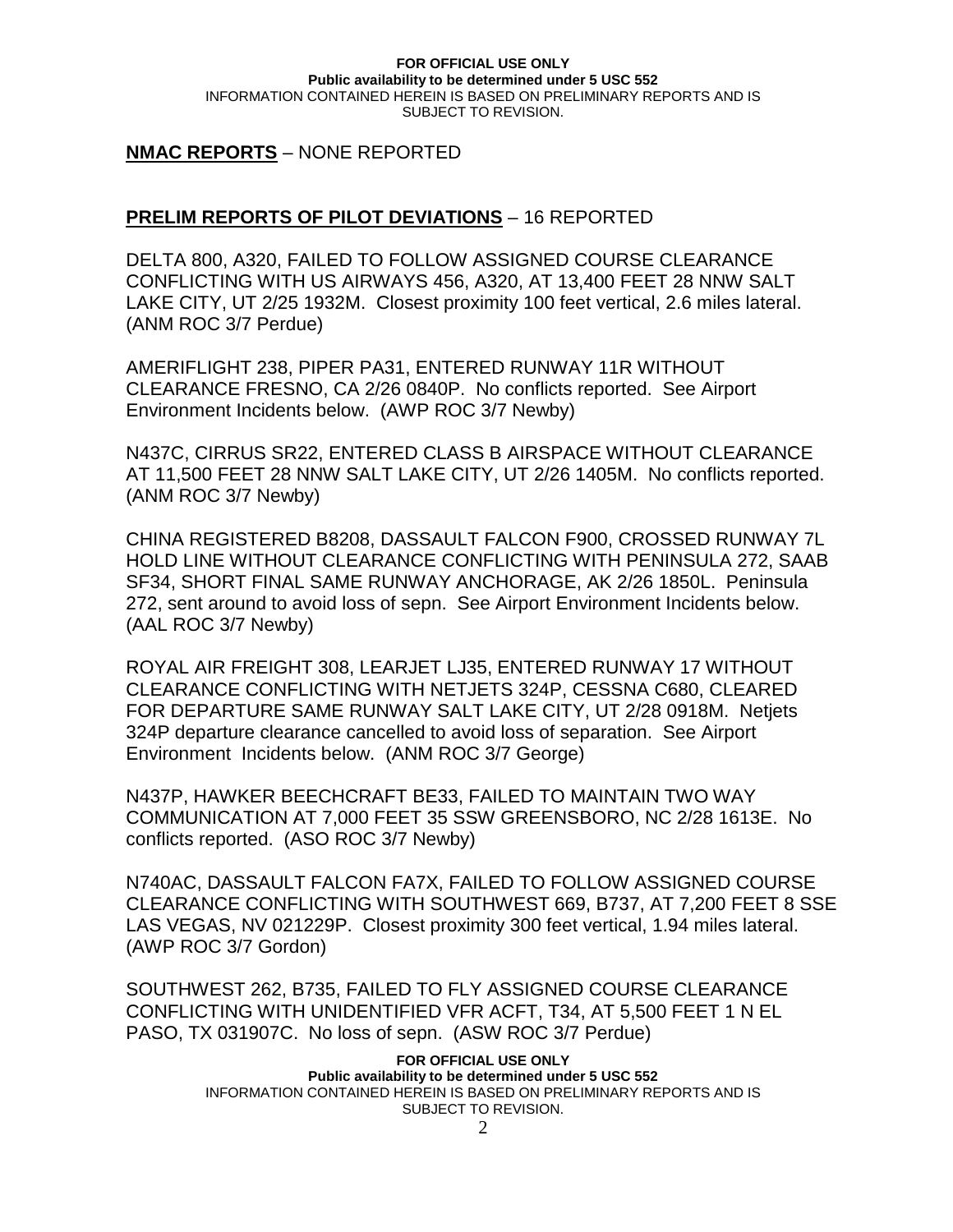**NMAC REPORTS** – NONE REPORTED

**PRELIM REPORTS OF PILOT DEVIATIONS** – 16 REPORTED

DELTA 800, A320, FAILED TO FOLLOW ASSIGNED COURSE CLEARANCE CONFLICTING WITH US AIRWAYS 456, A320, AT 13,400 FEET 28 NNW SALT LAKE CITY, UT 2/25 1932M. Closest proximity 100 feet vertical, 2.6 miles lateral. (ANM ROC 3/7 Perdue)

AMERIFLIGHT 238, PIPER PA31, ENTERED RUNWAY 11R WITHOUT CLEARANCE FRESNO, CA 2/26 0840P. No conflicts reported. See Airport Environment Incidents below. (AWP ROC 3/7 Newby)

N437C, CIRRUS SR22, ENTERED CLASS B AIRSPACE WITHOUT CLEARANCE AT 11,500 FEET 28 NNW SALT LAKE CITY, UT 2/26 1405M. No conflicts reported. (ANM ROC 3/7 Newby)

CHINA REGISTERED B8208, DASSAULT FALCON F900, CROSSED RUNWAY 7L HOLD LINE WITHOUT CLEARANCE CONFLICTING WITH PENINSULA 272, SAAB SF34, SHORT FINAL SAME RUNWAY ANCHORAGE, AK 2/26 1850L. Peninsula 272, sent around to avoid loss of sepn. See Airport Environment Incidents below. (AAL ROC 3/7 Newby)

ROYAL AIR FREIGHT 308, LEARJET LJ35, ENTERED RUNWAY 17 WITHOUT CLEARANCE CONFLICTING WITH NETJETS 324P, CESSNA C680, CLEARED FOR DEPARTURE SAME RUNWAY SALT LAKE CITY, UT 2/28 0918M. Netjets 324P departure clearance cancelled to avoid loss of separation. See Airport Environment Incidents below. (ANM ROC 3/7 George)

N437P, HAWKER BEECHCRAFT BE33, FAILED TO MAINTAIN TWO WAY COMMUNICATION AT 7,000 FEET 35 SSW GREENSBORO, NC 2/28 1613E. No conflicts reported. (ASO ROC 3/7 Newby)

N740AC, DASSAULT FALCON FA7X, FAILED TO FOLLOW ASSIGNED COURSE CLEARANCE CONFLICTING WITH SOUTHWEST 669, B737, AT 7,200 FEET 8 SSE LAS VEGAS, NV 021229P. Closest proximity 300 feet vertical, 1.94 miles lateral. (AWP ROC 3/7 Gordon)

SOUTHWEST 262, B735, FAILED TO FLY ASSIGNED COURSE CLEARANCE CONFLICTING WITH UNIDENTIFIED VFR ACFT, T34, AT 5,500 FEET 1 N EL PASO, TX 031907C. No loss of sepn. (ASW ROC 3/7 Perdue)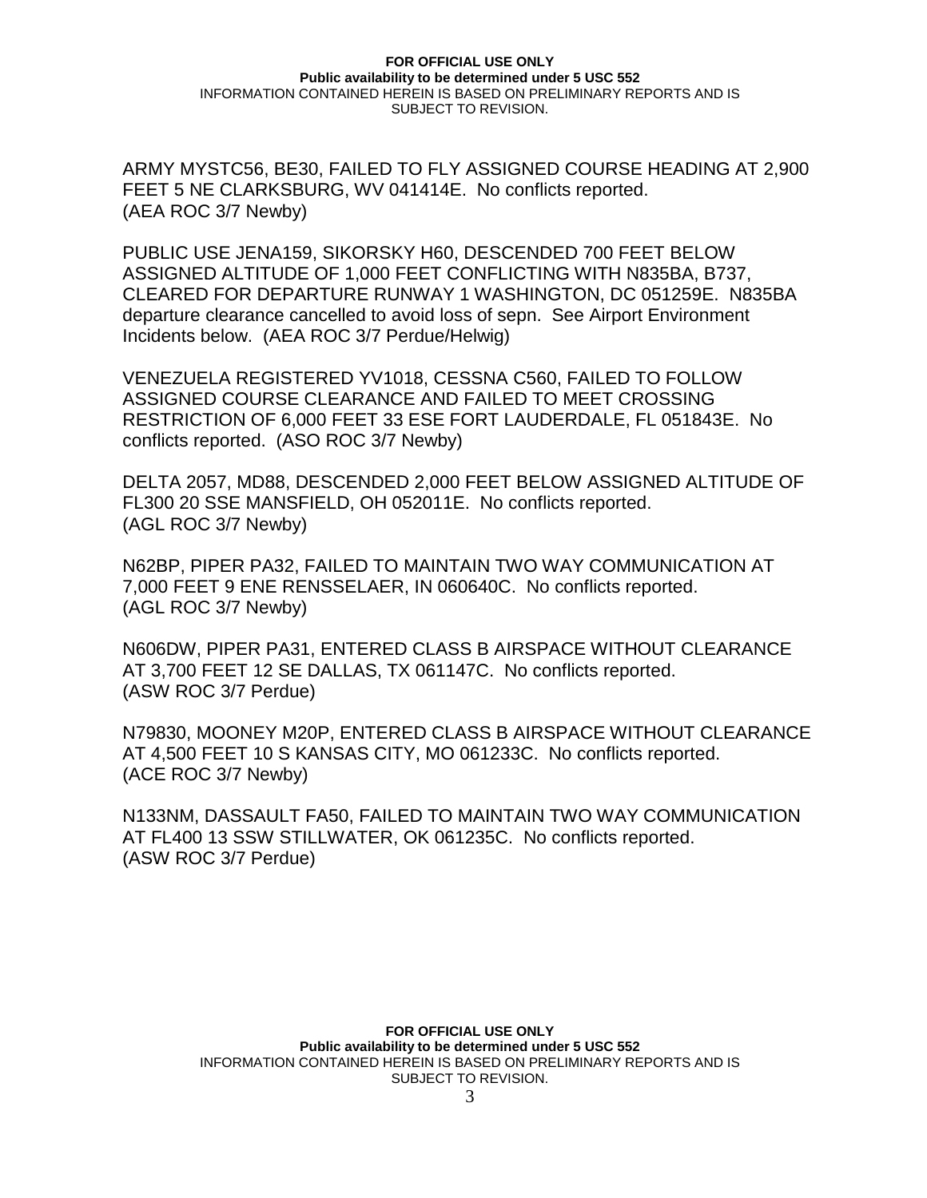ARMY MYSTC56, BE30, FAILED TO FLY ASSIGNED COURSE HEADING AT 2,900 FEET 5 NE CLARKSBURG, WV 041414E. No conflicts reported. (AEA ROC 3/7 Newby)

PUBLIC USE JENA159, SIKORSKY H60, DESCENDED 700 FEET BELOW ASSIGNED ALTITUDE OF 1,000 FEET CONFLICTING WITH N835BA, B737, CLEARED FOR DEPARTURE RUNWAY 1 WASHINGTON, DC 051259E. N835BA departure clearance cancelled to avoid loss of sepn. See Airport Environment Incidents below. (AEA ROC 3/7 Perdue/Helwig)

VENEZUELA REGISTERED YV1018, CESSNA C560, FAILED TO FOLLOW ASSIGNED COURSE CLEARANCE AND FAILED TO MEET CROSSING RESTRICTION OF 6,000 FEET 33 ESE FORT LAUDERDALE, FL 051843E. No conflicts reported. (ASO ROC 3/7 Newby)

DELTA 2057, MD88, DESCENDED 2,000 FEET BELOW ASSIGNED ALTITUDE OF FL300 20 SSE MANSFIELD, OH 052011E. No conflicts reported. (AGL ROC 3/7 Newby)

N62BP, PIPER PA32, FAILED TO MAINTAIN TWO WAY COMMUNICATION AT 7,000 FEET 9 ENE RENSSELAER, IN 060640C. No conflicts reported. (AGL ROC 3/7 Newby)

N606DW, PIPER PA31, ENTERED CLASS B AIRSPACE WITHOUT CLEARANCE AT 3,700 FEET 12 SE DALLAS, TX 061147C. No conflicts reported. (ASW ROC 3/7 Perdue)

N79830, MOONEY M20P, ENTERED CLASS B AIRSPACE WITHOUT CLEARANCE AT 4,500 FEET 10 S KANSAS CITY, MO 061233C. No conflicts reported. (ACE ROC 3/7 Newby)

N133NM, DASSAULT FA50, FAILED TO MAINTAIN TWO WAY COMMUNICATION AT FL400 13 SSW STILLWATER, OK 061235C. No conflicts reported. (ASW ROC 3/7 Perdue)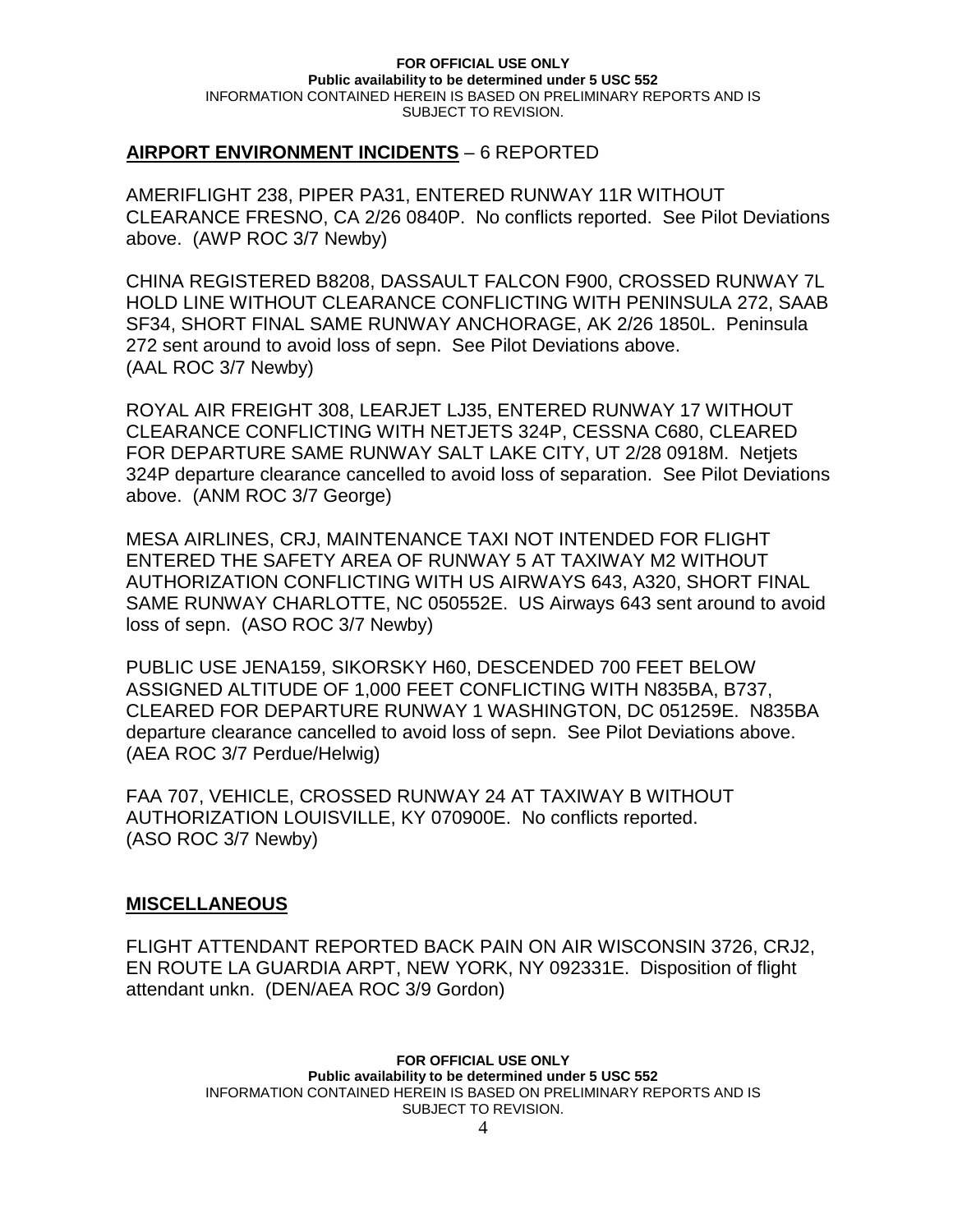## AIRPORT ENVIRONMENT INCIDENTS – 6 REPORTED

AMERIFLIGHT 238, PIPER PA31, ENTERED RUNWAY 11R WITHOUT CLEARANCE FRESNO, CA 2/26 0840P. No conflicts reported. See Pilot Deviations above. (AWP ROC 3/7 Newby)

CHINA REGISTERED B8208, DASSAULT FALCON F900, CROSSED RUNWAY 7L HOLD LINE WITHOUT CLEARANCE CONFLICTING WITH PENINSULA 272, SAAB SF34, SHORT FINAL SAME RUNWAY ANCHORAGE, AK 2/26 1850L. Peninsula 272 sent around to avoid loss of sepn. See Pilot Deviations above. (AAL ROC 3/7 Newby)

ROYAL AIR FREIGHT 308, LEARJET LJ35, ENTERED RUNWAY 17 WITHOUT CLEARANCE CONFLICTING WITH NETJETS 324P, CESSNA C680, CLEARED FOR DEPARTURE SAME RUNWAY SALT LAKE CITY, UT 2/28 0918M. Netjets 324P departure clearance cancelled to avoid loss of separation. See Pilot Deviations above. (ANM ROC 3/7 George)

MESA AIRLINES, CRJ, MAINTENANCE TAXI NOT INTENDED FOR FLIGHT ENTERED THE SAFETY AREA OF RUNWAY 5 AT TAXIWAY M2 WITHOUT AUTHORIZATION CONFLICTING WITH US AIRWAYS 643, A320, SHORT FINAL SAME RUNWAY CHARLOTTE, NC 050552E. US Airways 643 sent around to avoid loss of sepn. (ASO ROC 3/7 Newby)

PUBLIC USE JENA159, SIKORSKY H60, DESCENDED 700 FEET BELOW ASSIGNED ALTITUDE OF 1,000 FEET CONFLICTING WITH N835BA, B737, CLEARED FOR DEPARTURE RUNWAY 1 WASHINGTON, DC 051259E. N835BA departure clearance cancelled to avoid loss of sepn. See Pilot Deviations above. (AEA ROC 3/7 Perdue/Helwig)

FAA 707, VEHICLE, CROSSED RUNWAY 24 AT TAXIWAY B WITHOUT AUTHORIZATION LOUISVILLE, KY 070900E. No conflicts reported. (ASO ROC 3/7 Newby)

## MISCELLANEOUS

FLIGHT ATTENDANT REPORTED BACK PAIN ON AIR WISCONSIN 3726, CRJ2, EN ROUTE LA GUARDIA ARPT, NEW YORK, NY 092331E. Disposition of flight attendant unkn. (DEN/AEA ROC 3/9 Gordon)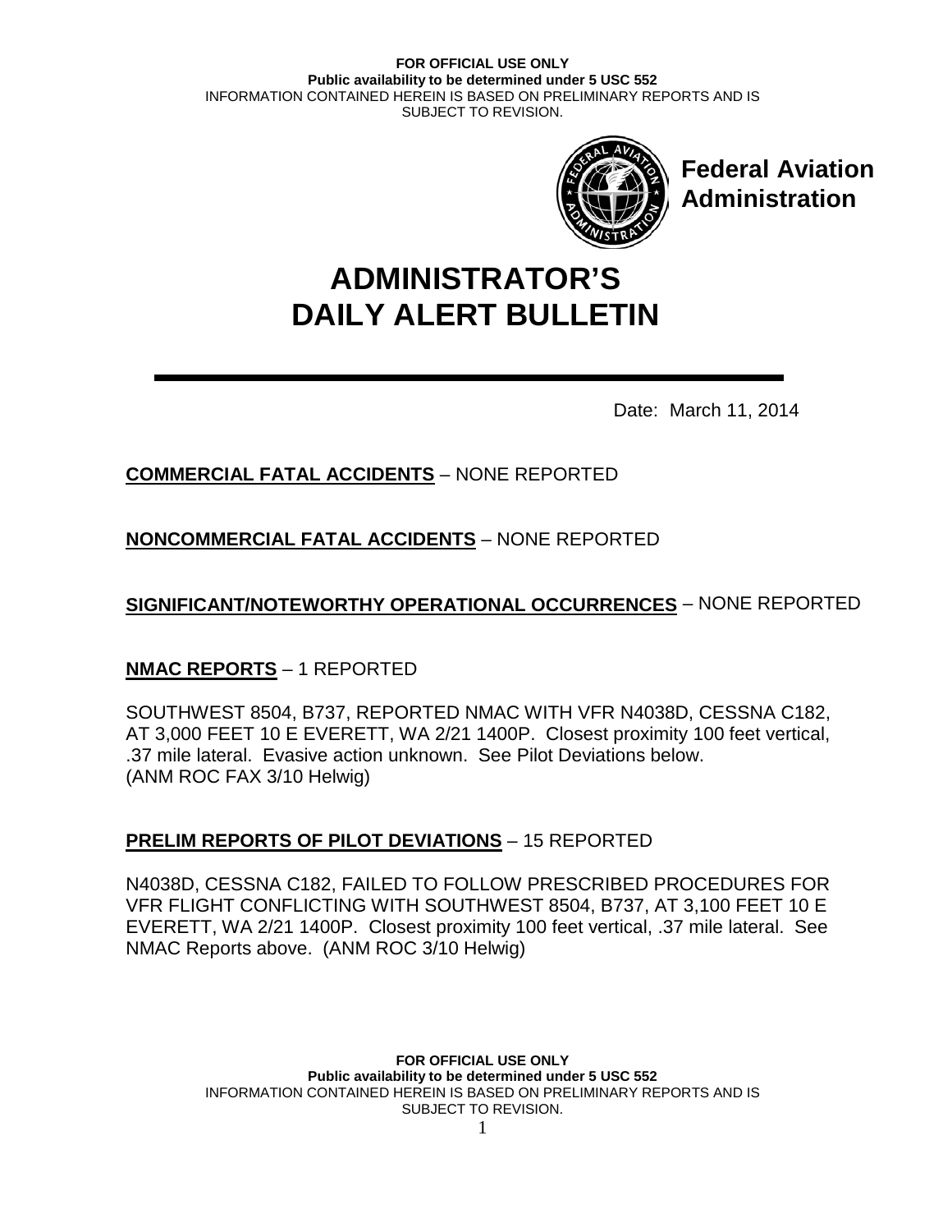Federal Aviation Administration

# ADMINISTRATOR'S DAILY ALERT BULLETIN

Date: March 11, 2014

**COMMERCIAL FATAL ACCIDENTS** – NONE REPORTED

**NONCOMMERCIAL FATAL ACCIDENTS** – NONE REPORTED

**SIGNIFICANT/NOTEWORTHY OPERATIONAL OCCURRENCES** – NONE REPORTED

**NMAC REPORTS** – 1 REPORTED

SOUTHWEST 8504, B737, REPORTED NMAC WITH VFR N4038D, CESSNA C182, AT 3,000 FEET 10 E EVERETT, WA 2/21 1400P. Closest proximity 100 feet vertical, .37 mile lateral. Evasive action unknown. See Pilot Deviations below. (ANM ROC FAX 3/10 Helwig)

**PRELIM REPORTS OF PILOT DEVIATIONS** – 15 REPORTED

N4038D, CESSNA C182, FAILED TO FOLLOW PRESCRIBED PROCEDURES FOR VFR FLIGHT CONFLICTING WITH SOUTHWEST 8504, B737, AT 3,100 FEET 10 E EVERETT, WA 2/21 1400P. Closest proximity 100 feet vertical, .37 mile lateral. See NMAC Reports above. (ANM ROC 3/10 Helwig)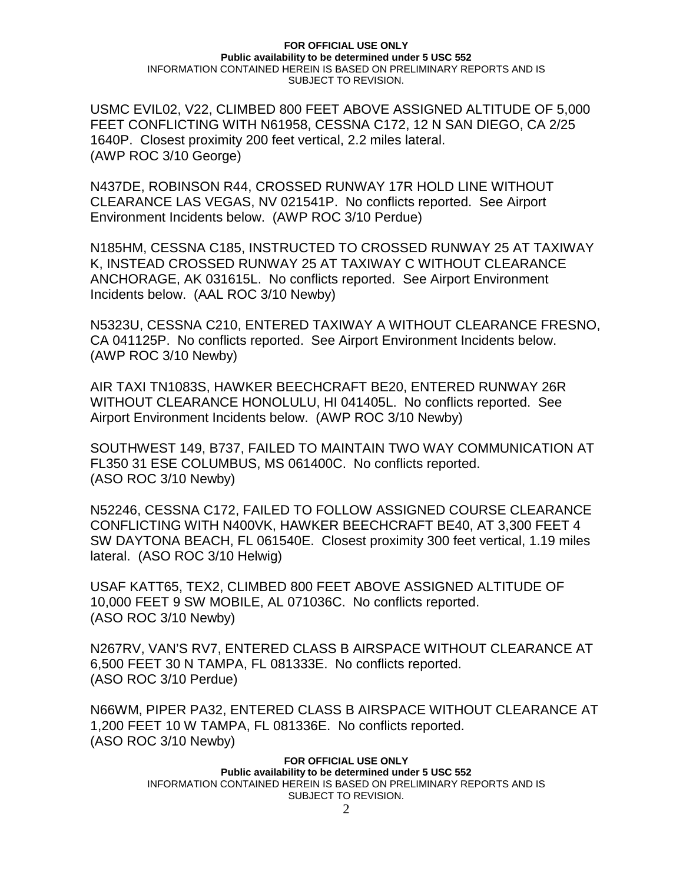USMC EVIL02, V22, CLIMBED 800 FEET ABOVE ASSIGNED ALTITUDE OF 5,000 FEET CONFLICTING WITH N61958, CESSNA C172, 12 N SAN DIEGO, CA 2/25 1640P. Closest proximity 200 feet vertical, 2.2 miles lateral. (AWP ROC 3/10 George)

N437DE, ROBINSON R44, CROSSED RUNWAY 17R HOLD LINE WITHOUT CLEARANCE LAS VEGAS, NV 021541P. No conflicts reported. See Airport Environment Incidents below. (AWP ROC 3/10 Perdue)

N185HM, CESSNA C185, INSTRUCTED TO CROSSED RUNWAY 25 AT TAXIWAY K, INSTEAD CROSSED RUNWAY 25 AT TAXIWAY C WITHOUT CLEARANCE ANCHORAGE, AK 031615L. No conflicts reported. See Airport Environment Incidents below. (AAL ROC 3/10 Newby)

N5323U, CESSNA C210, ENTERED TAXIWAY A WITHOUT CLEARANCE FRESNO, CA 041125P. No conflicts reported. See Airport Environment Incidents below. (AWP ROC 3/10 Newby)

AIR TAXI TN1083S, HAWKER BEECHCRAFT BE20, ENTERED RUNWAY 26R WITHOUT CLEARANCE HONOLULU, HI 041405L. No conflicts reported. See Airport Environment Incidents below. (AWP ROC 3/10 Newby)

SOUTHWEST 149, B737, FAILED TO MAINTAIN TWO WAY COMMUNICATION AT FL350 31 ESE COLUMBUS, MS 061400C. No conflicts reported. (ASO ROC 3/10 Newby)

N52246, CESSNA C172, FAILED TO FOLLOW ASSIGNED COURSE CLEARANCE CONFLICTING WITH N400VK, HAWKER BEECHCRAFT BE40, AT 3,300 FEET 4 SW DAYTONA BEACH, FL 061540E. Closest proximity 300 feet vertical, 1.19 miles lateral. (ASO ROC 3/10 Helwig)

USAF KATT65, TEX2, CLIMBED 800 FEET ABOVE ASSIGNED ALTITUDE OF 10,000 FEET 9 SW MOBILE, AL 071036C. No conflicts reported. (ASO ROC 3/10 Newby)

N267RV, VAN'S RV7, ENTERED CLASS B AIRSPACE WITHOUT CLEARANCE AT 6,500 FEET 30 N TAMPA, FL 081333E. No conflicts reported. (ASO ROC 3/10 Perdue)

N66WM, PIPER PA32, ENTERED CLASS B AIRSPACE WITHOUT CLEARANCE AT 1,200 FEET 10 W TAMPA, FL 081336E. No conflicts reported. (ASO ROC 3/10 Newby)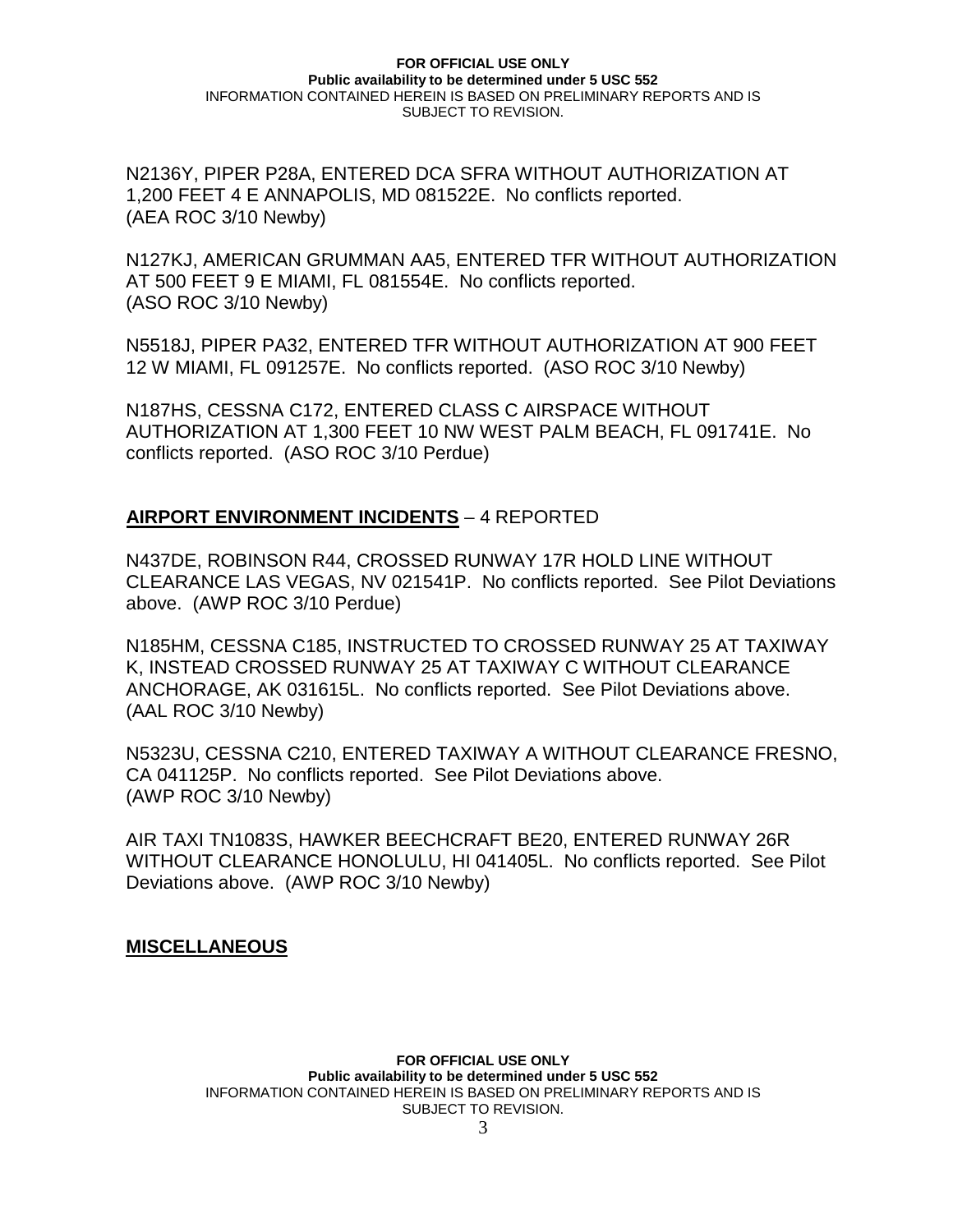N2136Y, PIPER P28A, ENTERED DCA SFRA WITHOUT AUTHORIZATION AT 1,200 FEET 4 E ANNAPOLIS, MD 081522E. No conflicts reported. (AEA ROC 3/10 Newby)

N127KJ, AMERICAN GRUMMAN AA5, ENTERED TFR WITHOUT AUTHORIZATION AT 500 FEET 9 E MIAMI, FL 081554E. No conflicts reported. (ASO ROC 3/10 Newby)

N5518J, PIPER PA32, ENTERED TFR WITHOUT AUTHORIZATION AT 900 FEET 12 W MIAMI, FL 091257E. No conflicts reported. (ASO ROC 3/10 Newby)

N187HS, CESSNA C172, ENTERED CLASS C AIRSPACE WITHOUT AUTHORIZATION AT 1,300 FEET 10 NW WEST PALM BEACH, FL 091741E. No conflicts reported. (ASO ROC 3/10 Perdue)

## **AIRPORT ENVIRONMENT INCIDENTS** – 4 REPORTED

N437DE, ROBINSON R44, CROSSED RUNWAY 17R HOLD LINE WITHOUT CLEARANCE LAS VEGAS, NV 021541P. No conflicts reported. See Pilot Deviations above. (AWP ROC 3/10 Perdue)

N185HM, CESSNA C185, INSTRUCTED TO CROSSED RUNWAY 25 AT TAXIWAY K, INSTEAD CROSSED RUNWAY 25 AT TAXIWAY C WITHOUT CLEARANCE ANCHORAGE, AK 031615L. No conflicts reported. See Pilot Deviations above. (AAL ROC 3/10 Newby)

N5323U, CESSNA C210, ENTERED TAXIWAY A WITHOUT CLEARANCE FRESNO, CA 041125P. No conflicts reported. See Pilot Deviations above. (AWP ROC 3/10 Newby)

AIR TAXI TN1083S, HAWKER BEECHCRAFT BE20, ENTERED RUNWAY 26R WITHOUT CLEARANCE HONOLULU, HI 041405L. No conflicts reported. See Pilot Deviations above. (AWP ROC 3/10 Newby)

## **MISCELLANEOUS**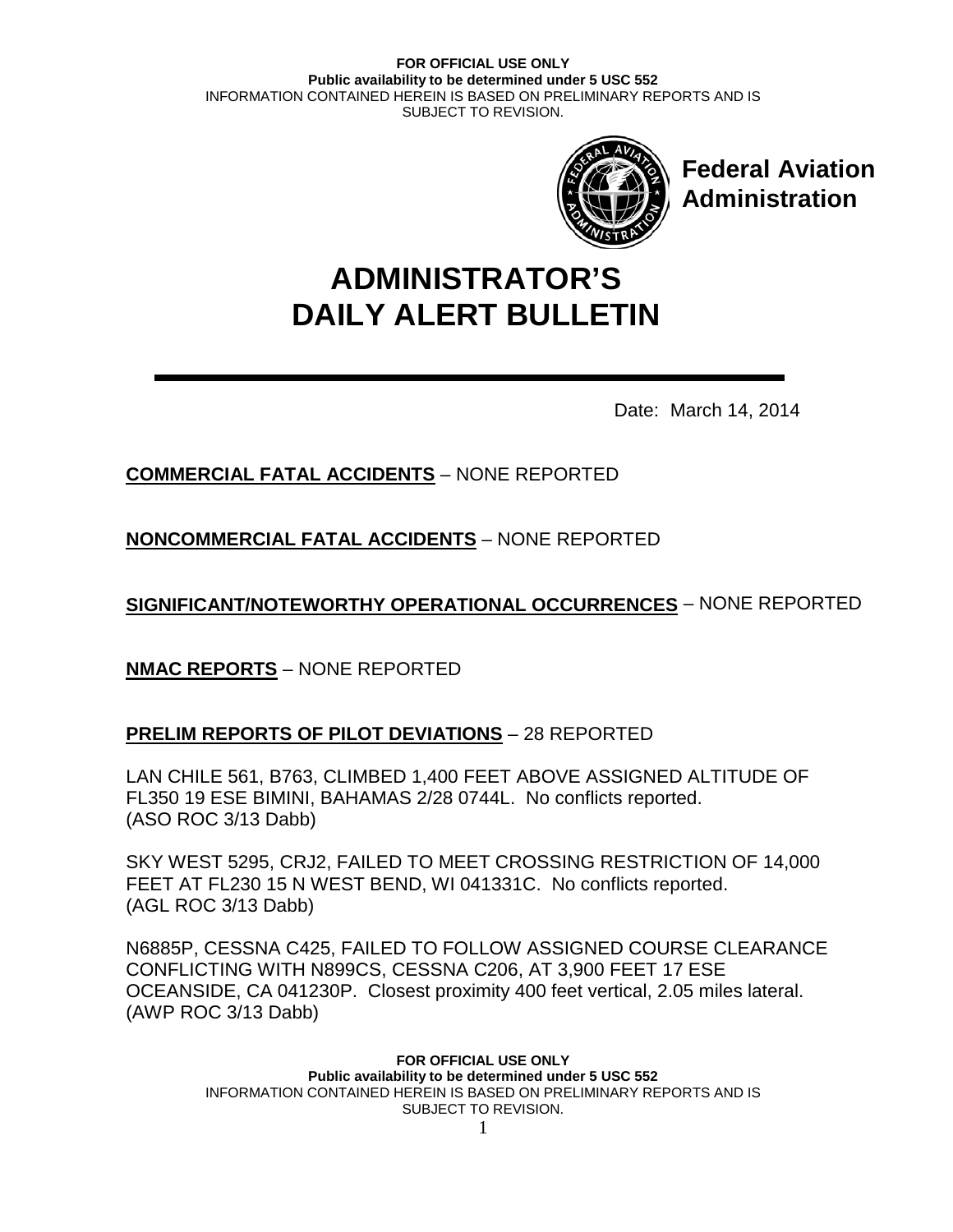**FOR OFFICIAL USE ONLY**
**Public availability to be determined under 5 USC 552**
INFORMATION CONTAINED HEREIN IS BASED ON PRELIMINARY REPORTS AND IS SUBJECT TO REVISION.

**Federal Aviation Administration**

# ADMINISTRATOR'S DAILY ALERT BULLETIN

Date: March 14, 2014

**COMMERCIAL FATAL ACCIDENTS** – NONE REPORTED

**NONCOMMERCIAL FATAL ACCIDENTS** – NONE REPORTED

**SIGNIFICANT/NOTEWORTHY OPERATIONAL OCCURRENCES** – NONE REPORTED

**NMAC REPORTS** – NONE REPORTED

**PRELIM REPORTS OF PILOT DEVIATIONS** – 28 REPORTED

LAN CHILE 561, B763, CLIMBED 1,400 FEET ABOVE ASSIGNED ALTITUDE OF FL350 19 ESE BIMINI, BAHAMAS 2/28 0744L. No conflicts reported. (ASO ROC 3/13 Dabb)

SKY WEST 5295, CRJ2, FAILED TO MEET CROSSING RESTRICTION OF 14,000 FEET AT FL230 15 N WEST BEND, WI 041331C. No conflicts reported. (AGL ROC 3/13 Dabb)

N6885P, CESSNA C425, FAILED TO FOLLOW ASSIGNED COURSE CLEARANCE CONFLICTING WITH N899CS, CESSNA C206, AT 3,900 FEET 17 ESE OCEANSIDE, CA 041230P. Closest proximity 400 feet vertical, 2.05 miles lateral. (AWP ROC 3/13 Dabb)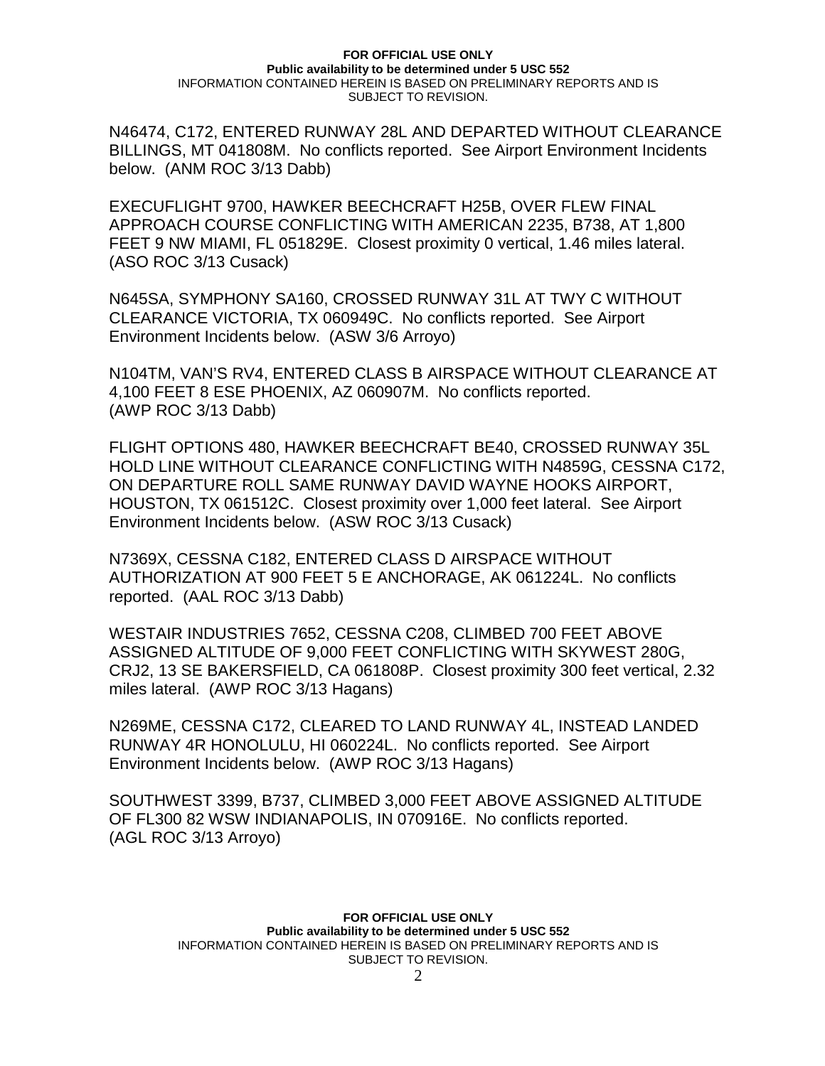N46474, C172, ENTERED RUNWAY 28L AND DEPARTED WITHOUT CLEARANCE BILLINGS, MT 041808M. No conflicts reported. See Airport Environment Incidents below. (ANM ROC 3/13 Dabb)

EXECUFLIGHT 9700, HAWKER BEECHCRAFT H25B, OVER FLEW FINAL APPROACH COURSE CONFLICTING WITH AMERICAN 2235, B738, AT 1,800 FEET 9 NW MIAMI, FL 051829E. Closest proximity 0 vertical, 1.46 miles lateral. (ASO ROC 3/13 Cusack)

N645SA, SYMPHONY SA160, CROSSED RUNWAY 31L AT TWY C WITHOUT CLEARANCE VICTORIA, TX 060949C. No conflicts reported. See Airport Environment Incidents below. (ASW 3/6 Arroyo)

N104TM, VAN'S RV4, ENTERED CLASS B AIRSPACE WITHOUT CLEARANCE AT 4,100 FEET 8 ESE PHOENIX, AZ 060907M. No conflicts reported. (AWP ROC 3/13 Dabb)

FLIGHT OPTIONS 480, HAWKER BEECHCRAFT BE40, CROSSED RUNWAY 35L HOLD LINE WITHOUT CLEARANCE CONFLICTING WITH N4859G, CESSNA C172, ON DEPARTURE ROLL SAME RUNWAY DAVID WAYNE HOOKS AIRPORT, HOUSTON, TX 061512C. Closest proximity over 1,000 feet lateral. See Airport Environment Incidents below. (ASW ROC 3/13 Cusack)

N7369X, CESSNA C182, ENTERED CLASS D AIRSPACE WITHOUT AUTHORIZATION AT 900 FEET 5 E ANCHORAGE, AK 061224L. No conflicts reported. (AAL ROC 3/13 Dabb)

WESTAIR INDUSTRIES 7652, CESSNA C208, CLIMBED 700 FEET ABOVE ASSIGNED ALTITUDE OF 9,000 FEET CONFLICTING WITH SKYWEST 280G, CRJ2, 13 SE BAKERSFIELD, CA 061808P. Closest proximity 300 feet vertical, 2.32 miles lateral. (AWP ROC 3/13 Hagans)

N269ME, CESSNA C172, CLEARED TO LAND RUNWAY 4L, INSTEAD LANDED RUNWAY 4R HONOLULU, HI 060224L. No conflicts reported. See Airport Environment Incidents below. (AWP ROC 3/13 Hagans)

SOUTHWEST 3399, B737, CLIMBED 3,000 FEET ABOVE ASSIGNED ALTITUDE OF FL300 82 WSW INDIANAPOLIS, IN 070916E. No conflicts reported. (AGL ROC 3/13 Arroyo)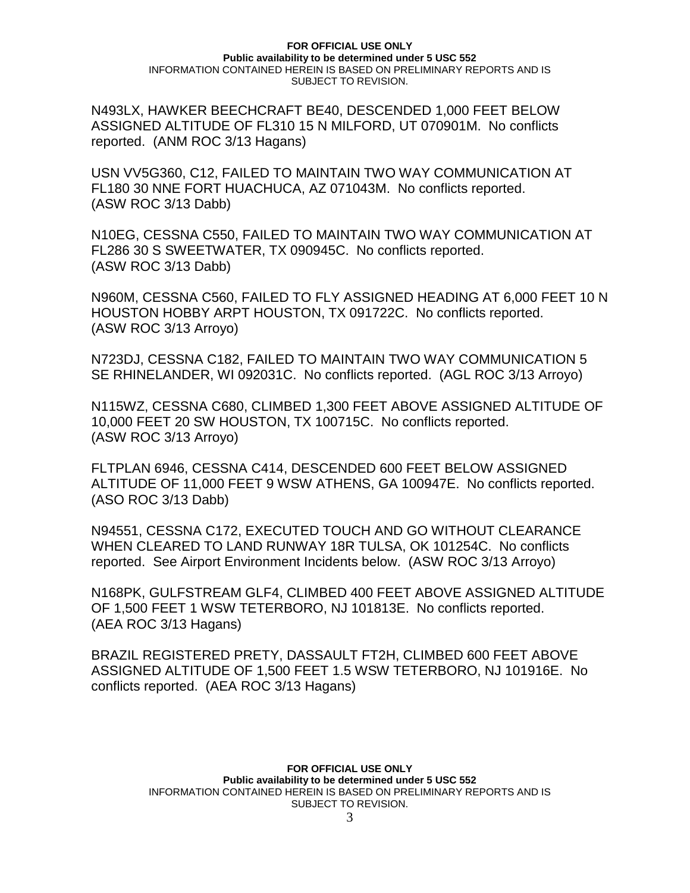N493LX, HAWKER BEECHCRAFT BE40, DESCENDED 1,000 FEET BELOW ASSIGNED ALTITUDE OF FL310 15 N MILFORD, UT 070901M. No conflicts reported. (ANM ROC 3/13 Hagans)

USN VV5G360, C12, FAILED TO MAINTAIN TWO WAY COMMUNICATION AT FL180 30 NNE FORT HUACHUCA, AZ 071043M. No conflicts reported. (ASW ROC 3/13 Dabb)

N10EG, CESSNA C550, FAILED TO MAINTAIN TWO WAY COMMUNICATION AT FL286 30 S SWEETWATER, TX 090945C. No conflicts reported. (ASW ROC 3/13 Dabb)

N960M, CESSNA C560, FAILED TO FLY ASSIGNED HEADING AT 6,000 FEET 10 N HOUSTON HOBBY ARPT HOUSTON, TX 091722C. No conflicts reported. (ASW ROC 3/13 Arroyo)

N723DJ, CESSNA C182, FAILED TO MAINTAIN TWO WAY COMMUNICATION 5 SE RHINELANDER, WI 092031C. No conflicts reported. (AGL ROC 3/13 Arroyo)

N115WZ, CESSNA C680, CLIMBED 1,300 FEET ABOVE ASSIGNED ALTITUDE OF 10,000 FEET 20 SW HOUSTON, TX 100715C. No conflicts reported. (ASW ROC 3/13 Arroyo)

FLTPLAN 6946, CESSNA C414, DESCENDED 600 FEET BELOW ASSIGNED ALTITUDE OF 11,000 FEET 9 WSW ATHENS, GA 100947E. No conflicts reported. (ASO ROC 3/13 Dabb)

N94551, CESSNA C172, EXECUTED TOUCH AND GO WITHOUT CLEARANCE WHEN CLEARED TO LAND RUNWAY 18R TULSA, OK 101254C. No conflicts reported. See Airport Environment Incidents below. (ASW ROC 3/13 Arroyo)

N168PK, GULFSTREAM GLF4, CLIMBED 400 FEET ABOVE ASSIGNED ALTITUDE OF 1,500 FEET 1 WSW TETERBORO, NJ 101813E. No conflicts reported. (AEA ROC 3/13 Hagans)

BRAZIL REGISTERED PRETY, DASSAULT FT2H, CLIMBED 600 FEET ABOVE ASSIGNED ALTITUDE OF 1,500 FEET 1.5 WSW TETERBORO, NJ 101916E. No conflicts reported. (AEA ROC 3/13 Hagans)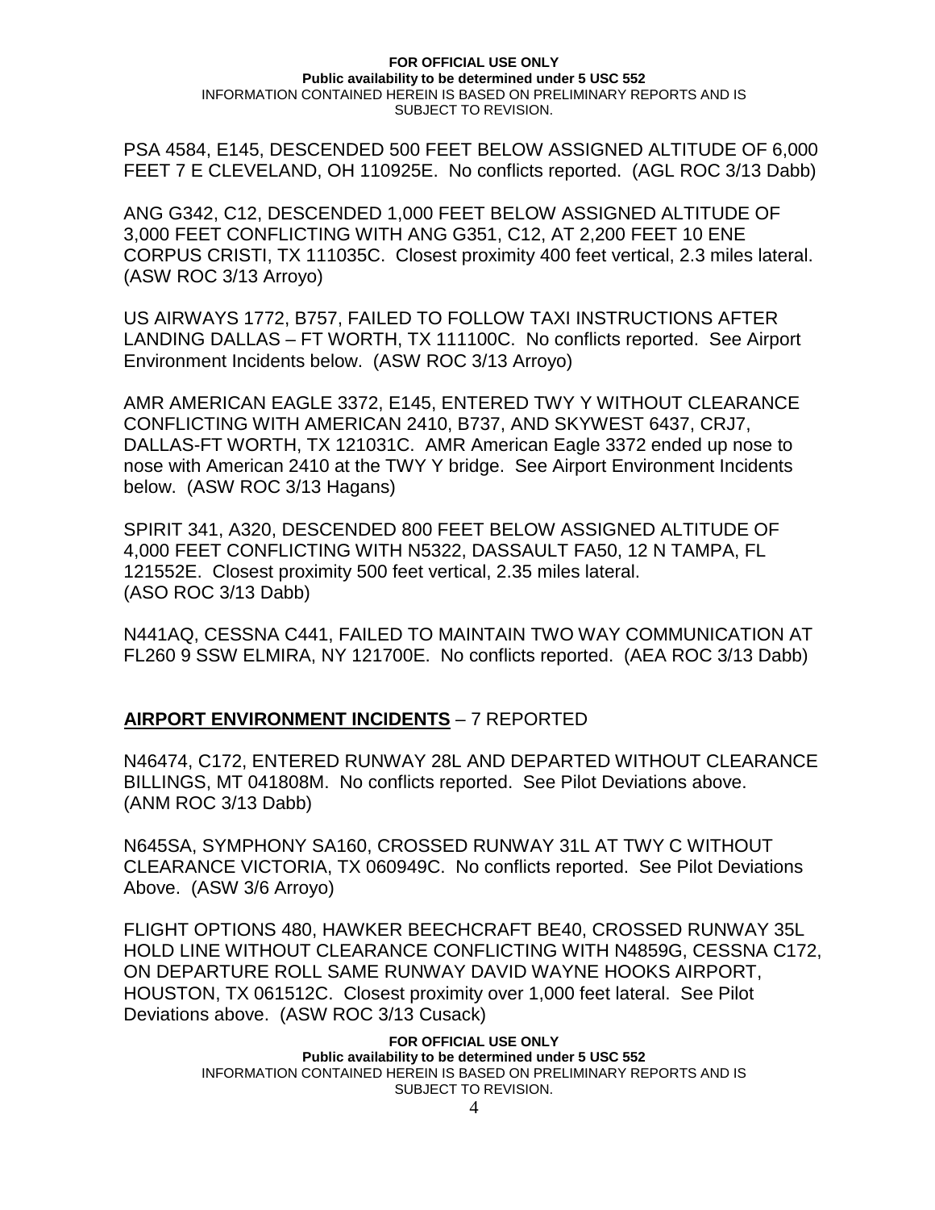PSA 4584, E145, DESCENDED 500 FEET BELOW ASSIGNED ALTITUDE OF 6,000 FEET 7 E CLEVELAND, OH 110925E. No conflicts reported. (AGL ROC 3/13 Dabb)

ANG G342, C12, DESCENDED 1,000 FEET BELOW ASSIGNED ALTITUDE OF 3,000 FEET CONFLICTING WITH ANG G351, C12, AT 2,200 FEET 10 ENE CORPUS CRISTI, TX 111035C. Closest proximity 400 feet vertical, 2.3 miles lateral. (ASW ROC 3/13 Arroyo)

US AIRWAYS 1772, B757, FAILED TO FOLLOW TAXI INSTRUCTIONS AFTER LANDING DALLAS – FT WORTH, TX 111100C. No conflicts reported. See Airport Environment Incidents below. (ASW ROC 3/13 Arroyo)

AMR AMERICAN EAGLE 3372, E145, ENTERED TWY Y WITHOUT CLEARANCE CONFLICTING WITH AMERICAN 2410, B737, AND SKYWEST 6437, CRJ7, DALLAS-FT WORTH, TX 121031C. AMR American Eagle 3372 ended up nose to nose with American 2410 at the TWY Y bridge. See Airport Environment Incidents below. (ASW ROC 3/13 Hagans)

SPIRIT 341, A320, DESCENDED 800 FEET BELOW ASSIGNED ALTITUDE OF 4,000 FEET CONFLICTING WITH N5322, DASSAULT FA50, 12 N TAMPA, FL 121552E. Closest proximity 500 feet vertical, 2.35 miles lateral. (ASO ROC 3/13 Dabb)

N441AQ, CESSNA C441, FAILED TO MAINTAIN TWO WAY COMMUNICATION AT FL260 9 SSW ELMIRA, NY 121700E. No conflicts reported. (AEA ROC 3/13 Dabb)

## **AIRPORT ENVIRONMENT INCIDENTS** – 7 REPORTED

N46474, C172, ENTERED RUNWAY 28L AND DEPARTED WITHOUT CLEARANCE BILLINGS, MT 041808M. No conflicts reported. See Pilot Deviations above. (ANM ROC 3/13 Dabb)

N645SA, SYMPHONY SA160, CROSSED RUNWAY 31L AT TWY C WITHOUT CLEARANCE VICTORIA, TX 060949C. No conflicts reported. See Pilot Deviations Above. (ASW 3/6 Arroyo)

FLIGHT OPTIONS 480, HAWKER BEECHCRAFT BE40, CROSSED RUNWAY 35L HOLD LINE WITHOUT CLEARANCE CONFLICTING WITH N4859G, CESSNA C172, ON DEPARTURE ROLL SAME RUNWAY DAVID WAYNE HOOKS AIRPORT, HOUSTON, TX 061512C. Closest proximity over 1,000 feet lateral. See Pilot Deviations above. (ASW ROC 3/13 Cusack)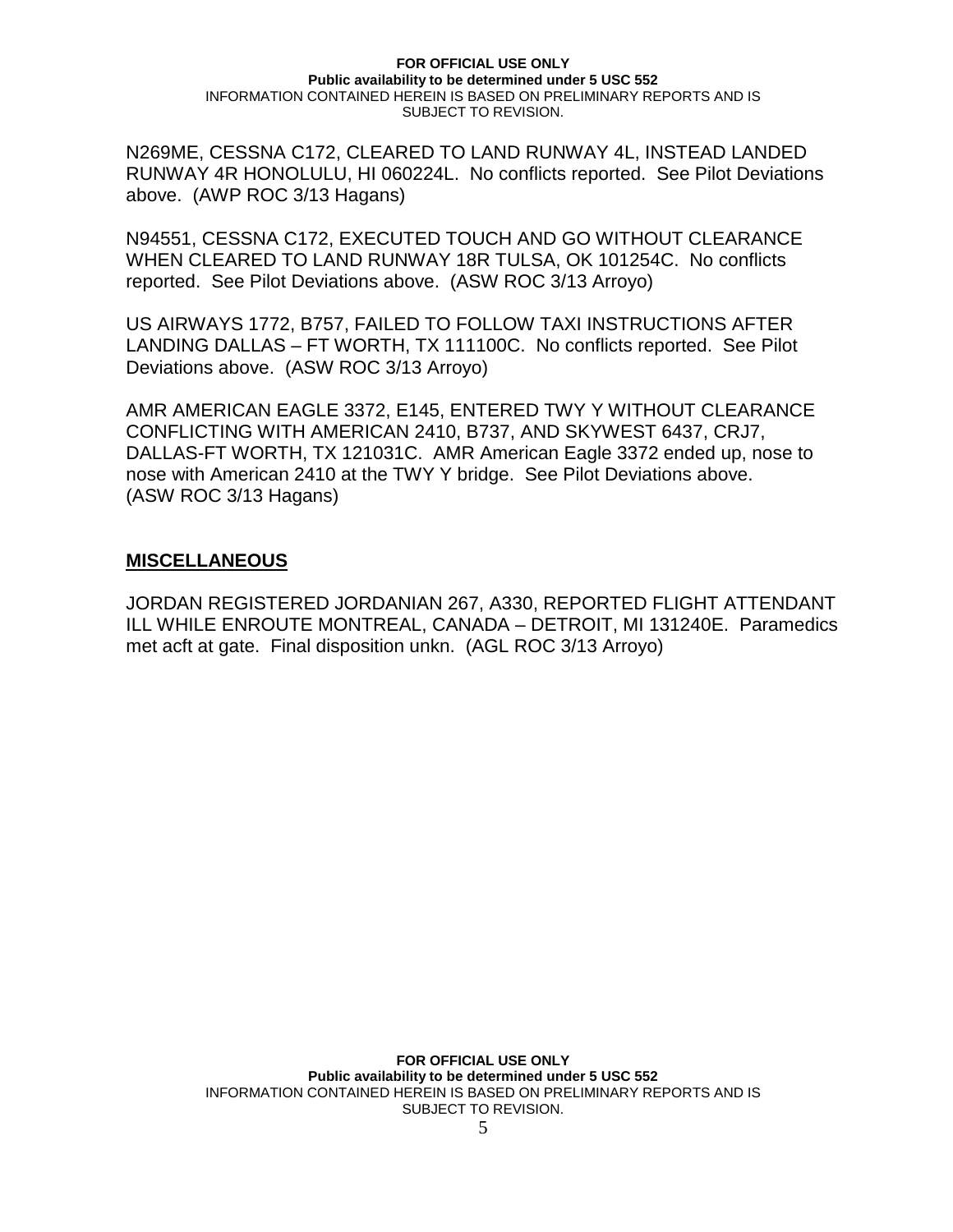N269ME, CESSNA C172, CLEARED TO LAND RUNWAY 4L, INSTEAD LANDED RUNWAY 4R HONOLULU, HI 060224L. No conflicts reported. See Pilot Deviations above. (AWP ROC 3/13 Hagans)

N94551, CESSNA C172, EXECUTED TOUCH AND GO WITHOUT CLEARANCE WHEN CLEARED TO LAND RUNWAY 18R TULSA, OK 101254C. No conflicts reported. See Pilot Deviations above. (ASW ROC 3/13 Arroyo)

US AIRWAYS 1772, B757, FAILED TO FOLLOW TAXI INSTRUCTIONS AFTER LANDING DALLAS – FT WORTH, TX 111100C. No conflicts reported. See Pilot Deviations above. (ASW ROC 3/13 Arroyo)

AMR AMERICAN EAGLE 3372, E145, ENTERED TWY Y WITHOUT CLEARANCE CONFLICTING WITH AMERICAN 2410, B737, AND SKYWEST 6437, CRJ7, DALLAS-FT WORTH, TX 121031C. AMR American Eagle 3372 ended up, nose to nose with American 2410 at the TWY Y bridge. See Pilot Deviations above. (ASW ROC 3/13 Hagans)

## MISCELLANEOUS

JORDAN REGISTERED JORDANIAN 267, A330, REPORTED FLIGHT ATTENDANT ILL WHILE ENROUTE MONTREAL, CANADA – DETROIT, MI 131240E. Paramedics met acft at gate. Final disposition unkn. (AGL ROC 3/13 Arroyo)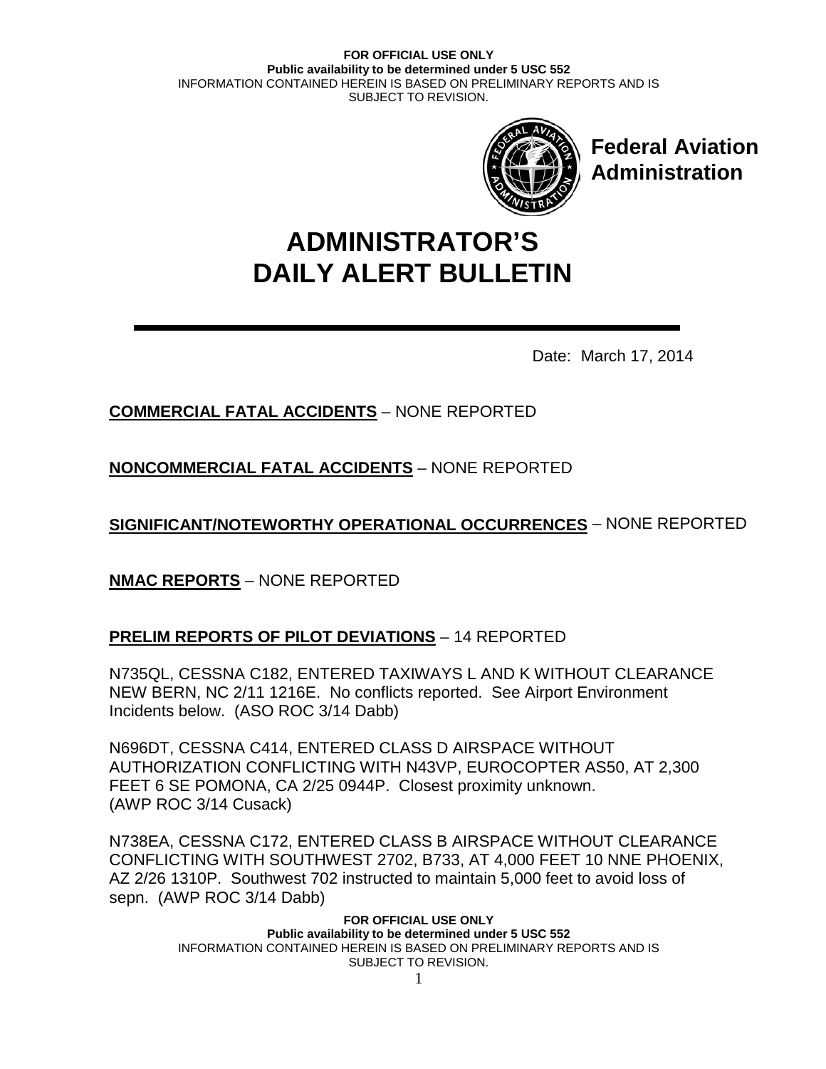**FOR OFFICIAL USE ONLY**
**Public availability to be determined under 5 USC 552**
INFORMATION CONTAINED HEREIN IS BASED ON PRELIMINARY REPORTS AND IS SUBJECT TO REVISION.

**Federal Aviation Administration**

# ADMINISTRATOR'S DAILY ALERT BULLETIN

Date: March 17, 2014

**COMMERCIAL FATAL ACCIDENTS** – NONE REPORTED

**NONCOMMERCIAL FATAL ACCIDENTS** – NONE REPORTED

**SIGNIFICANT/NOTEWORTHY OPERATIONAL OCCURRENCES** – NONE REPORTED

**NMAC REPORTS** – NONE REPORTED

**PRELIM REPORTS OF PILOT DEVIATIONS** – 14 REPORTED

N735QL, CESSNA C182, ENTERED TAXIWAYS L AND K WITHOUT CLEARANCE NEW BERN, NC 2/11 1216E. No conflicts reported. See Airport Environment Incidents below. (ASO ROC 3/14 Dabb)

N696DT, CESSNA C414, ENTERED CLASS D AIRSPACE WITHOUT AUTHORIZATION CONFLICTING WITH N43VP, EUROCOPTER AS50, AT 2,300 FEET 6 SE POMONA, CA 2/25 0944P. Closest proximity unknown. (AWP ROC 3/14 Cusack)

N738EA, CESSNA C172, ENTERED CLASS B AIRSPACE WITHOUT CLEARANCE CONFLICTING WITH SOUTHWEST 2702, B733, AT 4,000 FEET 10 NNE PHOENIX, AZ 2/26 1310P. Southwest 702 instructed to maintain 5,000 feet to avoid loss of sepn. (AWP ROC 3/14 Dabb)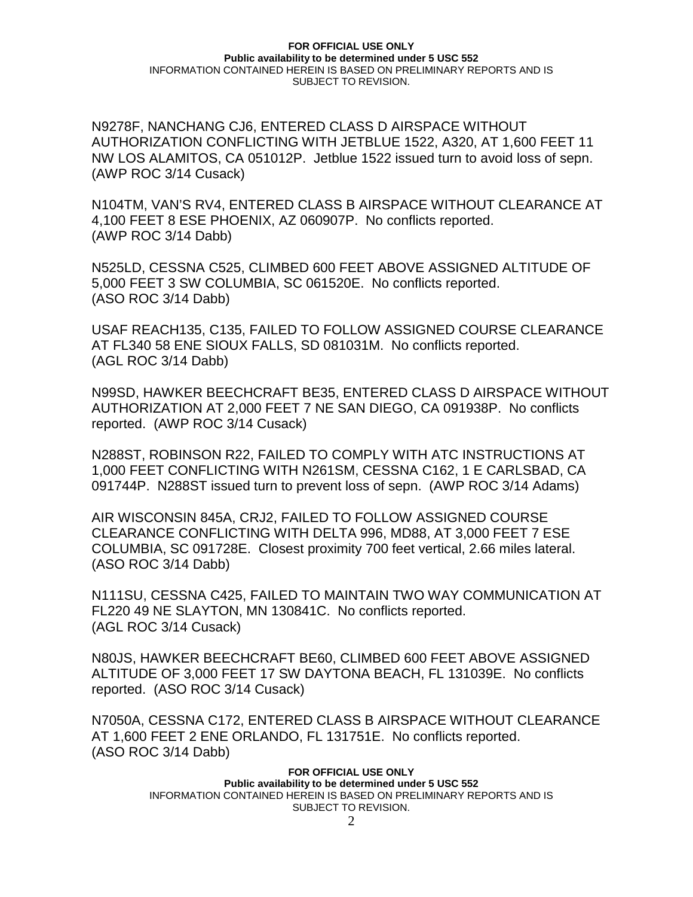N9278F, NANCHANG CJ6, ENTERED CLASS D AIRSPACE WITHOUT AUTHORIZATION CONFLICTING WITH JETBLUE 1522, A320, AT 1,600 FEET 11 NW LOS ALAMITOS, CA 051012P. Jetblue 1522 issued turn to avoid loss of sepn. (AWP ROC 3/14 Cusack)

N104TM, VAN'S RV4, ENTERED CLASS B AIRSPACE WITHOUT CLEARANCE AT 4,100 FEET 8 ESE PHOENIX, AZ 060907P. No conflicts reported. (AWP ROC 3/14 Dabb)

N525LD, CESSNA C525, CLIMBED 600 FEET ABOVE ASSIGNED ALTITUDE OF 5,000 FEET 3 SW COLUMBIA, SC 061520E. No conflicts reported. (ASO ROC 3/14 Dabb)

USAF REACH135, C135, FAILED TO FOLLOW ASSIGNED COURSE CLEARANCE AT FL340 58 ENE SIOUX FALLS, SD 081031M. No conflicts reported. (AGL ROC 3/14 Dabb)

N99SD, HAWKER BEECHCRAFT BE35, ENTERED CLASS D AIRSPACE WITHOUT AUTHORIZATION AT 2,000 FEET 7 NE SAN DIEGO, CA 091938P. No conflicts reported. (AWP ROC 3/14 Cusack)

N288ST, ROBINSON R22, FAILED TO COMPLY WITH ATC INSTRUCTIONS AT 1,000 FEET CONFLICTING WITH N261SM, CESSNA C162, 1 E CARLSBAD, CA 091744P. N288ST issued turn to prevent loss of sepn. (AWP ROC 3/14 Adams)

AIR WISCONSIN 845A, CRJ2, FAILED TO FOLLOW ASSIGNED COURSE CLEARANCE CONFLICTING WITH DELTA 996, MD88, AT 3,000 FEET 7 ESE COLUMBIA, SC 091728E. Closest proximity 700 feet vertical, 2.66 miles lateral. (ASO ROC 3/14 Dabb)

N111SU, CESSNA C425, FAILED TO MAINTAIN TWO WAY COMMUNICATION AT FL220 49 NE SLAYTON, MN 130841C. No conflicts reported. (AGL ROC 3/14 Cusack)

N80JS, HAWKER BEECHCRAFT BE60, CLIMBED 600 FEET ABOVE ASSIGNED ALTITUDE OF 3,000 FEET 17 SW DAYTONA BEACH, FL 131039E. No conflicts reported. (ASO ROC 3/14 Cusack)

N7050A, CESSNA C172, ENTERED CLASS B AIRSPACE WITHOUT CLEARANCE AT 1,600 FEET 2 ENE ORLANDO, FL 131751E. No conflicts reported. (ASO ROC 3/14 Dabb)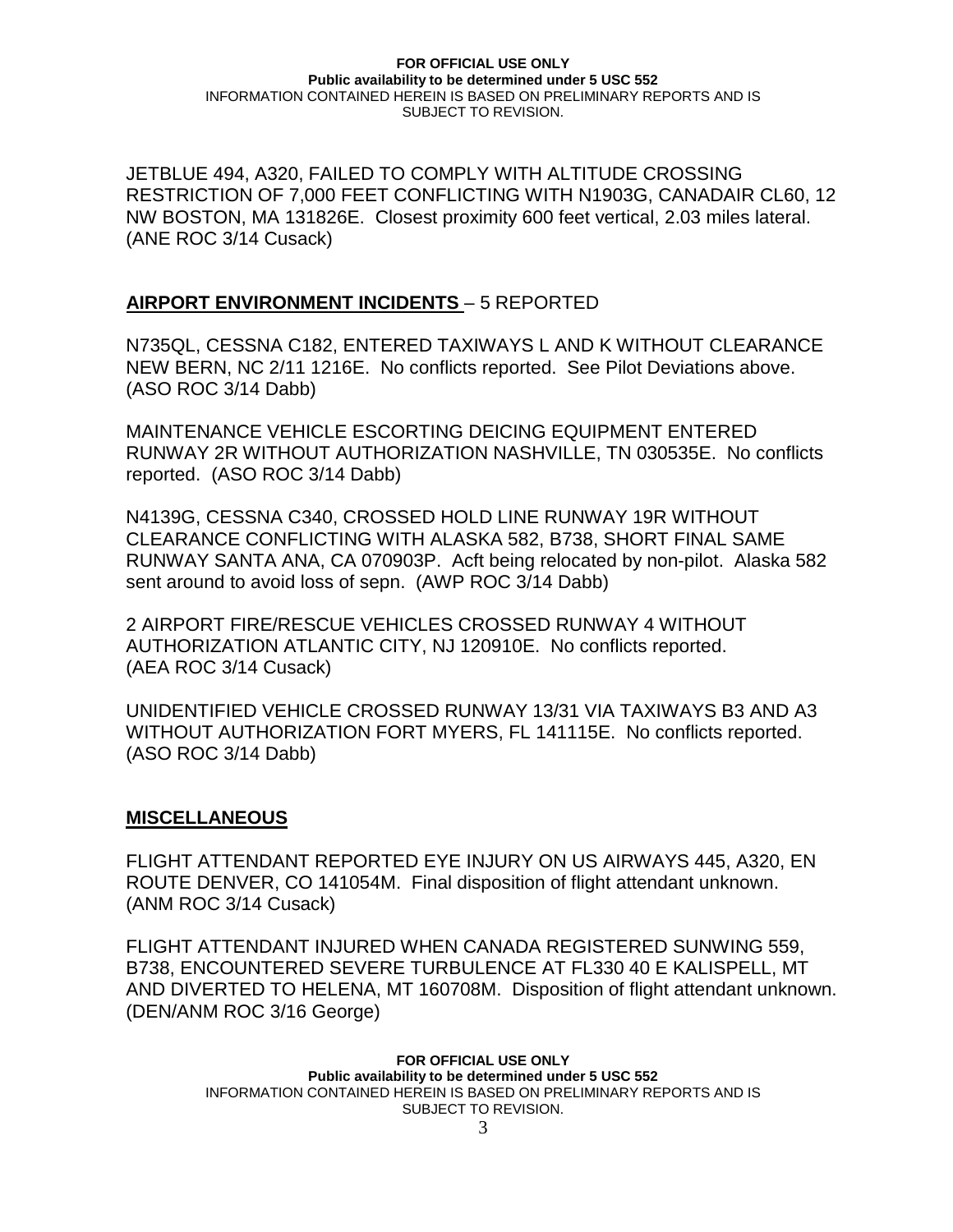JETBLUE 494, A320, FAILED TO COMPLY WITH ALTITUDE CROSSING RESTRICTION OF 7,000 FEET CONFLICTING WITH N1903G, CANADAIR CL60, 12 NW BOSTON, MA 131826E. Closest proximity 600 feet vertical, 2.03 miles lateral. (ANE ROC 3/14 Cusack)

**AIRPORT ENVIRONMENT INCIDENTS** – 5 REPORTED

N735QL, CESSNA C182, ENTERED TAXIWAYS L AND K WITHOUT CLEARANCE NEW BERN, NC 2/11 1216E. No conflicts reported. See Pilot Deviations above. (ASO ROC 3/14 Dabb)

MAINTENANCE VEHICLE ESCORTING DEICING EQUIPMENT ENTERED RUNWAY 2R WITHOUT AUTHORIZATION NASHVILLE, TN 030535E. No conflicts reported. (ASO ROC 3/14 Dabb)

N4139G, CESSNA C340, CROSSED HOLD LINE RUNWAY 19R WITHOUT CLEARANCE CONFLICTING WITH ALASKA 582, B738, SHORT FINAL SAME RUNWAY SANTA ANA, CA 070903P. Acft being relocated by non-pilot. Alaska 582 sent around to avoid loss of sepn. (AWP ROC 3/14 Dabb)

2 AIRPORT FIRE/RESCUE VEHICLES CROSSED RUNWAY 4 WITHOUT AUTHORIZATION ATLANTIC CITY, NJ 120910E. No conflicts reported. (AEA ROC 3/14 Cusack)

UNIDENTIFIED VEHICLE CROSSED RUNWAY 13/31 VIA TAXIWAYS B3 AND A3 WITHOUT AUTHORIZATION FORT MYERS, FL 141115E. No conflicts reported. (ASO ROC 3/14 Dabb)

**MISCELLANEOUS**

FLIGHT ATTENDANT REPORTED EYE INJURY ON US AIRWAYS 445, A320, EN ROUTE DENVER, CO 141054M. Final disposition of flight attendant unknown. (ANM ROC 3/14 Cusack)

FLIGHT ATTENDANT INJURED WHEN CANADA REGISTERED SUNWING 559, B738, ENCOUNTERED SEVERE TURBULENCE AT FL330 40 E KALISPELL, MT AND DIVERTED TO HELENA, MT 160708M. Disposition of flight attendant unknown. (DEN/ANM ROC 3/16 George)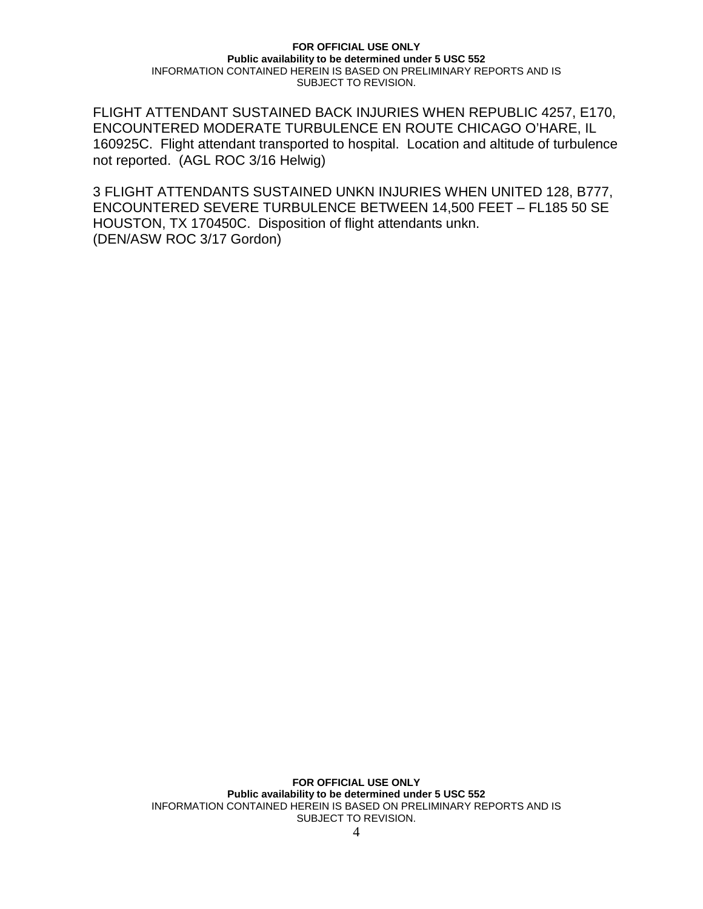FLIGHT ATTENDANT SUSTAINED BACK INJURIES WHEN REPUBLIC 4257, E170, ENCOUNTERED MODERATE TURBULENCE EN ROUTE CHICAGO O'HARE, IL 160925C. Flight attendant transported to hospital. Location and altitude of turbulence not reported. (AGL ROC 3/16 Helwig)

3 FLIGHT ATTENDANTS SUSTAINED UNKN INJURIES WHEN UNITED 128, B777, ENCOUNTERED SEVERE TURBULENCE BETWEEN 14,500 FEET – FL185 50 SE HOUSTON, TX 170450C. Disposition of flight attendants unkn. (DEN/ASW ROC 3/17 Gordon)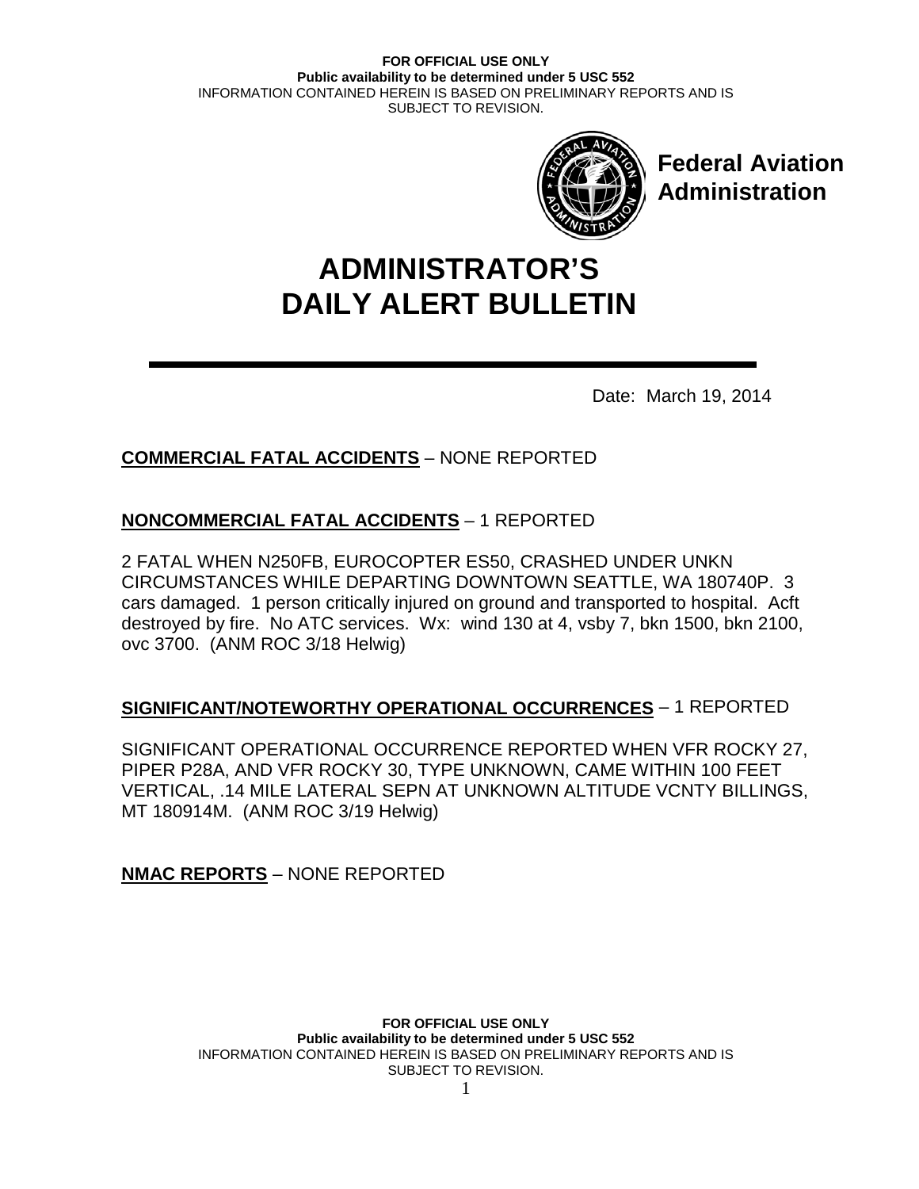Federal Aviation Administration

# ADMINISTRATOR'S DAILY ALERT BULLETIN

Date: March 19, 2014

**COMMERCIAL FATAL ACCIDENTS** – NONE REPORTED

**NONCOMMERCIAL FATAL ACCIDENTS** – 1 REPORTED

2 FATAL WHEN N250FB, EUROCOPTER ES50, CRASHED UNDER UNKN CIRCUMSTANCES WHILE DEPARTING DOWNTOWN SEATTLE, WA 180740P. 3 cars damaged. 1 person critically injured on ground and transported to hospital. Acft destroyed by fire. No ATC services. Wx: wind 130 at 4, vsby 7, bkn 1500, bkn 2100, ovc 3700. (ANM ROC 3/18 Helwig)

**SIGNIFICANT/NOTEWORTHY OPERATIONAL OCCURRENCES** – 1 REPORTED

SIGNIFICANT OPERATIONAL OCCURRENCE REPORTED WHEN VFR ROCKY 27, PIPER P28A, AND VFR ROCKY 30, TYPE UNKNOWN, CAME WITHIN 100 FEET VERTICAL, .14 MILE LATERAL SEPN AT UNKNOWN ALTITUDE VCNTY BILLINGS, MT 180914M. (ANM ROC 3/19 Helwig)

**NMAC REPORTS** – NONE REPORTED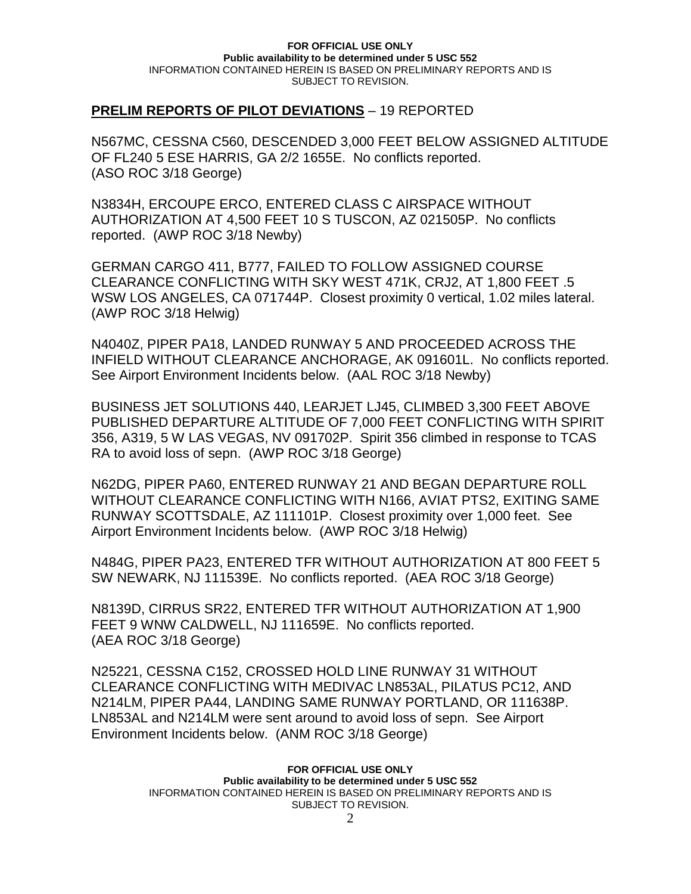**PRELIM REPORTS OF PILOT DEVIATIONS** – 19 REPORTED

N567MC, CESSNA C560, DESCENDED 3,000 FEET BELOW ASSIGNED ALTITUDE OF FL240 5 ESE HARRIS, GA 2/2 1655E. No conflicts reported. (ASO ROC 3/18 George)

N3834H, ERCOUPE ERCO, ENTERED CLASS C AIRSPACE WITHOUT AUTHORIZATION AT 4,500 FEET 10 S TUSCON, AZ 021505P. No conflicts reported. (AWP ROC 3/18 Newby)

GERMAN CARGO 411, B777, FAILED TO FOLLOW ASSIGNED COURSE CLEARANCE CONFLICTING WITH SKY WEST 471K, CRJ2, AT 1,800 FEET .5 WSW LOS ANGELES, CA 071744P. Closest proximity 0 vertical, 1.02 miles lateral. (AWP ROC 3/18 Helwig)

N4040Z, PIPER PA18, LANDED RUNWAY 5 AND PROCEEDED ACROSS THE INFIELD WITHOUT CLEARANCE ANCHORAGE, AK 091601L. No conflicts reported. See Airport Environment Incidents below. (AAL ROC 3/18 Newby)

BUSINESS JET SOLUTIONS 440, LEARJET LJ45, CLIMBED 3,300 FEET ABOVE PUBLISHED DEPARTURE ALTITUDE OF 7,000 FEET CONFLICTING WITH SPIRIT 356, A319, 5 W LAS VEGAS, NV 091702P. Spirit 356 climbed in response to TCAS RA to avoid loss of sepn. (AWP ROC 3/18 George)

N62DG, PIPER PA60, ENTERED RUNWAY 21 AND BEGAN DEPARTURE ROLL WITHOUT CLEARANCE CONFLICTING WITH N166, AVIAT PTS2, EXITING SAME RUNWAY SCOTTSDALE, AZ 111101P. Closest proximity over 1,000 feet. See Airport Environment Incidents below. (AWP ROC 3/18 Helwig)

N484G, PIPER PA23, ENTERED TFR WITHOUT AUTHORIZATION AT 800 FEET 5 SW NEWARK, NJ 111539E. No conflicts reported. (AEA ROC 3/18 George)

N8139D, CIRRUS SR22, ENTERED TFR WITHOUT AUTHORIZATION AT 1,900 FEET 9 WNW CALDWELL, NJ 111659E. No conflicts reported. (AEA ROC 3/18 George)

N25221, CESSNA C152, CROSSED HOLD LINE RUNWAY 31 WITHOUT CLEARANCE CONFLICTING WITH MEDIVAC LN853AL, PILATUS PC12, AND N214LM, PIPER PA44, LANDING SAME RUNWAY PORTLAND, OR 111638P. LN853AL and N214LM were sent around to avoid loss of sepn. See Airport Environment Incidents below. (ANM ROC 3/18 George)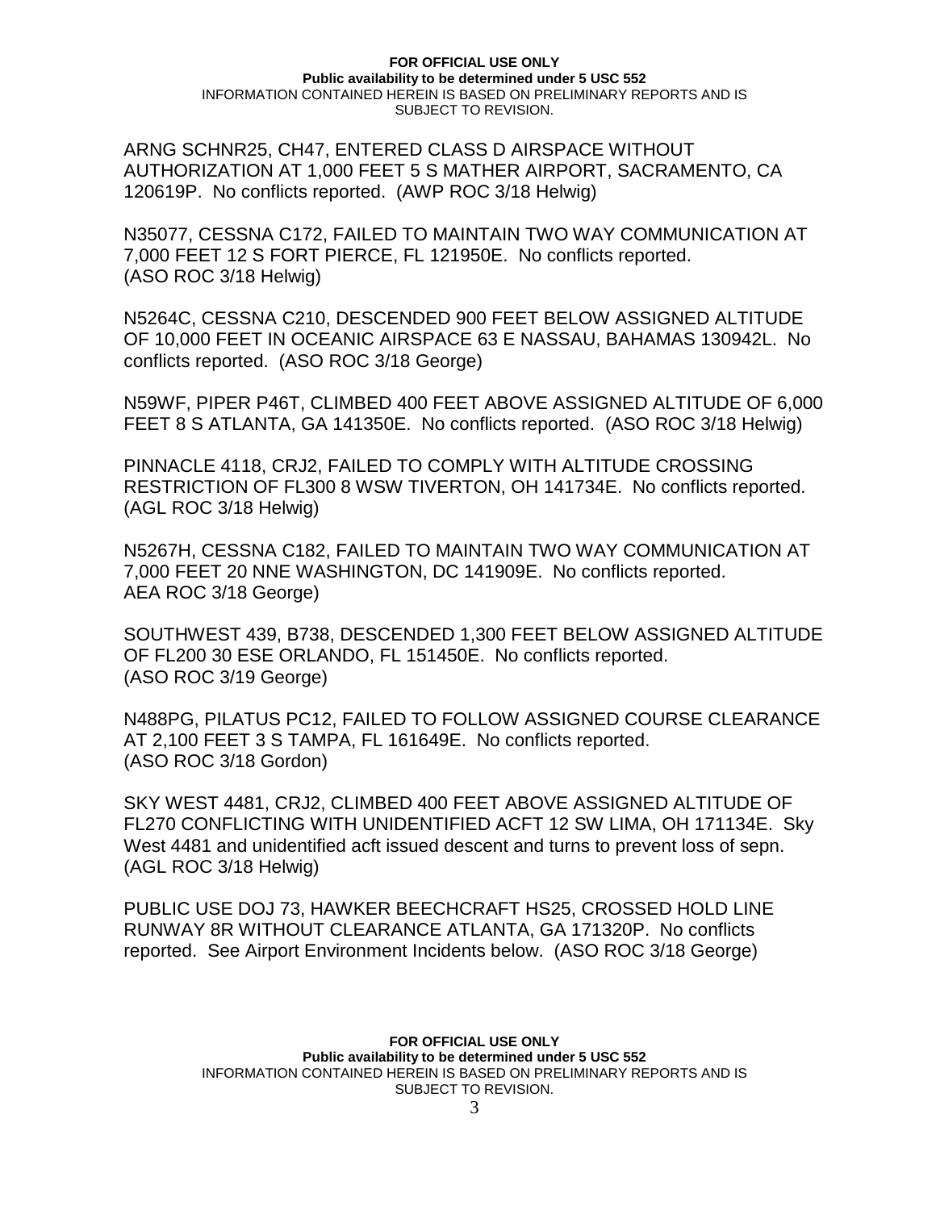ARNG SCHNR25, CH47, ENTERED CLASS D AIRSPACE WITHOUT AUTHORIZATION AT 1,000 FEET 5 S MATHER AIRPORT, SACRAMENTO, CA 120619P. No conflicts reported. (AWP ROC 3/18 Helwig)

N35077, CESSNA C172, FAILED TO MAINTAIN TWO WAY COMMUNICATION AT 7,000 FEET 12 S FORT PIERCE, FL 121950E. No conflicts reported. (ASO ROC 3/18 Helwig)

N5264C, CESSNA C210, DESCENDED 900 FEET BELOW ASSIGNED ALTITUDE OF 10,000 FEET IN OCEANIC AIRSPACE 63 E NASSAU, BAHAMAS 130942L. No conflicts reported. (ASO ROC 3/18 George)

N59WF, PIPER P46T, CLIMBED 400 FEET ABOVE ASSIGNED ALTITUDE OF 6,000 FEET 8 S ATLANTA, GA 141350E. No conflicts reported. (ASO ROC 3/18 Helwig)

PINNACLE 4118, CRJ2, FAILED TO COMPLY WITH ALTITUDE CROSSING RESTRICTION OF FL300 8 WSW TIVERTON, OH 141734E. No conflicts reported. (AGL ROC 3/18 Helwig)

N5267H, CESSNA C182, FAILED TO MAINTAIN TWO WAY COMMUNICATION AT 7,000 FEET 20 NNE WASHINGTON, DC 141909E. No conflicts reported. AEA ROC 3/18 George)

SOUTHWEST 439, B738, DESCENDED 1,300 FEET BELOW ASSIGNED ALTITUDE OF FL200 30 ESE ORLANDO, FL 151450E. No conflicts reported. (ASO ROC 3/19 George)

N488PG, PILATUS PC12, FAILED TO FOLLOW ASSIGNED COURSE CLEARANCE AT 2,100 FEET 3 S TAMPA, FL 161649E. No conflicts reported. (ASO ROC 3/18 Gordon)

SKY WEST 4481, CRJ2, CLIMBED 400 FEET ABOVE ASSIGNED ALTITUDE OF FL270 CONFLICTING WITH UNIDENTIFIED ACFT 12 SW LIMA, OH 171134E. Sky West 4481 and unidentified acft issued descent and turns to prevent loss of sepn. (AGL ROC 3/18 Helwig)

PUBLIC USE DOJ 73, HAWKER BEECHCRAFT HS25, CROSSED HOLD LINE RUNWAY 8R WITHOUT CLEARANCE ATLANTA, GA 171320P. No conflicts reported. See Airport Environment Incidents below. (ASO ROC 3/18 George)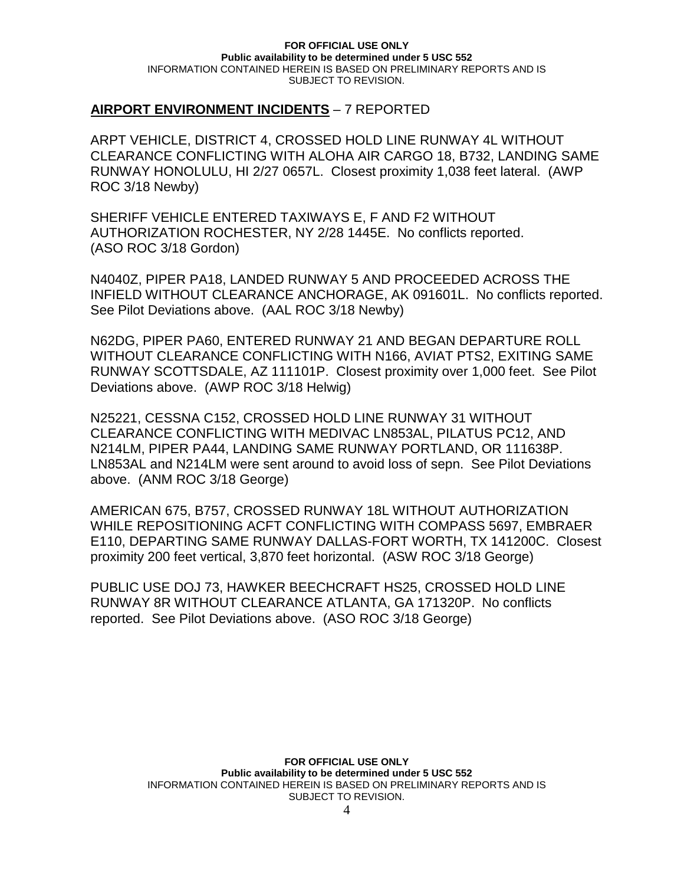**AIRPORT ENVIRONMENT INCIDENTS** – 7 REPORTED

ARPT VEHICLE, DISTRICT 4, CROSSED HOLD LINE RUNWAY 4L WITHOUT CLEARANCE CONFLICTING WITH ALOHA AIR CARGO 18, B732, LANDING SAME RUNWAY HONOLULU, HI 2/27 0657L. Closest proximity 1,038 feet lateral. (AWP ROC 3/18 Newby)

SHERIFF VEHICLE ENTERED TAXIWAYS E, F AND F2 WITHOUT AUTHORIZATION ROCHESTER, NY 2/28 1445E. No conflicts reported. (ASO ROC 3/18 Gordon)

N4040Z, PIPER PA18, LANDED RUNWAY 5 AND PROCEEDED ACROSS THE INFIELD WITHOUT CLEARANCE ANCHORAGE, AK 091601L. No conflicts reported. See Pilot Deviations above. (AAL ROC 3/18 Newby)

N62DG, PIPER PA60, ENTERED RUNWAY 21 AND BEGAN DEPARTURE ROLL WITHOUT CLEARANCE CONFLICTING WITH N166, AVIAT PTS2, EXITING SAME RUNWAY SCOTTSDALE, AZ 111101P. Closest proximity over 1,000 feet. See Pilot Deviations above. (AWP ROC 3/18 Helwig)

N25221, CESSNA C152, CROSSED HOLD LINE RUNWAY 31 WITHOUT CLEARANCE CONFLICTING WITH MEDIVAC LN853AL, PILATUS PC12, AND N214LM, PIPER PA44, LANDING SAME RUNWAY PORTLAND, OR 111638P. LN853AL and N214LM were sent around to avoid loss of sepn. See Pilot Deviations above. (ANM ROC 3/18 George)

AMERICAN 675, B757, CROSSED RUNWAY 18L WITHOUT AUTHORIZATION WHILE REPOSITIONING ACFT CONFLICTING WITH COMPASS 5697, EMBRAER E110, DEPARTING SAME RUNWAY DALLAS-FORT WORTH, TX 141200C. Closest proximity 200 feet vertical, 3,870 feet horizontal. (ASW ROC 3/18 George)

PUBLIC USE DOJ 73, HAWKER BEECHCRAFT HS25, CROSSED HOLD LINE RUNWAY 8R WITHOUT CLEARANCE ATLANTA, GA 171320P. No conflicts reported. See Pilot Deviations above. (ASO ROC 3/18 George)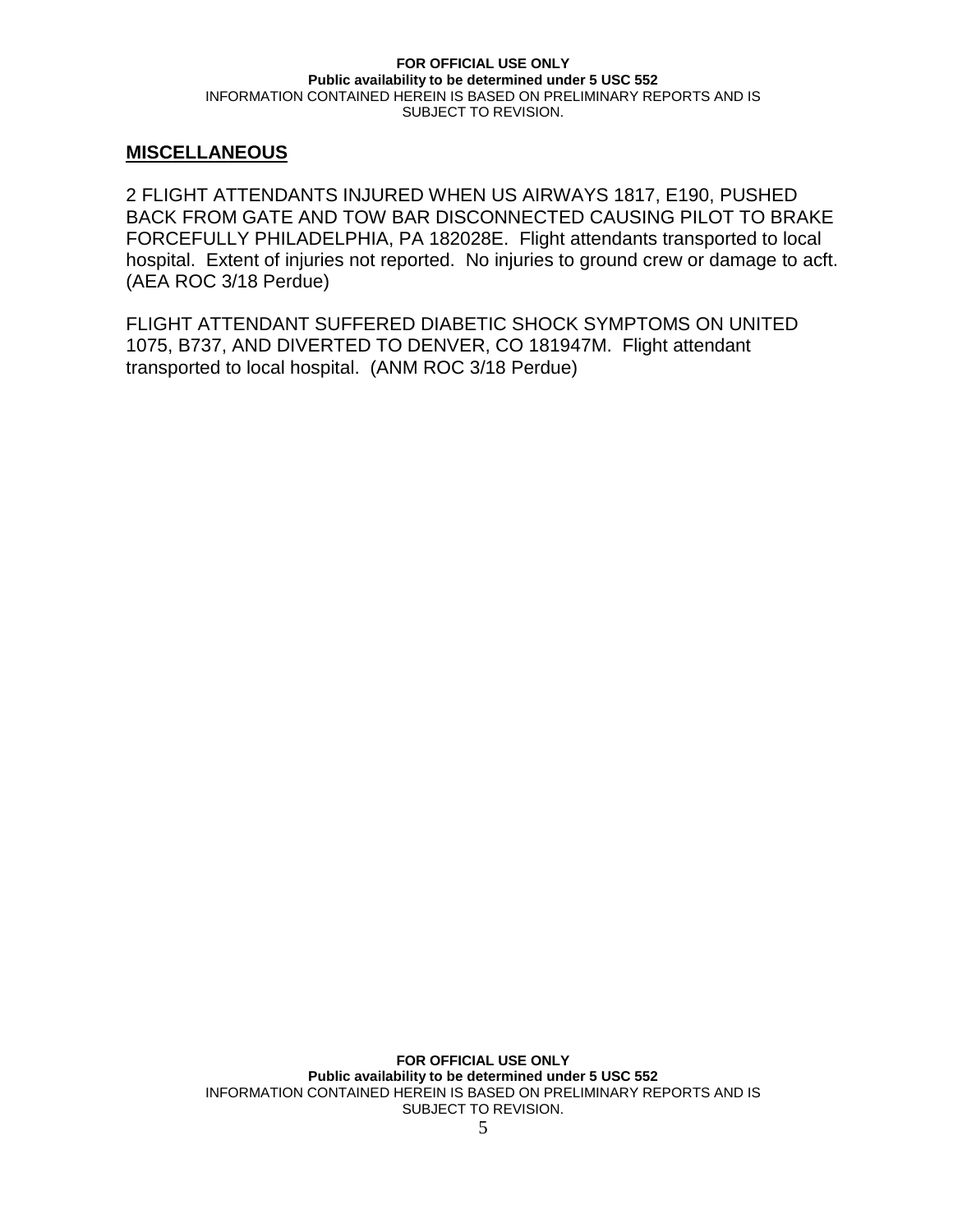## MISCELLANEOUS

2 FLIGHT ATTENDANTS INJURED WHEN US AIRWAYS 1817, E190, PUSHED BACK FROM GATE AND TOW BAR DISCONNECTED CAUSING PILOT TO BRAKE FORCEFULLY PHILADELPHIA, PA 182028E. Flight attendants transported to local hospital. Extent of injuries not reported. No injuries to ground crew or damage to acft. (AEA ROC 3/18 Perdue)

FLIGHT ATTENDANT SUFFERED DIABETIC SHOCK SYMPTOMS ON UNITED 1075, B737, AND DIVERTED TO DENVER, CO 181947M. Flight attendant transported to local hospital. (ANM ROC 3/18 Perdue)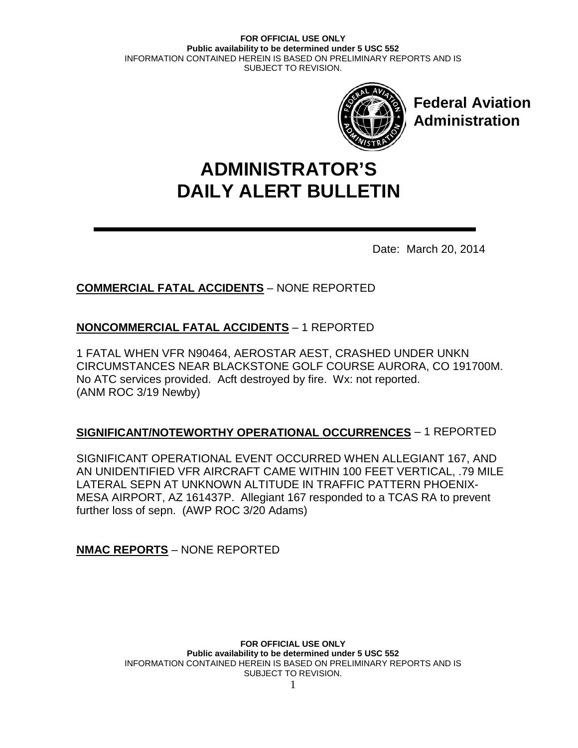**FOR OFFICIAL USE ONLY**
**Public availability to be determined under 5 USC 552**
INFORMATION CONTAINED HEREIN IS BASED ON PRELIMINARY REPORTS AND IS SUBJECT TO REVISION.

**Federal Aviation Administration**

# ADMINISTRATOR'S DAILY ALERT BULLETIN

Date: March 20, 2014

**COMMERCIAL FATAL ACCIDENTS** – NONE REPORTED

**NONCOMMERCIAL FATAL ACCIDENTS** – 1 REPORTED

1 FATAL WHEN VFR N90464, AEROSTAR AEST, CRASHED UNDER UNKN CIRCUMSTANCES NEAR BLACKSTONE GOLF COURSE AURORA, CO 191700M. No ATC services provided. Acft destroyed by fire. Wx: not reported. (ANM ROC 3/19 Newby)

**SIGNIFICANT/NOTEWORTHY OPERATIONAL OCCURRENCES** – 1 REPORTED

SIGNIFICANT OPERATIONAL EVENT OCCURRED WHEN ALLEGIANT 167, AND AN UNIDENTIFIED VFR AIRCRAFT CAME WITHIN 100 FEET VERTICAL, .79 MILE LATERAL SEPN AT UNKNOWN ALTITUDE IN TRAFFIC PATTERN PHOENIX-MESA AIRPORT, AZ 161437P. Allegiant 167 responded to a TCAS RA to prevent further loss of sepn. (AWP ROC 3/20 Adams)

**NMAC REPORTS** – NONE REPORTED

**FOR OFFICIAL USE ONLY**
**Public availability to be determined under 5 USC 552**
INFORMATION CONTAINED HEREIN IS BASED ON PRELIMINARY REPORTS AND IS SUBJECT TO REVISION.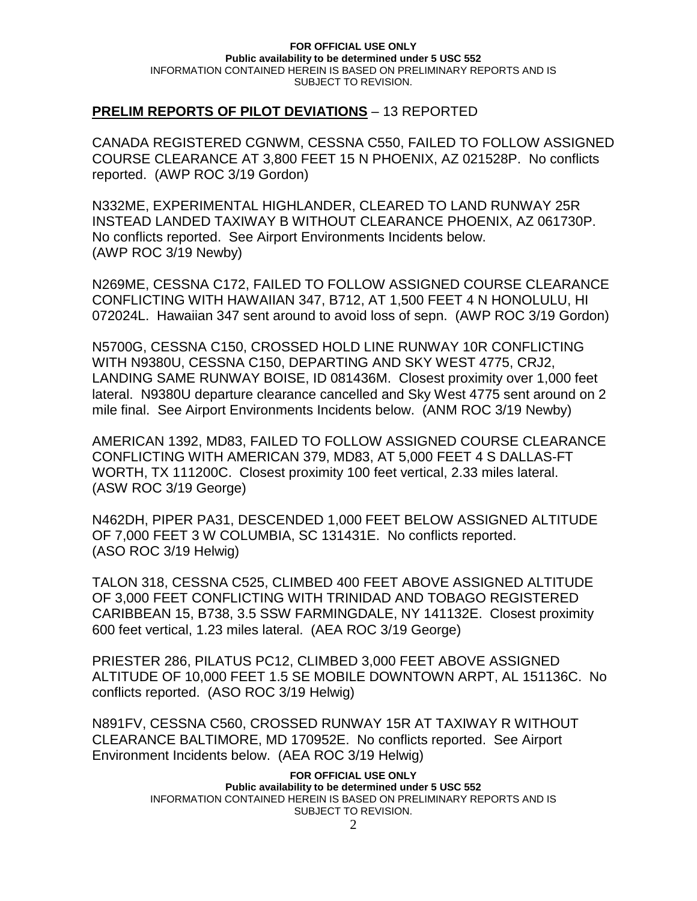## PRELIM REPORTS OF PILOT DEVIATIONS – 13 REPORTED

CANADA REGISTERED CGNWM, CESSNA C550, FAILED TO FOLLOW ASSIGNED COURSE CLEARANCE AT 3,800 FEET 15 N PHOENIX, AZ 021528P. No conflicts reported. (AWP ROC 3/19 Gordon)

N332ME, EXPERIMENTAL HIGHLANDER, CLEARED TO LAND RUNWAY 25R INSTEAD LANDED TAXIWAY B WITHOUT CLEARANCE PHOENIX, AZ 061730P. No conflicts reported. See Airport Environments Incidents below. (AWP ROC 3/19 Newby)

N269ME, CESSNA C172, FAILED TO FOLLOW ASSIGNED COURSE CLEARANCE CONFLICTING WITH HAWAIIAN 347, B712, AT 1,500 FEET 4 N HONOLULU, HI 072024L. Hawaiian 347 sent around to avoid loss of sepn. (AWP ROC 3/19 Gordon)

N5700G, CESSNA C150, CROSSED HOLD LINE RUNWAY 10R CONFLICTING WITH N9380U, CESSNA C150, DEPARTING AND SKY WEST 4775, CRJ2, LANDING SAME RUNWAY BOISE, ID 081436M. Closest proximity over 1,000 feet lateral. N9380U departure clearance cancelled and Sky West 4775 sent around on 2 mile final. See Airport Environments Incidents below. (ANM ROC 3/19 Newby)

AMERICAN 1392, MD83, FAILED TO FOLLOW ASSIGNED COURSE CLEARANCE CONFLICTING WITH AMERICAN 379, MD83, AT 5,000 FEET 4 S DALLAS-FT WORTH, TX 111200C. Closest proximity 100 feet vertical, 2.33 miles lateral. (ASW ROC 3/19 George)

N462DH, PIPER PA31, DESCENDED 1,000 FEET BELOW ASSIGNED ALTITUDE OF 7,000 FEET 3 W COLUMBIA, SC 131431E. No conflicts reported. (ASO ROC 3/19 Helwig)

TALON 318, CESSNA C525, CLIMBED 400 FEET ABOVE ASSIGNED ALTITUDE OF 3,000 FEET CONFLICTING WITH TRINIDAD AND TOBAGO REGISTERED CARIBBEAN 15, B738, 3.5 SSW FARMINGDALE, NY 141132E. Closest proximity 600 feet vertical, 1.23 miles lateral. (AEA ROC 3/19 George)

PRIESTER 286, PILATUS PC12, CLIMBED 3,000 FEET ABOVE ASSIGNED ALTITUDE OF 10,000 FEET 1.5 SE MOBILE DOWNTOWN ARPT, AL 151136C. No conflicts reported. (ASO ROC 3/19 Helwig)

N891FV, CESSNA C560, CROSSED RUNWAY 15R AT TAXIWAY R WITHOUT CLEARANCE BALTIMORE, MD 170952E. No conflicts reported. See Airport Environment Incidents below. (AEA ROC 3/19 Helwig)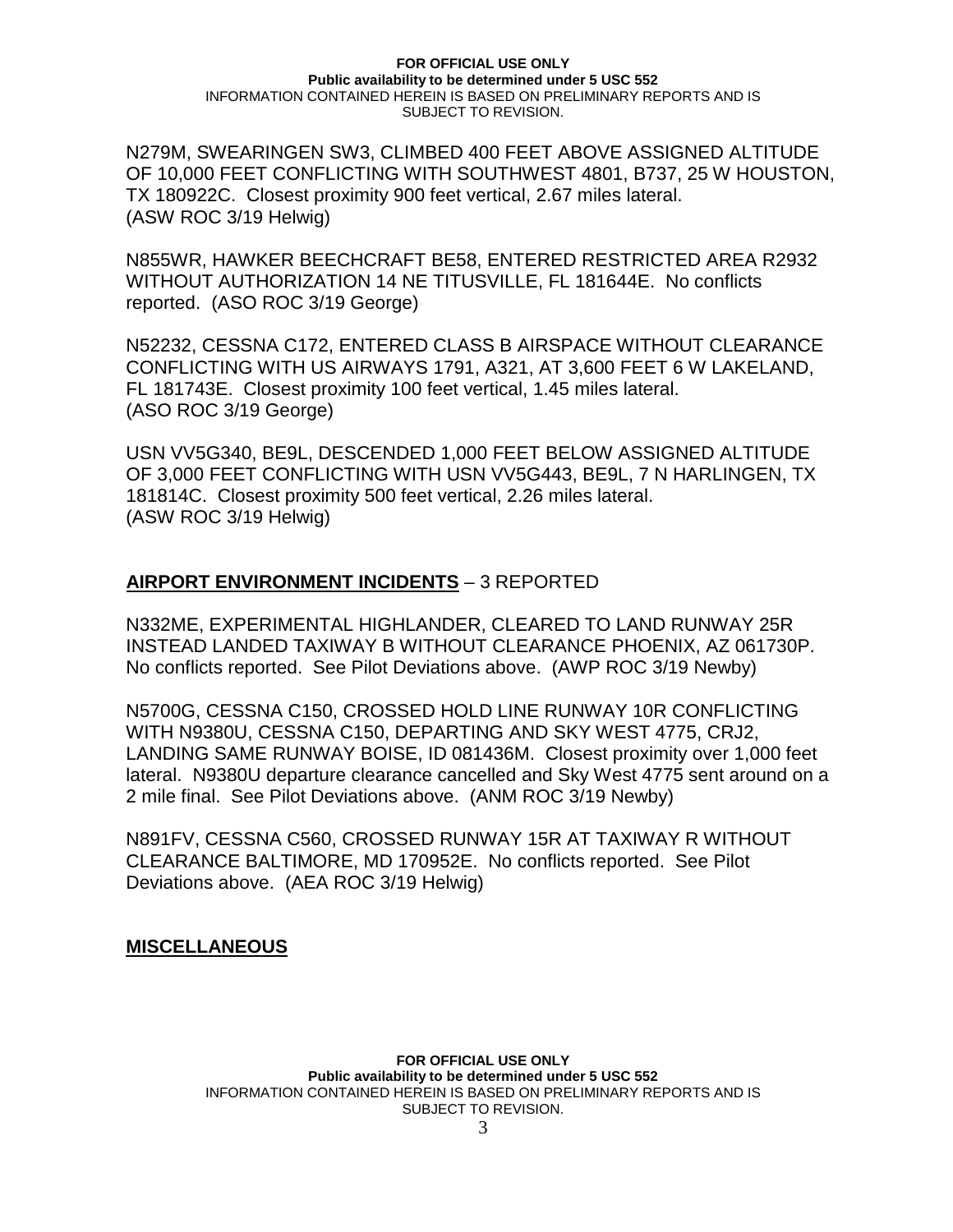N279M, SWEARINGEN SW3, CLIMBED 400 FEET ABOVE ASSIGNED ALTITUDE OF 10,000 FEET CONFLICTING WITH SOUTHWEST 4801, B737, 25 W HOUSTON, TX 180922C. Closest proximity 900 feet vertical, 2.67 miles lateral. (ASW ROC 3/19 Helwig)

N855WR, HAWKER BEECHCRAFT BE58, ENTERED RESTRICTED AREA R2932 WITHOUT AUTHORIZATION 14 NE TITUSVILLE, FL 181644E. No conflicts reported. (ASO ROC 3/19 George)

N52232, CESSNA C172, ENTERED CLASS B AIRSPACE WITHOUT CLEARANCE CONFLICTING WITH US AIRWAYS 1791, A321, AT 3,600 FEET 6 W LAKELAND, FL 181743E. Closest proximity 100 feet vertical, 1.45 miles lateral. (ASO ROC 3/19 George)

USN VV5G340, BE9L, DESCENDED 1,000 FEET BELOW ASSIGNED ALTITUDE OF 3,000 FEET CONFLICTING WITH USN VV5G443, BE9L, 7 N HARLINGEN, TX 181814C. Closest proximity 500 feet vertical, 2.26 miles lateral. (ASW ROC 3/19 Helwig)

## **AIRPORT ENVIRONMENT INCIDENTS** – 3 REPORTED

N332ME, EXPERIMENTAL HIGHLANDER, CLEARED TO LAND RUNWAY 25R INSTEAD LANDED TAXIWAY B WITHOUT CLEARANCE PHOENIX, AZ 061730P. No conflicts reported. See Pilot Deviations above. (AWP ROC 3/19 Newby)

N5700G, CESSNA C150, CROSSED HOLD LINE RUNWAY 10R CONFLICTING WITH N9380U, CESSNA C150, DEPARTING AND SKY WEST 4775, CRJ2, LANDING SAME RUNWAY BOISE, ID 081436M. Closest proximity over 1,000 feet lateral. N9380U departure clearance cancelled and Sky West 4775 sent around on a 2 mile final. See Pilot Deviations above. (ANM ROC 3/19 Newby)

N891FV, CESSNA C560, CROSSED RUNWAY 15R AT TAXIWAY R WITHOUT CLEARANCE BALTIMORE, MD 170952E. No conflicts reported. See Pilot Deviations above. (AEA ROC 3/19 Helwig)

## **MISCELLANEOUS**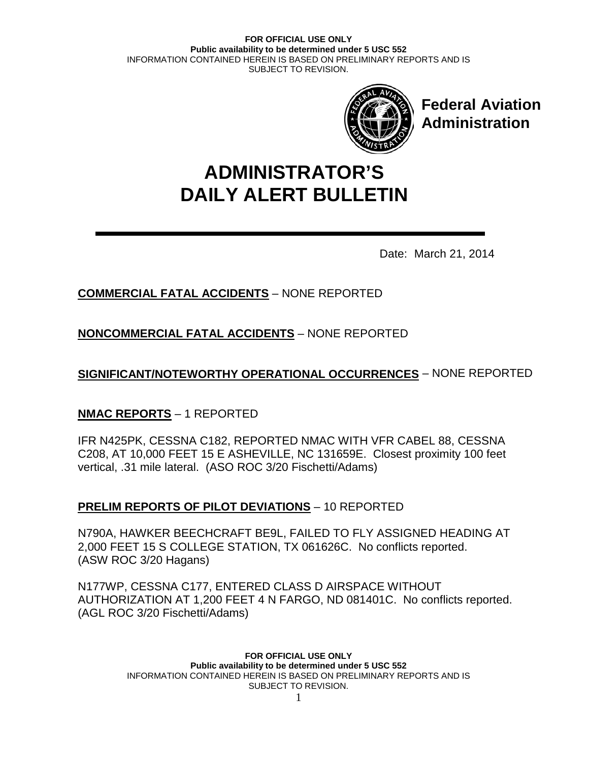FOR OFFICIAL USE ONLY
**Public availability to be determined under 5 USC 552**
INFORMATION CONTAINED HEREIN IS BASED ON PRELIMINARY REPORTS AND IS SUBJECT TO REVISION.

**Federal Aviation Administration**

# ADMINISTRATOR'S DAILY ALERT BULLETIN

Date: March 21, 2014

**COMMERCIAL FATAL ACCIDENTS** – NONE REPORTED

**NONCOMMERCIAL FATAL ACCIDENTS** – NONE REPORTED

**SIGNIFICANT/NOTEWORTHY OPERATIONAL OCCURRENCES** – NONE REPORTED

**NMAC REPORTS** – 1 REPORTED

IFR N425PK, CESSNA C182, REPORTED NMAC WITH VFR CABEL 88, CESSNA C208, AT 10,000 FEET 15 E ASHEVILLE, NC 131659E. Closest proximity 100 feet vertical, .31 mile lateral. (ASO ROC 3/20 Fischetti/Adams)

**PRELIM REPORTS OF PILOT DEVIATIONS** – 10 REPORTED

N790A, HAWKER BEECHCRAFT BE9L, FAILED TO FLY ASSIGNED HEADING AT 2,000 FEET 15 S COLLEGE STATION, TX 061626C. No conflicts reported. (ASW ROC 3/20 Hagans)

N177WP, CESSNA C177, ENTERED CLASS D AIRSPACE WITHOUT AUTHORIZATION AT 1,200 FEET 4 N FARGO, ND 081401C. No conflicts reported. (AGL ROC 3/20 Fischetti/Adams)

FOR OFFICIAL USE ONLY
**Public availability to be determined under 5 USC 552**
INFORMATION CONTAINED HEREIN IS BASED ON PRELIMINARY REPORTS AND IS SUBJECT TO REVISION.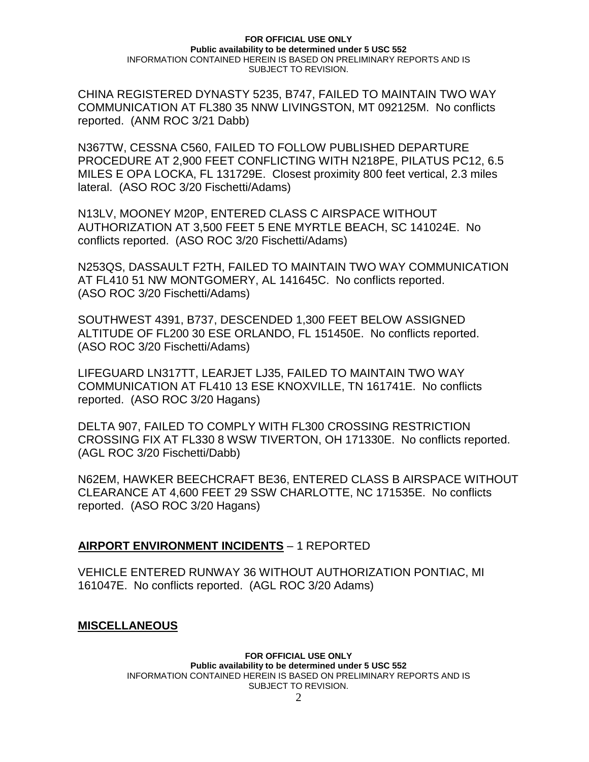CHINA REGISTERED DYNASTY 5235, B747, FAILED TO MAINTAIN TWO WAY COMMUNICATION AT FL380 35 NNW LIVINGSTON, MT 092125M. No conflicts reported. (ANM ROC 3/21 Dabb)

N367TW, CESSNA C560, FAILED TO FOLLOW PUBLISHED DEPARTURE PROCEDURE AT 2,900 FEET CONFLICTING WITH N218PE, PILATUS PC12, 6.5 MILES E OPA LOCKA, FL 131729E. Closest proximity 800 feet vertical, 2.3 miles lateral. (ASO ROC 3/20 Fischetti/Adams)

N13LV, MOONEY M20P, ENTERED CLASS C AIRSPACE WITHOUT AUTHORIZATION AT 3,500 FEET 5 ENE MYRTLE BEACH, SC 141024E. No conflicts reported. (ASO ROC 3/20 Fischetti/Adams)

N253QS, DASSAULT F2TH, FAILED TO MAINTAIN TWO WAY COMMUNICATION AT FL410 51 NW MONTGOMERY, AL 141645C. No conflicts reported. (ASO ROC 3/20 Fischetti/Adams)

SOUTHWEST 4391, B737, DESCENDED 1,300 FEET BELOW ASSIGNED ALTITUDE OF FL200 30 ESE ORLANDO, FL 151450E. No conflicts reported. (ASO ROC 3/20 Fischetti/Adams)

LIFEGUARD LN317TT, LEARJET LJ35, FAILED TO MAINTAIN TWO WAY COMMUNICATION AT FL410 13 ESE KNOXVILLE, TN 161741E. No conflicts reported. (ASO ROC 3/20 Hagans)

DELTA 907, FAILED TO COMPLY WITH FL300 CROSSING RESTRICTION CROSSING FIX AT FL330 8 WSW TIVERTON, OH 171330E. No conflicts reported. (AGL ROC 3/20 Fischetti/Dabb)

N62EM, HAWKER BEECHCRAFT BE36, ENTERED CLASS B AIRSPACE WITHOUT CLEARANCE AT 4,600 FEET 29 SSW CHARLOTTE, NC 171535E. No conflicts reported. (ASO ROC 3/20 Hagans)

**AIRPORT ENVIRONMENT INCIDENTS** – 1 REPORTED

VEHICLE ENTERED RUNWAY 36 WITHOUT AUTHORIZATION PONTIAC, MI 161047E. No conflicts reported. (AGL ROC 3/20 Adams)

**MISCELLANEOUS**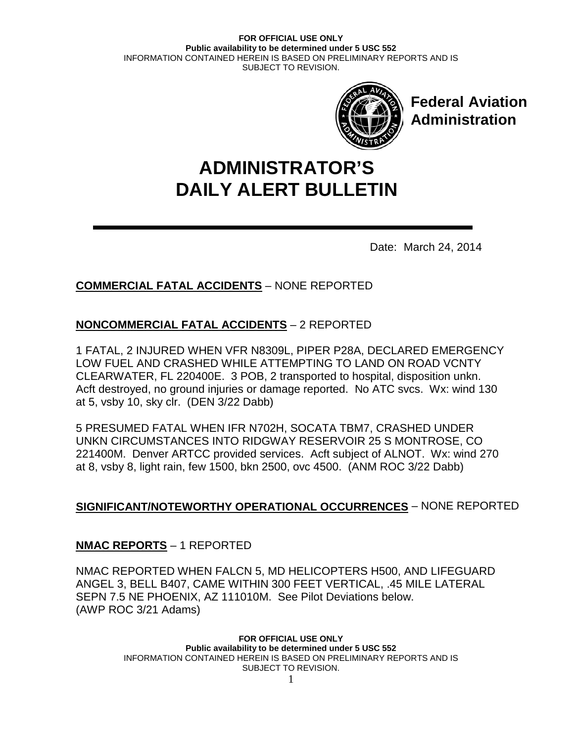# ADMINISTRATOR'S DAILY ALERT BULLETIN

Federal Aviation Administration

Date: March 24, 2014

**COMMERCIAL FATAL ACCIDENTS** – NONE REPORTED

**NONCOMMERCIAL FATAL ACCIDENTS** – 2 REPORTED

1 FATAL, 2 INJURED WHEN VFR N8309L, PIPER P28A, DECLARED EMERGENCY LOW FUEL AND CRASHED WHILE ATTEMPTING TO LAND ON ROAD VCNTY CLEARWATER, FL 220400E. 3 POB, 2 transported to hospital, disposition unkn. Acft destroyed, no ground injuries or damage reported. No ATC svcs. Wx: wind 130 at 5, vsby 10, sky clr. (DEN 3/22 Dabb)

5 PRESUMED FATAL WHEN IFR N702H, SOCATA TBM7, CRASHED UNDER UNKN CIRCUMSTANCES INTO RIDGWAY RESERVOIR 25 S MONTROSE, CO 221400M. Denver ARTCC provided services. Acft subject of ALNOT. Wx: wind 270 at 8, vsby 8, light rain, few 1500, bkn 2500, ovc 4500. (ANM ROC 3/22 Dabb)

**SIGNIFICANT/NOTEWORTHY OPERATIONAL OCCURRENCES** – NONE REPORTED

**NMAC REPORTS** – 1 REPORTED

NMAC REPORTED WHEN FALCN 5, MD HELICOPTERS H500, AND LIFEGUARD ANGEL 3, BELL B407, CAME WITHIN 300 FEET VERTICAL, .45 MILE LATERAL SEPN 7.5 NE PHOENIX, AZ 111010M. See Pilot Deviations below. (AWP ROC 3/21 Adams)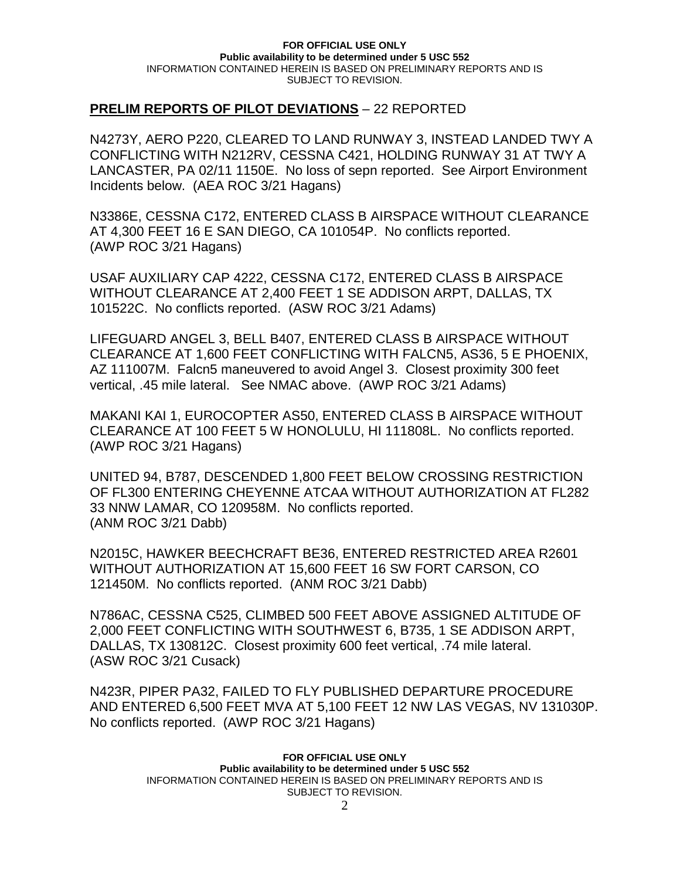**PRELIM REPORTS OF PILOT DEVIATIONS** – 22 REPORTED

N4273Y, AERO P220, CLEARED TO LAND RUNWAY 3, INSTEAD LANDED TWY A CONFLICTING WITH N212RV, CESSNA C421, HOLDING RUNWAY 31 AT TWY A LANCASTER, PA 02/11 1150E. No loss of sepn reported. See Airport Environment Incidents below. (AEA ROC 3/21 Hagans)

N3386E, CESSNA C172, ENTERED CLASS B AIRSPACE WITHOUT CLEARANCE AT 4,300 FEET 16 E SAN DIEGO, CA 101054P. No conflicts reported. (AWP ROC 3/21 Hagans)

USAF AUXILIARY CAP 4222, CESSNA C172, ENTERED CLASS B AIRSPACE WITHOUT CLEARANCE AT 2,400 FEET 1 SE ADDISON ARPT, DALLAS, TX 101522C. No conflicts reported. (ASW ROC 3/21 Adams)

LIFEGUARD ANGEL 3, BELL B407, ENTERED CLASS B AIRSPACE WITHOUT CLEARANCE AT 1,600 FEET CONFLICTING WITH FALCN5, AS36, 5 E PHOENIX, AZ 111007M. Falcn5 maneuvered to avoid Angel 3. Closest proximity 300 feet vertical, .45 mile lateral. See NMAC above. (AWP ROC 3/21 Adams)

MAKANI KAI 1, EUROCOPTER AS50, ENTERED CLASS B AIRSPACE WITHOUT CLEARANCE AT 100 FEET 5 W HONOLULU, HI 111808L. No conflicts reported. (AWP ROC 3/21 Hagans)

UNITED 94, B787, DESCENDED 1,800 FEET BELOW CROSSING RESTRICTION OF FL300 ENTERING CHEYENNE ATCAA WITHOUT AUTHORIZATION AT FL282 33 NNW LAMAR, CO 120958M. No conflicts reported. (ANM ROC 3/21 Dabb)

N2015C, HAWKER BEECHCRAFT BE36, ENTERED RESTRICTED AREA R2601 WITHOUT AUTHORIZATION AT 15,600 FEET 16 SW FORT CARSON, CO 121450M. No conflicts reported. (ANM ROC 3/21 Dabb)

N786AC, CESSNA C525, CLIMBED 500 FEET ABOVE ASSIGNED ALTITUDE OF 2,000 FEET CONFLICTING WITH SOUTHWEST 6, B735, 1 SE ADDISON ARPT, DALLAS, TX 130812C. Closest proximity 600 feet vertical, .74 mile lateral. (ASW ROC 3/21 Cusack)

N423R, PIPER PA32, FAILED TO FLY PUBLISHED DEPARTURE PROCEDURE AND ENTERED 6,500 FEET MVA AT 5,100 FEET 12 NW LAS VEGAS, NV 131030P. No conflicts reported. (AWP ROC 3/21 Hagans)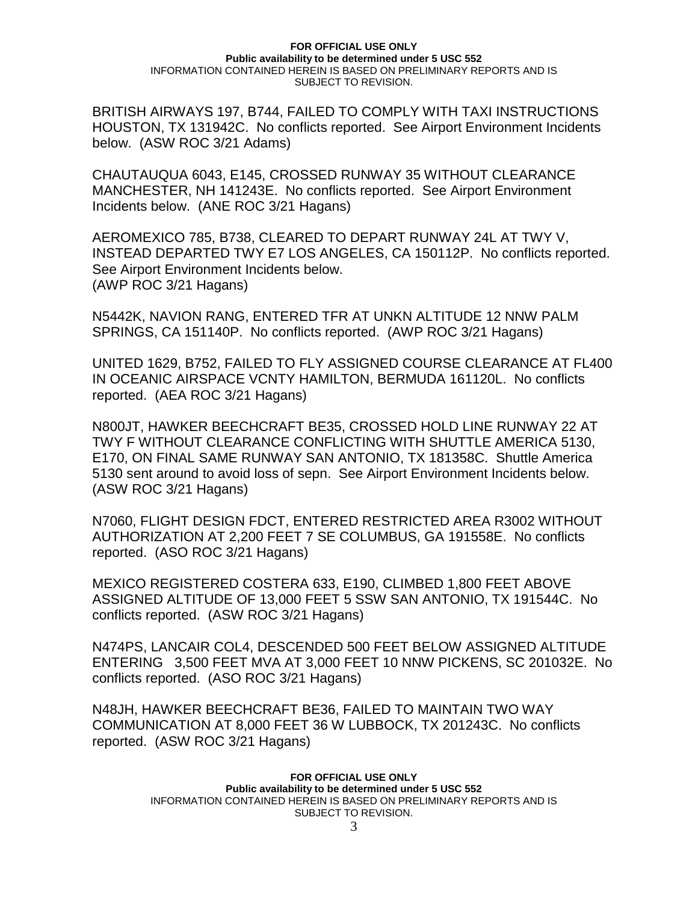BRITISH AIRWAYS 197, B744, FAILED TO COMPLY WITH TAXI INSTRUCTIONS HOUSTON, TX 131942C. No conflicts reported. See Airport Environment Incidents below. (ASW ROC 3/21 Adams)

CHAUTAUQUA 6043, E145, CROSSED RUNWAY 35 WITHOUT CLEARANCE MANCHESTER, NH 141243E. No conflicts reported. See Airport Environment Incidents below. (ANE ROC 3/21 Hagans)

AEROMEXICO 785, B738, CLEARED TO DEPART RUNWAY 24L AT TWY V, INSTEAD DEPARTED TWY E7 LOS ANGELES, CA 150112P. No conflicts reported. See Airport Environment Incidents below.
(AWP ROC 3/21 Hagans)

N5442K, NAVION RANG, ENTERED TFR AT UNKN ALTITUDE 12 NNW PALM SPRINGS, CA 151140P. No conflicts reported. (AWP ROC 3/21 Hagans)

UNITED 1629, B752, FAILED TO FLY ASSIGNED COURSE CLEARANCE AT FL400 IN OCEANIC AIRSPACE VCNTY HAMILTON, BERMUDA 161120L. No conflicts reported. (AEA ROC 3/21 Hagans)

N800JT, HAWKER BEECHCRAFT BE35, CROSSED HOLD LINE RUNWAY 22 AT TWY F WITHOUT CLEARANCE CONFLICTING WITH SHUTTLE AMERICA 5130, E170, ON FINAL SAME RUNWAY SAN ANTONIO, TX 181358C. Shuttle America 5130 sent around to avoid loss of sepn. See Airport Environment Incidents below. (ASW ROC 3/21 Hagans)

N7060, FLIGHT DESIGN FDCT, ENTERED RESTRICTED AREA R3002 WITHOUT AUTHORIZATION AT 2,200 FEET 7 SE COLUMBUS, GA 191558E. No conflicts reported. (ASO ROC 3/21 Hagans)

MEXICO REGISTERED COSTERA 633, E190, CLIMBED 1,800 FEET ABOVE ASSIGNED ALTITUDE OF 13,000 FEET 5 SSW SAN ANTONIO, TX 191544C. No conflicts reported. (ASW ROC 3/21 Hagans)

N474PS, LANCAIR COL4, DESCENDED 500 FEET BELOW ASSIGNED ALTITUDE ENTERING 3,500 FEET MVA AT 3,000 FEET 10 NNW PICKENS, SC 201032E. No conflicts reported. (ASO ROC 3/21 Hagans)

N48JH, HAWKER BEECHCRAFT BE36, FAILED TO MAINTAIN TWO WAY COMMUNICATION AT 8,000 FEET 36 W LUBBOCK, TX 201243C. No conflicts reported. (ASW ROC 3/21 Hagans)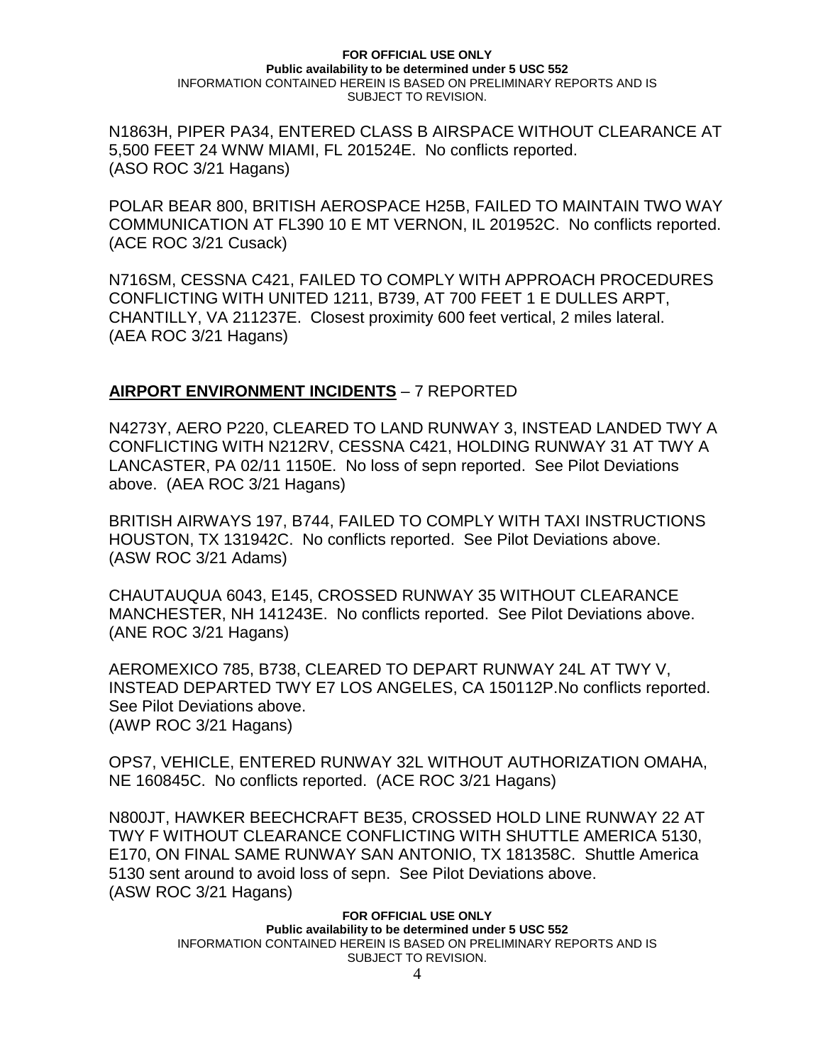N1863H, PIPER PA34, ENTERED CLASS B AIRSPACE WITHOUT CLEARANCE AT 5,500 FEET 24 WNW MIAMI, FL 201524E. No conflicts reported. (ASO ROC 3/21 Hagans)

POLAR BEAR 800, BRITISH AEROSPACE H25B, FAILED TO MAINTAIN TWO WAY COMMUNICATION AT FL390 10 E MT VERNON, IL 201952C. No conflicts reported. (ACE ROC 3/21 Cusack)

N716SM, CESSNA C421, FAILED TO COMPLY WITH APPROACH PROCEDURES CONFLICTING WITH UNITED 1211, B739, AT 700 FEET 1 E DULLES ARPT, CHANTILLY, VA 211237E. Closest proximity 600 feet vertical, 2 miles lateral. (AEA ROC 3/21 Hagans)

## **AIRPORT ENVIRONMENT INCIDENTS** – 7 REPORTED

N4273Y, AERO P220, CLEARED TO LAND RUNWAY 3, INSTEAD LANDED TWY A CONFLICTING WITH N212RV, CESSNA C421, HOLDING RUNWAY 31 AT TWY A LANCASTER, PA 02/11 1150E. No loss of sepn reported. See Pilot Deviations above. (AEA ROC 3/21 Hagans)

BRITISH AIRWAYS 197, B744, FAILED TO COMPLY WITH TAXI INSTRUCTIONS HOUSTON, TX 131942C. No conflicts reported. See Pilot Deviations above. (ASW ROC 3/21 Adams)

CHAUTAUQUA 6043, E145, CROSSED RUNWAY 35 WITHOUT CLEARANCE MANCHESTER, NH 141243E. No conflicts reported. See Pilot Deviations above. (ANE ROC 3/21 Hagans)

AEROMEXICO 785, B738, CLEARED TO DEPART RUNWAY 24L AT TWY V, INSTEAD DEPARTED TWY E7 LOS ANGELES, CA 150112P.No conflicts reported. See Pilot Deviations above. (AWP ROC 3/21 Hagans)

OPS7, VEHICLE, ENTERED RUNWAY 32L WITHOUT AUTHORIZATION OMAHA, NE 160845C. No conflicts reported. (ACE ROC 3/21 Hagans)

N800JT, HAWKER BEECHCRAFT BE35, CROSSED HOLD LINE RUNWAY 22 AT TWY F WITHOUT CLEARANCE CONFLICTING WITH SHUTTLE AMERICA 5130, E170, ON FINAL SAME RUNWAY SAN ANTONIO, TX 181358C. Shuttle America 5130 sent around to avoid loss of sepn. See Pilot Deviations above. (ASW ROC 3/21 Hagans)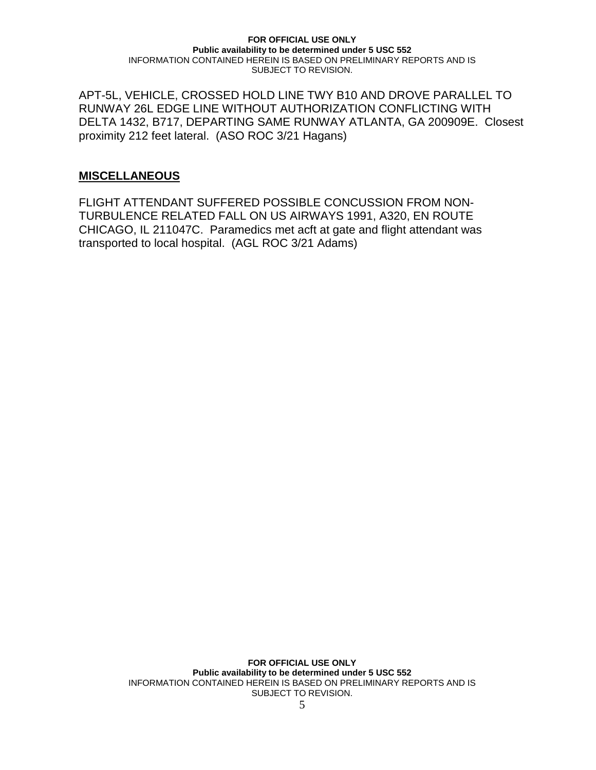APT-5L, VEHICLE, CROSSED HOLD LINE TWY B10 AND DROVE PARALLEL TO RUNWAY 26L EDGE LINE WITHOUT AUTHORIZATION CONFLICTING WITH DELTA 1432, B717, DEPARTING SAME RUNWAY ATLANTA, GA 200909E. Closest proximity 212 feet lateral. (ASO ROC 3/21 Hagans)

## MISCELLANEOUS

FLIGHT ATTENDANT SUFFERED POSSIBLE CONCUSSION FROM NON-TURBULENCE RELATED FALL ON US AIRWAYS 1991, A320, EN ROUTE CHICAGO, IL 211047C. Paramedics met acft at gate and flight attendant was transported to local hospital. (AGL ROC 3/21 Adams)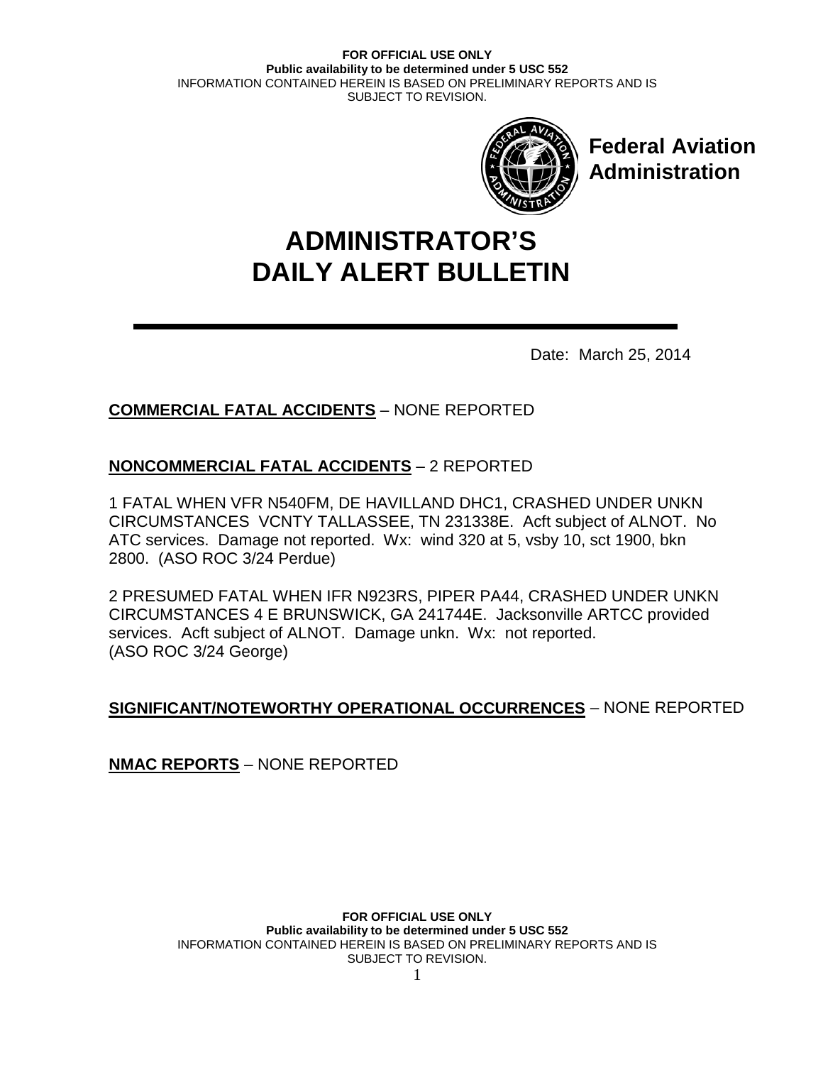Federal Aviation Administration

# ADMINISTRATOR'S DAILY ALERT BULLETIN

Date: March 25, 2014

**COMMERCIAL FATAL ACCIDENTS** – NONE REPORTED

**NONCOMMERCIAL FATAL ACCIDENTS** – 2 REPORTED

1 FATAL WHEN VFR N540FM, DE HAVILLAND DHC1, CRASHED UNDER UNKN CIRCUMSTANCES VCNTY TALLASSEE, TN 231338E. Acft subject of ALNOT. No ATC services. Damage not reported. Wx: wind 320 at 5, vsby 10, sct 1900, bkn 2800. (ASO ROC 3/24 Perdue)

2 PRESUMED FATAL WHEN IFR N923RS, PIPER PA44, CRASHED UNDER UNKN CIRCUMSTANCES 4 E BRUNSWICK, GA 241744E. Jacksonville ARTCC provided services. Acft subject of ALNOT. Damage unkn. Wx: not reported. (ASO ROC 3/24 George)

**SIGNIFICANT/NOTEWORTHY OPERATIONAL OCCURRENCES** – NONE REPORTED

**NMAC REPORTS** – NONE REPORTED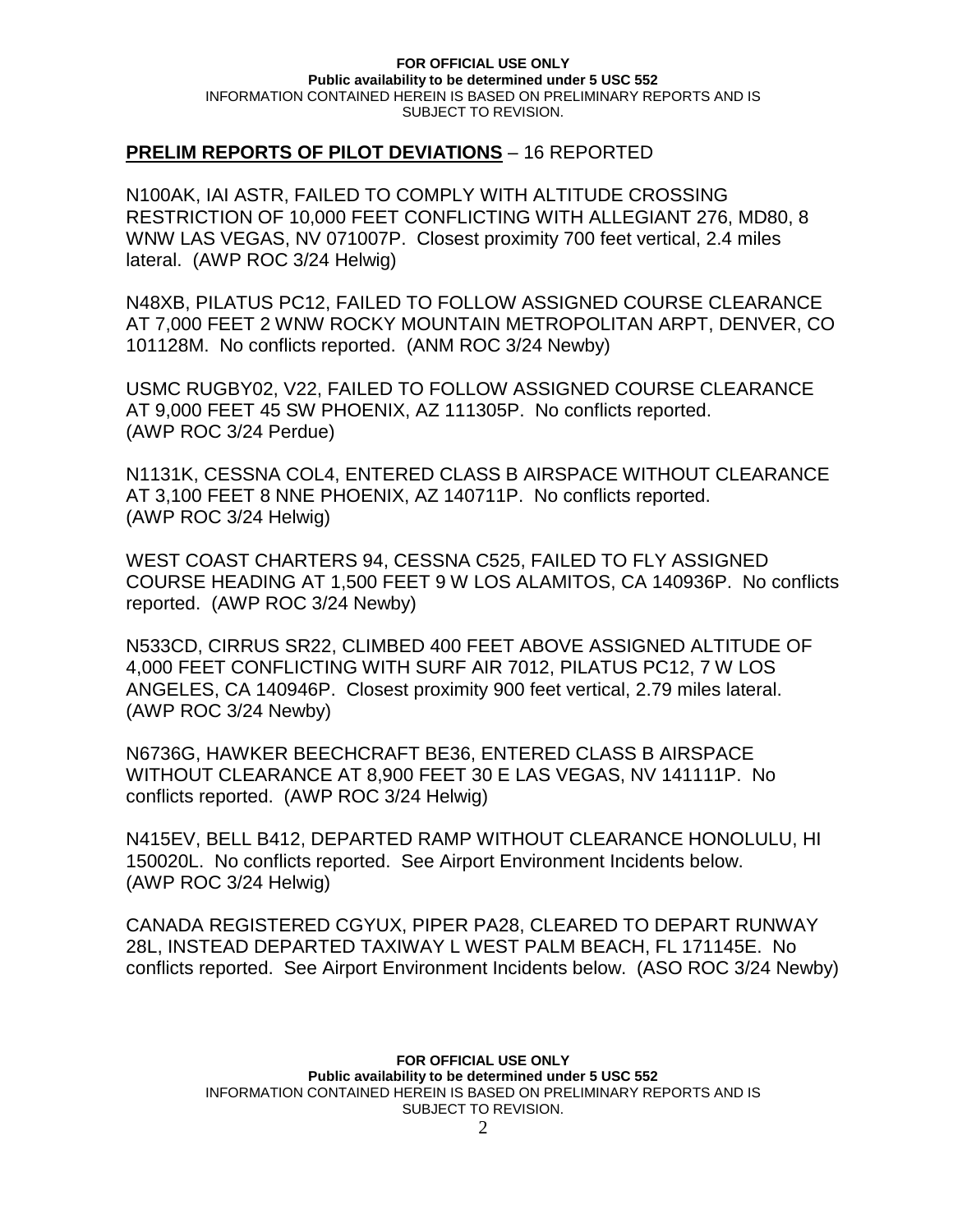**PRELIM REPORTS OF PILOT DEVIATIONS** – 16 REPORTED

N100AK, IAI ASTR, FAILED TO COMPLY WITH ALTITUDE CROSSING RESTRICTION OF 10,000 FEET CONFLICTING WITH ALLEGIANT 276, MD80, 8 WNW LAS VEGAS, NV 071007P. Closest proximity 700 feet vertical, 2.4 miles lateral. (AWP ROC 3/24 Helwig)

N48XB, PILATUS PC12, FAILED TO FOLLOW ASSIGNED COURSE CLEARANCE AT 7,000 FEET 2 WNW ROCKY MOUNTAIN METROPOLITAN ARPT, DENVER, CO 101128M. No conflicts reported. (ANM ROC 3/24 Newby)

USMC RUGBY02, V22, FAILED TO FOLLOW ASSIGNED COURSE CLEARANCE AT 9,000 FEET 45 SW PHOENIX, AZ 111305P. No conflicts reported. (AWP ROC 3/24 Perdue)

N1131K, CESSNA COL4, ENTERED CLASS B AIRSPACE WITHOUT CLEARANCE AT 3,100 FEET 8 NNE PHOENIX, AZ 140711P. No conflicts reported. (AWP ROC 3/24 Helwig)

WEST COAST CHARTERS 94, CESSNA C525, FAILED TO FLY ASSIGNED COURSE HEADING AT 1,500 FEET 9 W LOS ALAMITOS, CA 140936P. No conflicts reported. (AWP ROC 3/24 Newby)

N533CD, CIRRUS SR22, CLIMBED 400 FEET ABOVE ASSIGNED ALTITUDE OF 4,000 FEET CONFLICTING WITH SURF AIR 7012, PILATUS PC12, 7 W LOS ANGELES, CA 140946P. Closest proximity 900 feet vertical, 2.79 miles lateral. (AWP ROC 3/24 Newby)

N6736G, HAWKER BEECHCRAFT BE36, ENTERED CLASS B AIRSPACE WITHOUT CLEARANCE AT 8,900 FEET 30 E LAS VEGAS, NV 141111P. No conflicts reported. (AWP ROC 3/24 Helwig)

N415EV, BELL B412, DEPARTED RAMP WITHOUT CLEARANCE HONOLULU, HI 150020L. No conflicts reported. See Airport Environment Incidents below. (AWP ROC 3/24 Helwig)

CANADA REGISTERED CGYUX, PIPER PA28, CLEARED TO DEPART RUNWAY 28L, INSTEAD DEPARTED TAXIWAY L WEST PALM BEACH, FL 171145E. No conflicts reported. See Airport Environment Incidents below. (ASO ROC 3/24 Newby)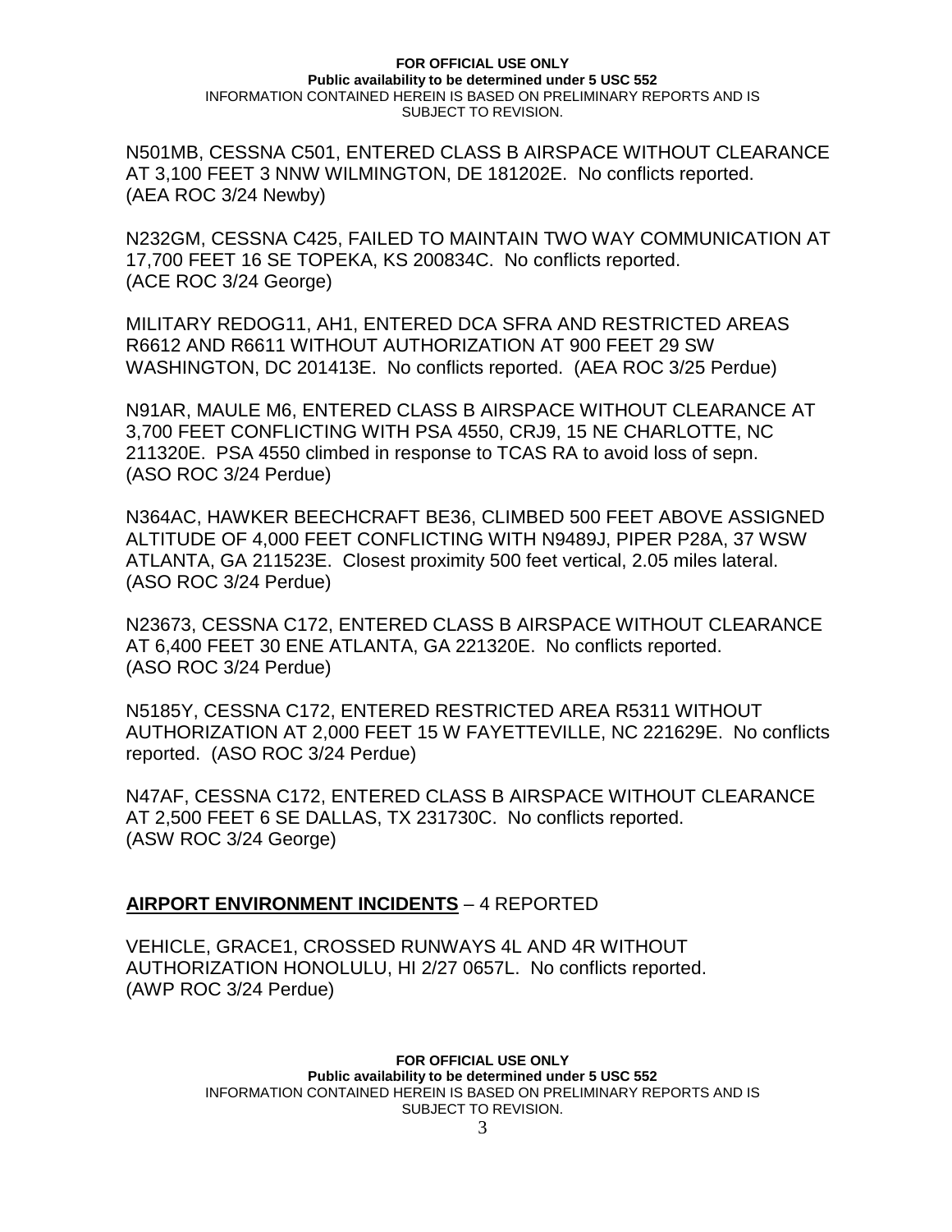N501MB, CESSNA C501, ENTERED CLASS B AIRSPACE WITHOUT CLEARANCE AT 3,100 FEET 3 NNW WILMINGTON, DE 181202E. No conflicts reported. (AEA ROC 3/24 Newby)

N232GM, CESSNA C425, FAILED TO MAINTAIN TWO WAY COMMUNICATION AT 17,700 FEET 16 SE TOPEKA, KS 200834C. No conflicts reported. (ACE ROC 3/24 George)

MILITARY REDOG11, AH1, ENTERED DCA SFRA AND RESTRICTED AREAS R6612 AND R6611 WITHOUT AUTHORIZATION AT 900 FEET 29 SW WASHINGTON, DC 201413E. No conflicts reported. (AEA ROC 3/25 Perdue)

N91AR, MAULE M6, ENTERED CLASS B AIRSPACE WITHOUT CLEARANCE AT 3,700 FEET CONFLICTING WITH PSA 4550, CRJ9, 15 NE CHARLOTTE, NC 211320E. PSA 4550 climbed in response to TCAS RA to avoid loss of sepn. (ASO ROC 3/24 Perdue)

N364AC, HAWKER BEECHCRAFT BE36, CLIMBED 500 FEET ABOVE ASSIGNED ALTITUDE OF 4,000 FEET CONFLICTING WITH N9489J, PIPER P28A, 37 WSW ATLANTA, GA 211523E. Closest proximity 500 feet vertical, 2.05 miles lateral. (ASO ROC 3/24 Perdue)

N23673, CESSNA C172, ENTERED CLASS B AIRSPACE WITHOUT CLEARANCE AT 6,400 FEET 30 ENE ATLANTA, GA 221320E. No conflicts reported. (ASO ROC 3/24 Perdue)

N5185Y, CESSNA C172, ENTERED RESTRICTED AREA R5311 WITHOUT AUTHORIZATION AT 2,000 FEET 15 W FAYETTEVILLE, NC 221629E. No conflicts reported. (ASO ROC 3/24 Perdue)

N47AF, CESSNA C172, ENTERED CLASS B AIRSPACE WITHOUT CLEARANCE AT 2,500 FEET 6 SE DALLAS, TX 231730C. No conflicts reported. (ASW ROC 3/24 George)

## **AIRPORT ENVIRONMENT INCIDENTS** – 4 REPORTED

VEHICLE, GRACE1, CROSSED RUNWAYS 4L AND 4R WITHOUT AUTHORIZATION HONOLULU, HI 2/27 0657L. No conflicts reported. (AWP ROC 3/24 Perdue)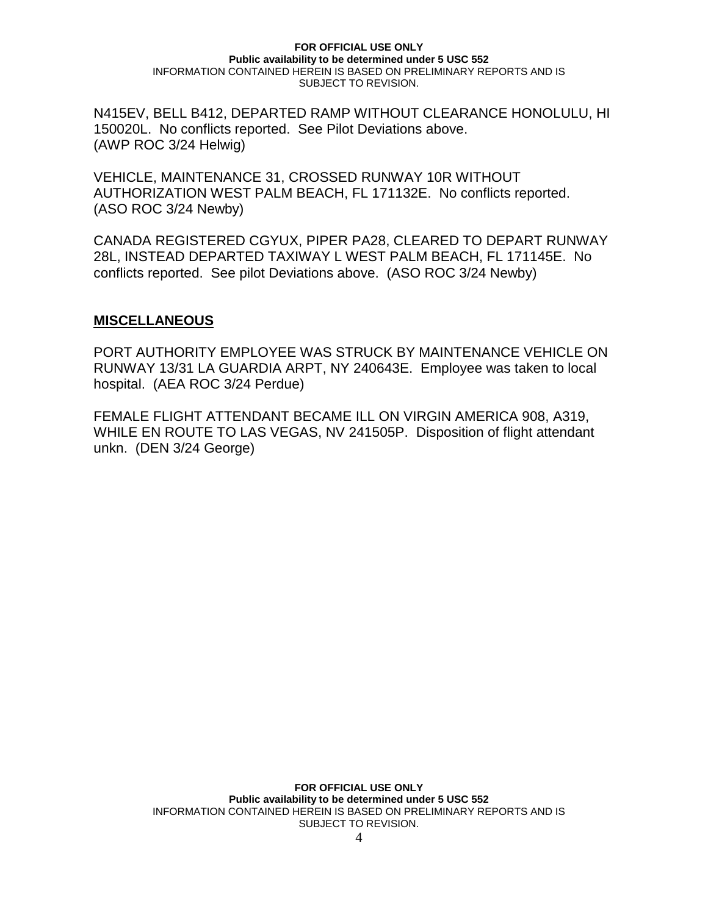N415EV, BELL B412, DEPARTED RAMP WITHOUT CLEARANCE HONOLULU, HI 150020L. No conflicts reported. See Pilot Deviations above. (AWP ROC 3/24 Helwig)

VEHICLE, MAINTENANCE 31, CROSSED RUNWAY 10R WITHOUT AUTHORIZATION WEST PALM BEACH, FL 171132E. No conflicts reported. (ASO ROC 3/24 Newby)

CANADA REGISTERED CGYUX, PIPER PA28, CLEARED TO DEPART RUNWAY 28L, INSTEAD DEPARTED TAXIWAY L WEST PALM BEACH, FL 171145E. No conflicts reported. See pilot Deviations above. (ASO ROC 3/24 Newby)

## **MISCELLANEOUS**

PORT AUTHORITY EMPLOYEE WAS STRUCK BY MAINTENANCE VEHICLE ON RUNWAY 13/31 LA GUARDIA ARPT, NY 240643E. Employee was taken to local hospital. (AEA ROC 3/24 Perdue)

FEMALE FLIGHT ATTENDANT BECAME ILL ON VIRGIN AMERICA 908, A319, WHILE EN ROUTE TO LAS VEGAS, NV 241505P. Disposition of flight attendant unkn. (DEN 3/24 George)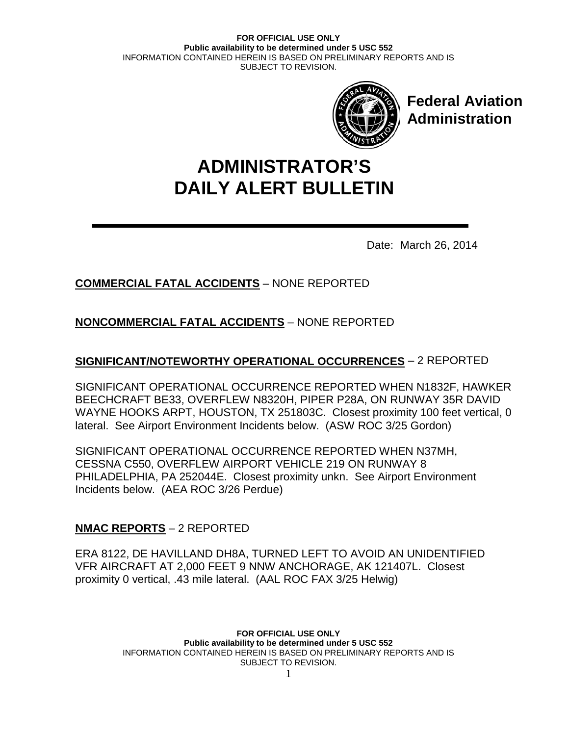FOR OFFICIAL USE ONLY
**Public availability to be determined under 5 USC 552**
INFORMATION CONTAINED HEREIN IS BASED ON PRELIMINARY REPORTS AND IS SUBJECT TO REVISION.

**Federal Aviation Administration**

# ADMINISTRATOR'S DAILY ALERT BULLETIN

Date: March 26, 2014

**COMMERCIAL FATAL ACCIDENTS** – NONE REPORTED

**NONCOMMERCIAL FATAL ACCIDENTS** – NONE REPORTED

**SIGNIFICANT/NOTEWORTHY OPERATIONAL OCCURRENCES** – 2 REPORTED

SIGNIFICANT OPERATIONAL OCCURRENCE REPORTED WHEN N1832F, HAWKER BEECHCRAFT BE33, OVERFLEW N8320H, PIPER P28A, ON RUNWAY 35R DAVID WAYNE HOOKS ARPT, HOUSTON, TX 251803C. Closest proximity 100 feet vertical, 0 lateral. See Airport Environment Incidents below. (ASW ROC 3/25 Gordon)

SIGNIFICANT OPERATIONAL OCCURRENCE REPORTED WHEN N37MH, CESSNA C550, OVERFLEW AIRPORT VEHICLE 219 ON RUNWAY 8 PHILADELPHIA, PA 252044E. Closest proximity unkn. See Airport Environment Incidents below. (AEA ROC 3/26 Perdue)

**NMAC REPORTS** – 2 REPORTED

ERA 8122, DE HAVILLAND DH8A, TURNED LEFT TO AVOID AN UNIDENTIFIED VFR AIRCRAFT AT 2,000 FEET 9 NNW ANCHORAGE, AK 121407L. Closest proximity 0 vertical, .43 mile lateral. (AAL ROC FAX 3/25 Helwig)

FOR OFFICIAL USE ONLY
**Public availability to be determined under 5 USC 552**
INFORMATION CONTAINED HEREIN IS BASED ON PRELIMINARY REPORTS AND IS SUBJECT TO REVISION.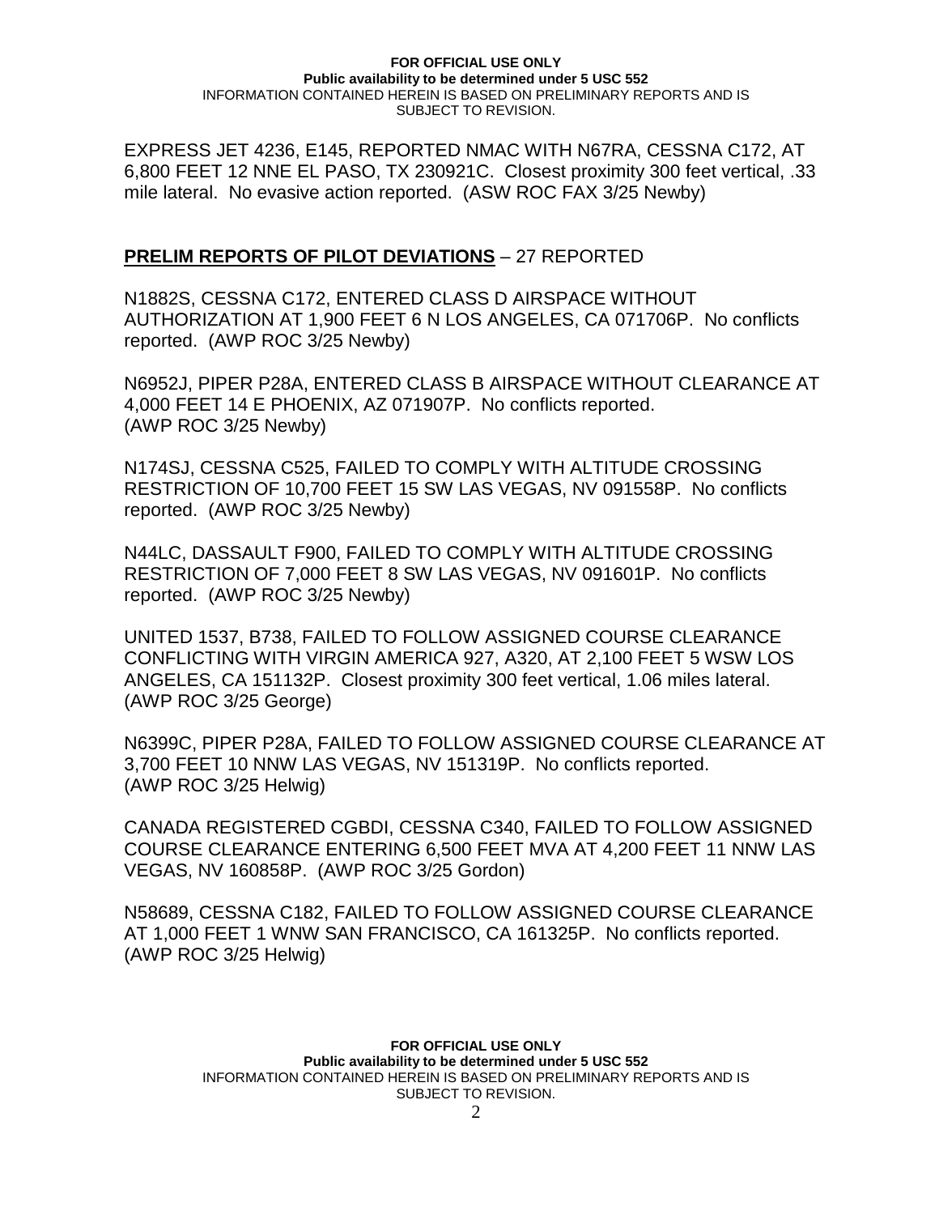EXPRESS JET 4236, E145, REPORTED NMAC WITH N67RA, CESSNA C172, AT 6,800 FEET 12 NNE EL PASO, TX 230921C. Closest proximity 300 feet vertical, .33 mile lateral. No evasive action reported. (ASW ROC FAX 3/25 Newby)

**PRELIM REPORTS OF PILOT DEVIATIONS** – 27 REPORTED

N1882S, CESSNA C172, ENTERED CLASS D AIRSPACE WITHOUT AUTHORIZATION AT 1,900 FEET 6 N LOS ANGELES, CA 071706P. No conflicts reported. (AWP ROC 3/25 Newby)

N6952J, PIPER P28A, ENTERED CLASS B AIRSPACE WITHOUT CLEARANCE AT 4,000 FEET 14 E PHOENIX, AZ 071907P. No conflicts reported. (AWP ROC 3/25 Newby)

N174SJ, CESSNA C525, FAILED TO COMPLY WITH ALTITUDE CROSSING RESTRICTION OF 10,700 FEET 15 SW LAS VEGAS, NV 091558P. No conflicts reported. (AWP ROC 3/25 Newby)

N44LC, DASSAULT F900, FAILED TO COMPLY WITH ALTITUDE CROSSING RESTRICTION OF 7,000 FEET 8 SW LAS VEGAS, NV 091601P. No conflicts reported. (AWP ROC 3/25 Newby)

UNITED 1537, B738, FAILED TO FOLLOW ASSIGNED COURSE CLEARANCE CONFLICTING WITH VIRGIN AMERICA 927, A320, AT 2,100 FEET 5 WSW LOS ANGELES, CA 151132P. Closest proximity 300 feet vertical, 1.06 miles lateral. (AWP ROC 3/25 George)

N6399C, PIPER P28A, FAILED TO FOLLOW ASSIGNED COURSE CLEARANCE AT 3,700 FEET 10 NNW LAS VEGAS, NV 151319P. No conflicts reported. (AWP ROC 3/25 Helwig)

CANADA REGISTERED CGBDI, CESSNA C340, FAILED TO FOLLOW ASSIGNED COURSE CLEARANCE ENTERING 6,500 FEET MVA AT 4,200 FEET 11 NNW LAS VEGAS, NV 160858P. (AWP ROC 3/25 Gordon)

N58689, CESSNA C182, FAILED TO FOLLOW ASSIGNED COURSE CLEARANCE AT 1,000 FEET 1 WNW SAN FRANCISCO, CA 161325P. No conflicts reported. (AWP ROC 3/25 Helwig)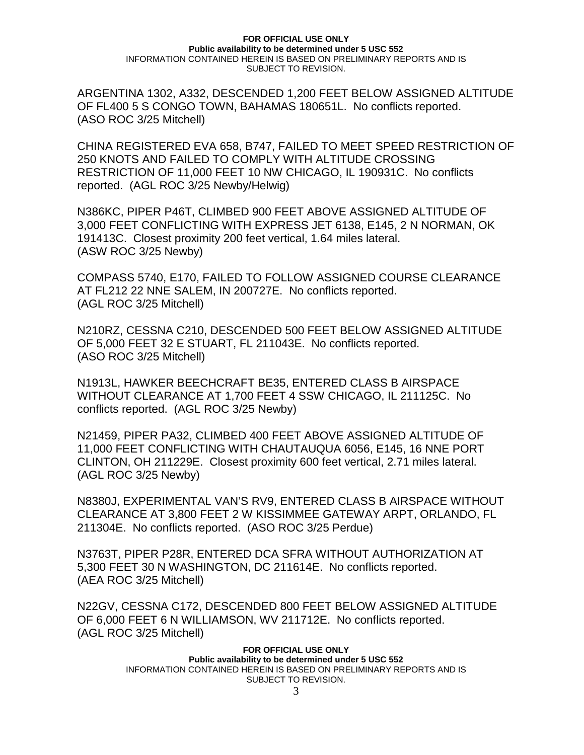ARGENTINA 1302, A332, DESCENDED 1,200 FEET BELOW ASSIGNED ALTITUDE OF FL400 5 S CONGO TOWN, BAHAMAS 180651L. No conflicts reported. (ASO ROC 3/25 Mitchell)

CHINA REGISTERED EVA 658, B747, FAILED TO MEET SPEED RESTRICTION OF 250 KNOTS AND FAILED TO COMPLY WITH ALTITUDE CROSSING RESTRICTION OF 11,000 FEET 10 NW CHICAGO, IL 190931C. No conflicts reported. (AGL ROC 3/25 Newby/Helwig)

N386KC, PIPER P46T, CLIMBED 900 FEET ABOVE ASSIGNED ALTITUDE OF 3,000 FEET CONFLICTING WITH EXPRESS JET 6138, E145, 2 N NORMAN, OK 191413C. Closest proximity 200 feet vertical, 1.64 miles lateral. (ASW ROC 3/25 Newby)

COMPASS 5740, E170, FAILED TO FOLLOW ASSIGNED COURSE CLEARANCE AT FL212 22 NNE SALEM, IN 200727E. No conflicts reported. (AGL ROC 3/25 Mitchell)

N210RZ, CESSNA C210, DESCENDED 500 FEET BELOW ASSIGNED ALTITUDE OF 5,000 FEET 32 E STUART, FL 211043E. No conflicts reported. (ASO ROC 3/25 Mitchell)

N1913L, HAWKER BEECHCRAFT BE35, ENTERED CLASS B AIRSPACE WITHOUT CLEARANCE AT 1,700 FEET 4 SSW CHICAGO, IL 211125C. No conflicts reported. (AGL ROC 3/25 Newby)

N21459, PIPER PA32, CLIMBED 400 FEET ABOVE ASSIGNED ALTITUDE OF 11,000 FEET CONFLICTING WITH CHAUTAUQUA 6056, E145, 16 NNE PORT CLINTON, OH 211229E. Closest proximity 600 feet vertical, 2.71 miles lateral. (AGL ROC 3/25 Newby)

N8380J, EXPERIMENTAL VAN'S RV9, ENTERED CLASS B AIRSPACE WITHOUT CLEARANCE AT 3,800 FEET 2 W KISSIMMEE GATEWAY ARPT, ORLANDO, FL 211304E. No conflicts reported. (ASO ROC 3/25 Perdue)

N3763T, PIPER P28R, ENTERED DCA SFRA WITHOUT AUTHORIZATION AT 5,300 FEET 30 N WASHINGTON, DC 211614E. No conflicts reported. (AEA ROC 3/25 Mitchell)

N22GV, CESSNA C172, DESCENDED 800 FEET BELOW ASSIGNED ALTITUDE OF 6,000 FEET 6 N WILLIAMSON, WV 211712E. No conflicts reported. (AGL ROC 3/25 Mitchell)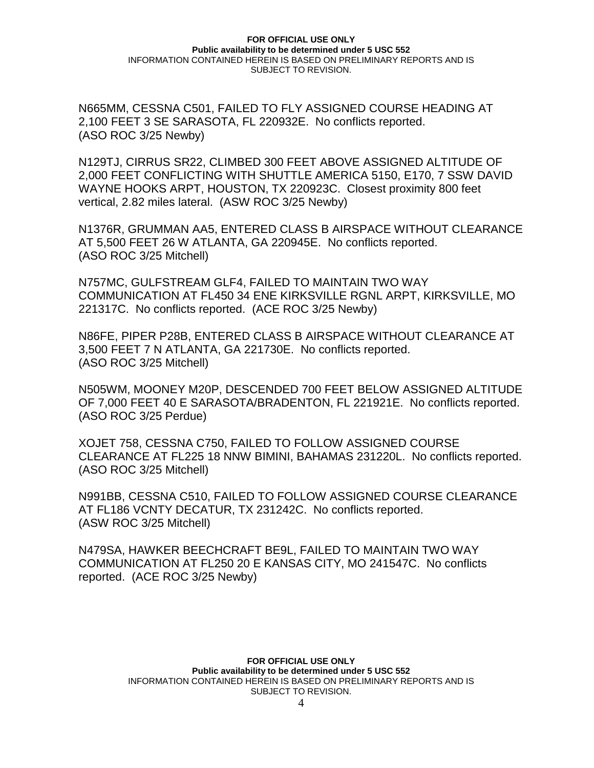N665MM, CESSNA C501, FAILED TO FLY ASSIGNED COURSE HEADING AT 2,100 FEET 3 SE SARASOTA, FL 220932E. No conflicts reported. (ASO ROC 3/25 Newby)

N129TJ, CIRRUS SR22, CLIMBED 300 FEET ABOVE ASSIGNED ALTITUDE OF 2,000 FEET CONFLICTING WITH SHUTTLE AMERICA 5150, E170, 7 SSW DAVID WAYNE HOOKS ARPT, HOUSTON, TX 220923C. Closest proximity 800 feet vertical, 2.82 miles lateral. (ASW ROC 3/25 Newby)

N1376R, GRUMMAN AA5, ENTERED CLASS B AIRSPACE WITHOUT CLEARANCE AT 5,500 FEET 26 W ATLANTA, GA 220945E. No conflicts reported. (ASO ROC 3/25 Mitchell)

N757MC, GULFSTREAM GLF4, FAILED TO MAINTAIN TWO WAY COMMUNICATION AT FL450 34 ENE KIRKSVILLE RGNL ARPT, KIRKSVILLE, MO 221317C. No conflicts reported. (ACE ROC 3/25 Newby)

N86FE, PIPER P28B, ENTERED CLASS B AIRSPACE WITHOUT CLEARANCE AT 3,500 FEET 7 N ATLANTA, GA 221730E. No conflicts reported. (ASO ROC 3/25 Mitchell)

N505WM, MOONEY M20P, DESCENDED 700 FEET BELOW ASSIGNED ALTITUDE OF 7,000 FEET 40 E SARASOTA/BRADENTON, FL 221921E. No conflicts reported. (ASO ROC 3/25 Perdue)

XOJET 758, CESSNA C750, FAILED TO FOLLOW ASSIGNED COURSE CLEARANCE AT FL225 18 NNW BIMINI, BAHAMAS 231220L. No conflicts reported. (ASO ROC 3/25 Mitchell)

N991BB, CESSNA C510, FAILED TO FOLLOW ASSIGNED COURSE CLEARANCE AT FL186 VCNTY DECATUR, TX 231242C. No conflicts reported. (ASW ROC 3/25 Mitchell)

N479SA, HAWKER BEECHCRAFT BE9L, FAILED TO MAINTAIN TWO WAY COMMUNICATION AT FL250 20 E KANSAS CITY, MO 241547C. No conflicts reported. (ACE ROC 3/25 Newby)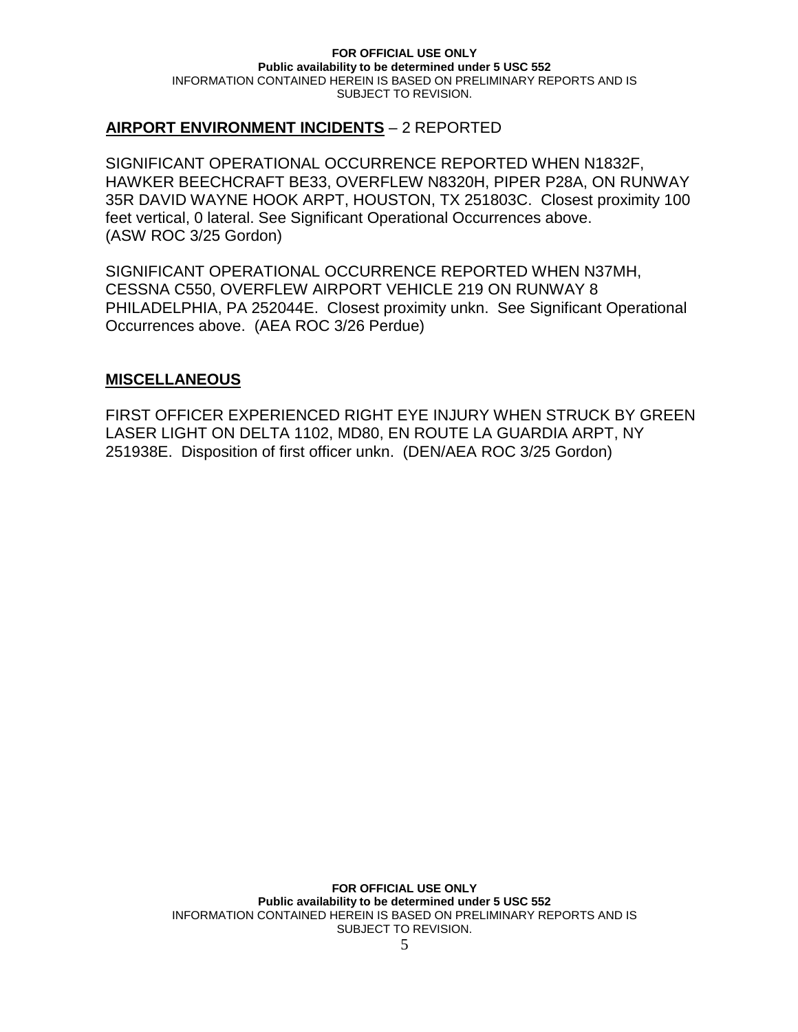## AIRPORT ENVIRONMENT INCIDENTS – 2 REPORTED

SIGNIFICANT OPERATIONAL OCCURRENCE REPORTED WHEN N1832F, HAWKER BEECHCRAFT BE33, OVERFLEW N8320H, PIPER P28A, ON RUNWAY 35R DAVID WAYNE HOOK ARPT, HOUSTON, TX 251803C. Closest proximity 100 feet vertical, 0 lateral. See Significant Operational Occurrences above. (ASW ROC 3/25 Gordon)

SIGNIFICANT OPERATIONAL OCCURRENCE REPORTED WHEN N37MH, CESSNA C550, OVERFLEW AIRPORT VEHICLE 219 ON RUNWAY 8 PHILADELPHIA, PA 252044E. Closest proximity unkn. See Significant Operational Occurrences above. (AEA ROC 3/26 Perdue)

## MISCELLANEOUS

FIRST OFFICER EXPERIENCED RIGHT EYE INJURY WHEN STRUCK BY GREEN LASER LIGHT ON DELTA 1102, MD80, EN ROUTE LA GUARDIA ARPT, NY 251938E. Disposition of first officer unkn. (DEN/AEA ROC 3/25 Gordon)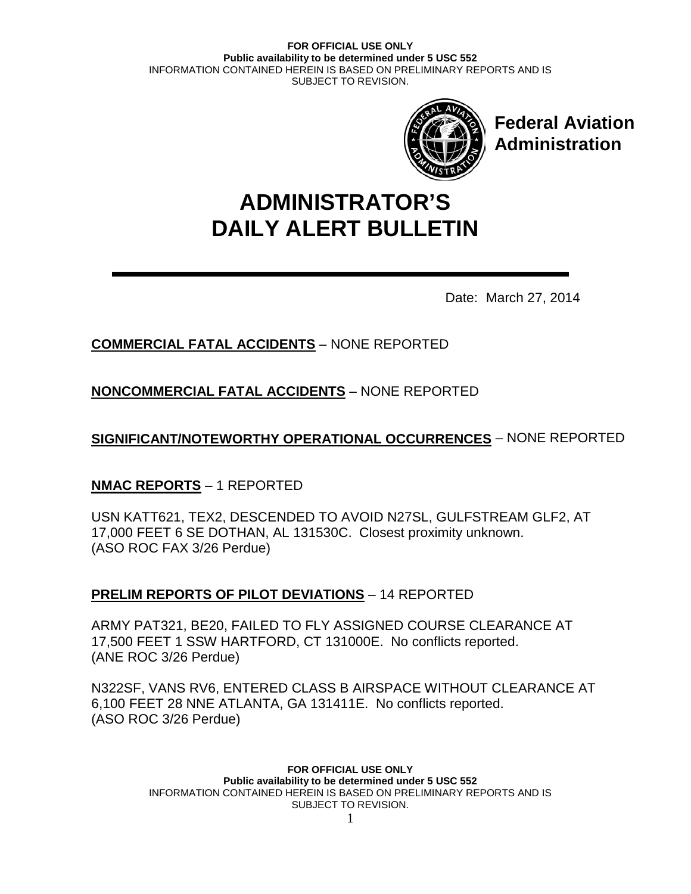**FOR OFFICIAL USE ONLY**
**Public availability to be determined under 5 USC 552**
INFORMATION CONTAINED HEREIN IS BASED ON PRELIMINARY REPORTS AND IS SUBJECT TO REVISION.

**Federal Aviation Administration**

# ADMINISTRATOR'S DAILY ALERT BULLETIN

Date: March 27, 2014

**COMMERCIAL FATAL ACCIDENTS** – NONE REPORTED

**NONCOMMERCIAL FATAL ACCIDENTS** – NONE REPORTED

**SIGNIFICANT/NOTEWORTHY OPERATIONAL OCCURRENCES** – NONE REPORTED

**NMAC REPORTS** – 1 REPORTED

USN KATT621, TEX2, DESCENDED TO AVOID N27SL, GULFSTREAM GLF2, AT 17,000 FEET 6 SE DOTHAN, AL 131530C. Closest proximity unknown. (ASO ROC FAX 3/26 Perdue)

**PRELIM REPORTS OF PILOT DEVIATIONS** – 14 REPORTED

ARMY PAT321, BE20, FAILED TO FLY ASSIGNED COURSE CLEARANCE AT 17,500 FEET 1 SSW HARTFORD, CT 131000E. No conflicts reported. (ANE ROC 3/26 Perdue)

N322SF, VANS RV6, ENTERED CLASS B AIRSPACE WITHOUT CLEARANCE AT 6,100 FEET 28 NNE ATLANTA, GA 131411E. No conflicts reported. (ASO ROC 3/26 Perdue)

**FOR OFFICIAL USE ONLY**
**Public availability to be determined under 5 USC 552**
INFORMATION CONTAINED HEREIN IS BASED ON PRELIMINARY REPORTS AND IS SUBJECT TO REVISION.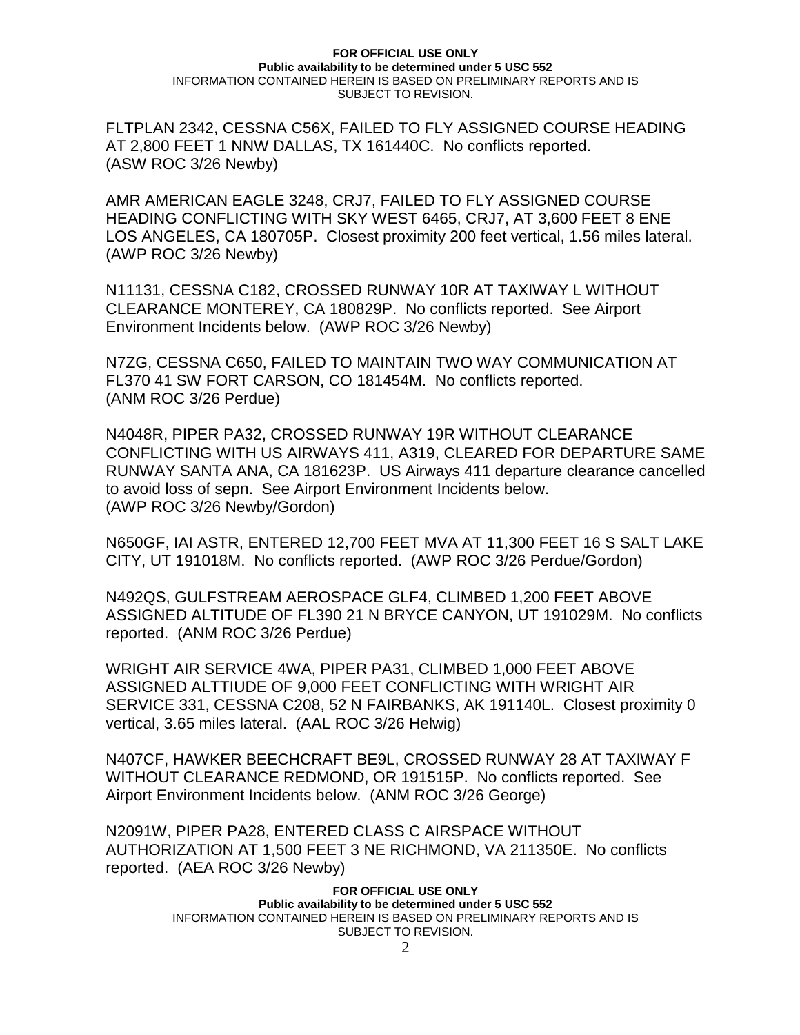FLTPLAN 2342, CESSNA C56X, FAILED TO FLY ASSIGNED COURSE HEADING AT 2,800 FEET 1 NNW DALLAS, TX 161440C. No conflicts reported. (ASW ROC 3/26 Newby)

AMR AMERICAN EAGLE 3248, CRJ7, FAILED TO FLY ASSIGNED COURSE HEADING CONFLICTING WITH SKY WEST 6465, CRJ7, AT 3,600 FEET 8 ENE LOS ANGELES, CA 180705P. Closest proximity 200 feet vertical, 1.56 miles lateral. (AWP ROC 3/26 Newby)

N11131, CESSNA C182, CROSSED RUNWAY 10R AT TAXIWAY L WITHOUT CLEARANCE MONTEREY, CA 180829P. No conflicts reported. See Airport Environment Incidents below. (AWP ROC 3/26 Newby)

N7ZG, CESSNA C650, FAILED TO MAINTAIN TWO WAY COMMUNICATION AT FL370 41 SW FORT CARSON, CO 181454M. No conflicts reported. (ANM ROC 3/26 Perdue)

N4048R, PIPER PA32, CROSSED RUNWAY 19R WITHOUT CLEARANCE CONFLICTING WITH US AIRWAYS 411, A319, CLEARED FOR DEPARTURE SAME RUNWAY SANTA ANA, CA 181623P. US Airways 411 departure clearance cancelled to avoid loss of sepn. See Airport Environment Incidents below. (AWP ROC 3/26 Newby/Gordon)

N650GF, IAI ASTR, ENTERED 12,700 FEET MVA AT 11,300 FEET 16 S SALT LAKE CITY, UT 191018M. No conflicts reported. (AWP ROC 3/26 Perdue/Gordon)

N492QS, GULFSTREAM AEROSPACE GLF4, CLIMBED 1,200 FEET ABOVE ASSIGNED ALTITUDE OF FL390 21 N BRYCE CANYON, UT 191029M. No conflicts reported. (ANM ROC 3/26 Perdue)

WRIGHT AIR SERVICE 4WA, PIPER PA31, CLIMBED 1,000 FEET ABOVE ASSIGNED ALTTIUDE OF 9,000 FEET CONFLICTING WITH WRIGHT AIR SERVICE 331, CESSNA C208, 52 N FAIRBANKS, AK 191140L. Closest proximity 0 vertical, 3.65 miles lateral. (AAL ROC 3/26 Helwig)

N407CF, HAWKER BEECHCRAFT BE9L, CROSSED RUNWAY 28 AT TAXIWAY F WITHOUT CLEARANCE REDMOND, OR 191515P. No conflicts reported. See Airport Environment Incidents below. (ANM ROC 3/26 George)

N2091W, PIPER PA28, ENTERED CLASS C AIRSPACE WITHOUT AUTHORIZATION AT 1,500 FEET 3 NE RICHMOND, VA 211350E. No conflicts reported. (AEA ROC 3/26 Newby)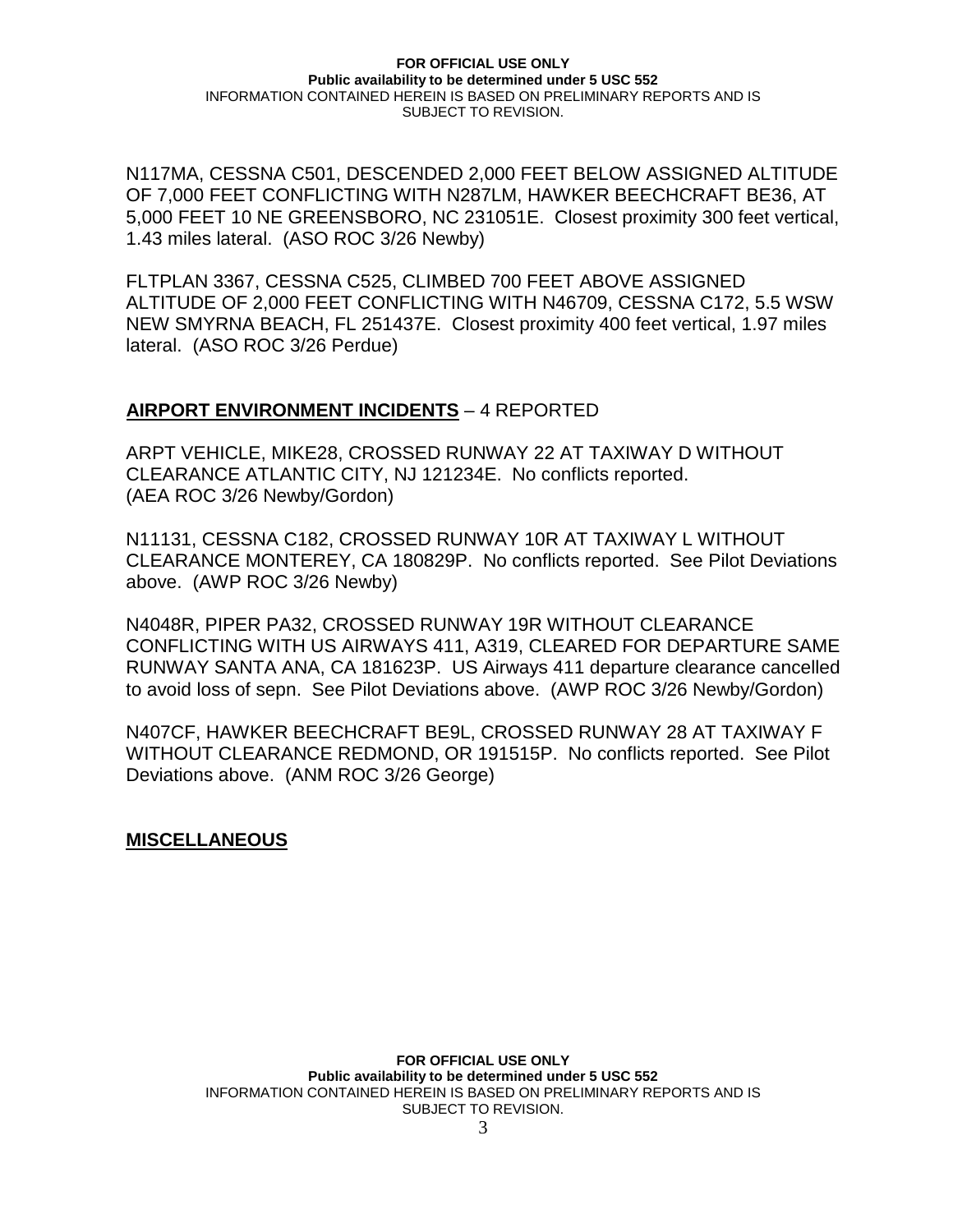N117MA, CESSNA C501, DESCENDED 2,000 FEET BELOW ASSIGNED ALTITUDE OF 7,000 FEET CONFLICTING WITH N287LM, HAWKER BEECHCRAFT BE36, AT 5,000 FEET 10 NE GREENSBORO, NC 231051E. Closest proximity 300 feet vertical, 1.43 miles lateral. (ASO ROC 3/26 Newby)

FLTPLAN 3367, CESSNA C525, CLIMBED 700 FEET ABOVE ASSIGNED ALTITUDE OF 2,000 FEET CONFLICTING WITH N46709, CESSNA C172, 5.5 WSW NEW SMYRNA BEACH, FL 251437E. Closest proximity 400 feet vertical, 1.97 miles lateral. (ASO ROC 3/26 Perdue)

## **AIRPORT ENVIRONMENT INCIDENTS** – 4 REPORTED

ARPT VEHICLE, MIKE28, CROSSED RUNWAY 22 AT TAXIWAY D WITHOUT CLEARANCE ATLANTIC CITY, NJ 121234E. No conflicts reported. (AEA ROC 3/26 Newby/Gordon)

N11131, CESSNA C182, CROSSED RUNWAY 10R AT TAXIWAY L WITHOUT CLEARANCE MONTEREY, CA 180829P. No conflicts reported. See Pilot Deviations above. (AWP ROC 3/26 Newby)

N4048R, PIPER PA32, CROSSED RUNWAY 19R WITHOUT CLEARANCE CONFLICTING WITH US AIRWAYS 411, A319, CLEARED FOR DEPARTURE SAME RUNWAY SANTA ANA, CA 181623P. US Airways 411 departure clearance cancelled to avoid loss of sepn. See Pilot Deviations above. (AWP ROC 3/26 Newby/Gordon)

N407CF, HAWKER BEECHCRAFT BE9L, CROSSED RUNWAY 28 AT TAXIWAY F WITHOUT CLEARANCE REDMOND, OR 191515P. No conflicts reported. See Pilot Deviations above. (ANM ROC 3/26 George)

## **MISCELLANEOUS**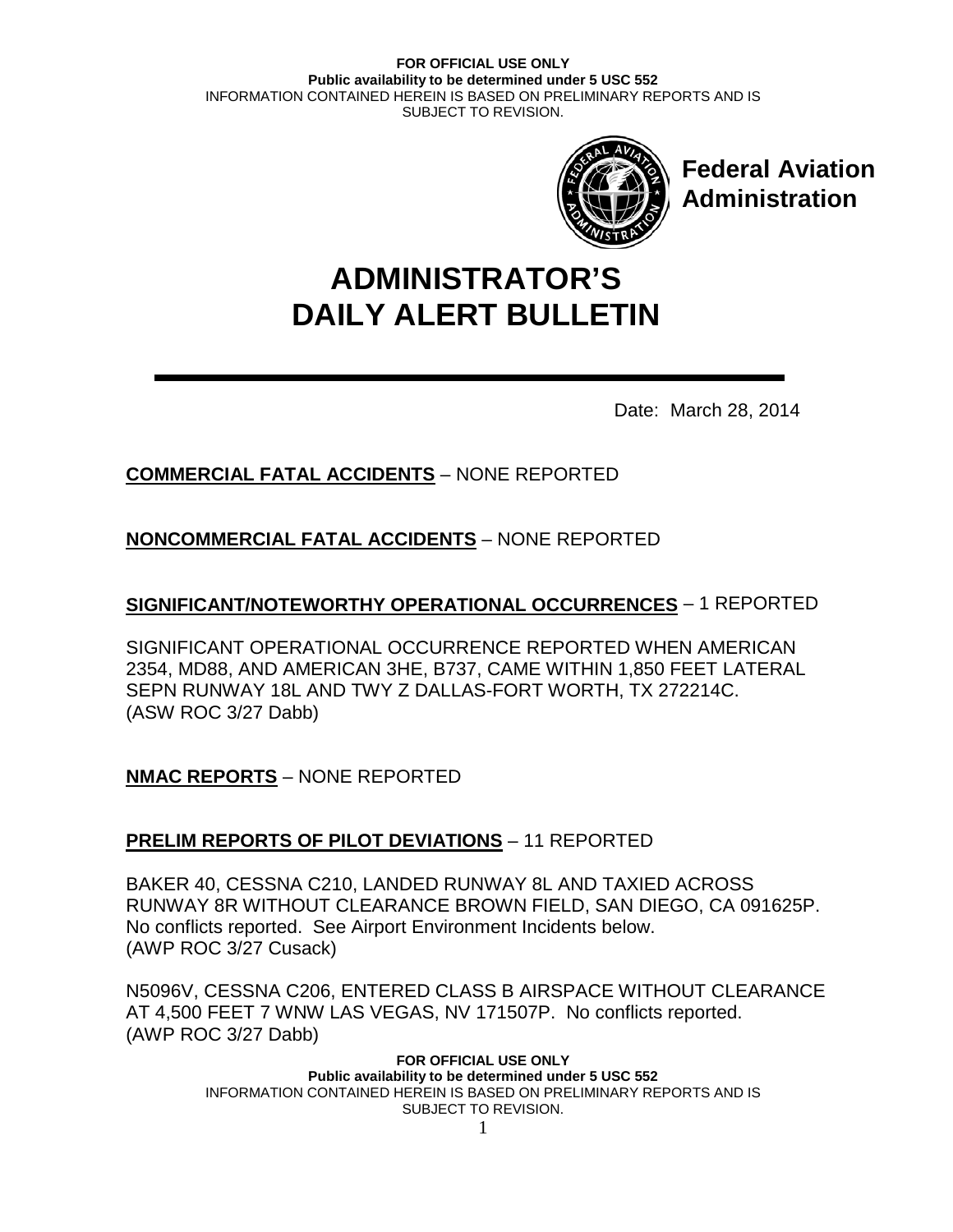# ADMINISTRATOR'S DAILY ALERT BULLETIN

Federal Aviation Administration

Date: March 28, 2014

**COMMERCIAL FATAL ACCIDENTS** – NONE REPORTED

**NONCOMMERCIAL FATAL ACCIDENTS** – NONE REPORTED

**SIGNIFICANT/NOTEWORTHY OPERATIONAL OCCURRENCES** – 1 REPORTED

SIGNIFICANT OPERATIONAL OCCURRENCE REPORTED WHEN AMERICAN 2354, MD88, AND AMERICAN 3HE, B737, CAME WITHIN 1,850 FEET LATERAL SEPN RUNWAY 18L AND TWY Z DALLAS-FORT WORTH, TX 272214C. (ASW ROC 3/27 Dabb)

**NMAC REPORTS** – NONE REPORTED

**PRELIM REPORTS OF PILOT DEVIATIONS** – 11 REPORTED

BAKER 40, CESSNA C210, LANDED RUNWAY 8L AND TAXIED ACROSS RUNWAY 8R WITHOUT CLEARANCE BROWN FIELD, SAN DIEGO, CA 091625P. No conflicts reported. See Airport Environment Incidents below. (AWP ROC 3/27 Cusack)

N5096V, CESSNA C206, ENTERED CLASS B AIRSPACE WITHOUT CLEARANCE AT 4,500 FEET 7 WNW LAS VEGAS, NV 171507P. No conflicts reported. (AWP ROC 3/27 Dabb)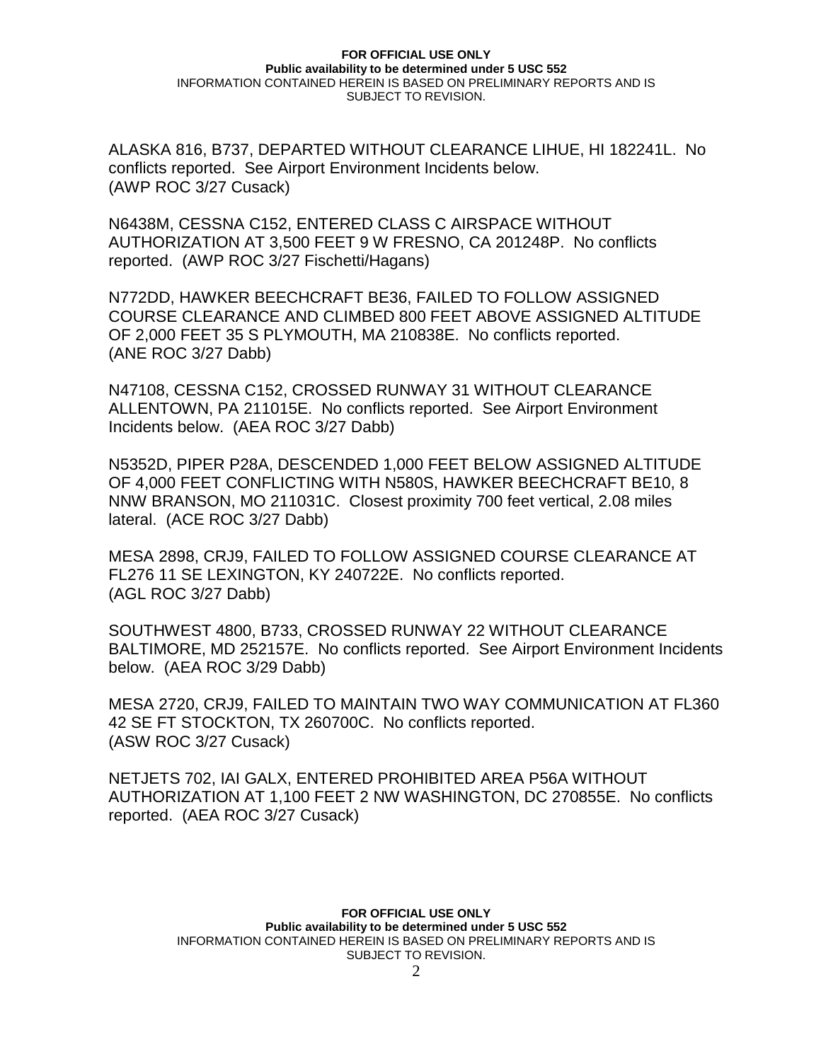ALASKA 816, B737, DEPARTED WITHOUT CLEARANCE LIHUE, HI 182241L. No conflicts reported. See Airport Environment Incidents below. (AWP ROC 3/27 Cusack)

N6438M, CESSNA C152, ENTERED CLASS C AIRSPACE WITHOUT AUTHORIZATION AT 3,500 FEET 9 W FRESNO, CA 201248P. No conflicts reported. (AWP ROC 3/27 Fischetti/Hagans)

N772DD, HAWKER BEECHCRAFT BE36, FAILED TO FOLLOW ASSIGNED COURSE CLEARANCE AND CLIMBED 800 FEET ABOVE ASSIGNED ALTITUDE OF 2,000 FEET 35 S PLYMOUTH, MA 210838E. No conflicts reported. (ANE ROC 3/27 Dabb)

N47108, CESSNA C152, CROSSED RUNWAY 31 WITHOUT CLEARANCE ALLENTOWN, PA 211015E. No conflicts reported. See Airport Environment Incidents below. (AEA ROC 3/27 Dabb)

N5352D, PIPER P28A, DESCENDED 1,000 FEET BELOW ASSIGNED ALTITUDE OF 4,000 FEET CONFLICTING WITH N580S, HAWKER BEECHCRAFT BE10, 8 NNW BRANSON, MO 211031C. Closest proximity 700 feet vertical, 2.08 miles lateral. (ACE ROC 3/27 Dabb)

MESA 2898, CRJ9, FAILED TO FOLLOW ASSIGNED COURSE CLEARANCE AT FL276 11 SE LEXINGTON, KY 240722E. No conflicts reported. (AGL ROC 3/27 Dabb)

SOUTHWEST 4800, B733, CROSSED RUNWAY 22 WITHOUT CLEARANCE BALTIMORE, MD 252157E. No conflicts reported. See Airport Environment Incidents below. (AEA ROC 3/29 Dabb)

MESA 2720, CRJ9, FAILED TO MAINTAIN TWO WAY COMMUNICATION AT FL360 42 SE FT STOCKTON, TX 260700C. No conflicts reported. (ASW ROC 3/27 Cusack)

NETJETS 702, IAI GALX, ENTERED PROHIBITED AREA P56A WITHOUT AUTHORIZATION AT 1,100 FEET 2 NW WASHINGTON, DC 270855E. No conflicts reported. (AEA ROC 3/27 Cusack)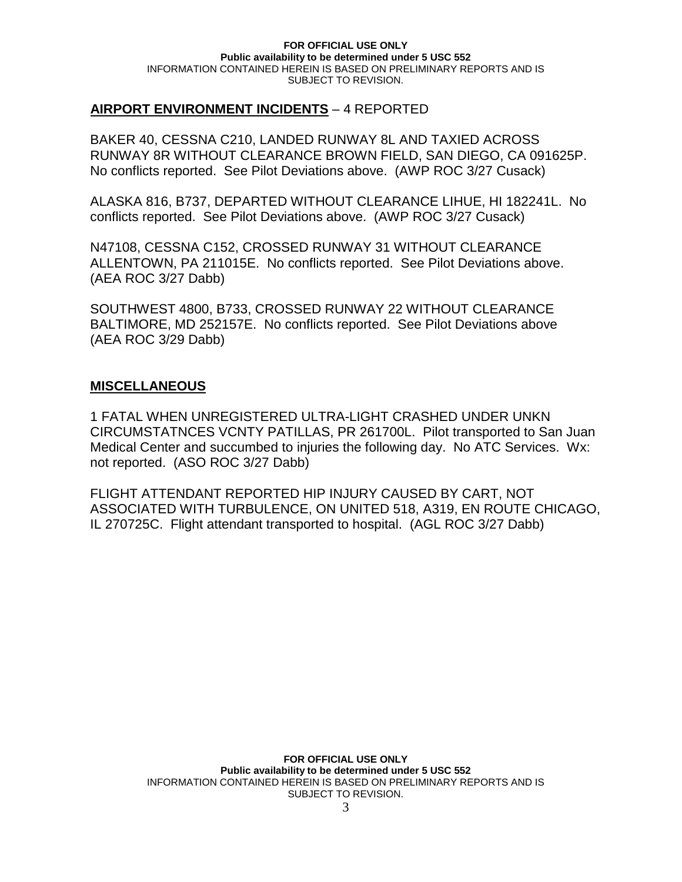## AIRPORT ENVIRONMENT INCIDENTS – 4 REPORTED

BAKER 40, CESSNA C210, LANDED RUNWAY 8L AND TAXIED ACROSS RUNWAY 8R WITHOUT CLEARANCE BROWN FIELD, SAN DIEGO, CA 091625P. No conflicts reported. See Pilot Deviations above. (AWP ROC 3/27 Cusack)

ALASKA 816, B737, DEPARTED WITHOUT CLEARANCE LIHUE, HI 182241L. No conflicts reported. See Pilot Deviations above. (AWP ROC 3/27 Cusack)

N47108, CESSNA C152, CROSSED RUNWAY 31 WITHOUT CLEARANCE ALLENTOWN, PA 211015E. No conflicts reported. See Pilot Deviations above. (AEA ROC 3/27 Dabb)

SOUTHWEST 4800, B733, CROSSED RUNWAY 22 WITHOUT CLEARANCE BALTIMORE, MD 252157E. No conflicts reported. See Pilot Deviations above (AEA ROC 3/29 Dabb)

## MISCELLANEOUS

1 FATAL WHEN UNREGISTERED ULTRA-LIGHT CRASHED UNDER UNKN CIRCUMSTATNCES VCNTY PATILLAS, PR 261700L. Pilot transported to San Juan Medical Center and succumbed to injuries the following day. No ATC Services. Wx: not reported. (ASO ROC 3/27 Dabb)

FLIGHT ATTENDANT REPORTED HIP INJURY CAUSED BY CART, NOT ASSOCIATED WITH TURBULENCE, ON UNITED 518, A319, EN ROUTE CHICAGO, IL 270725C. Flight attendant transported to hospital. (AGL ROC 3/27 Dabb)